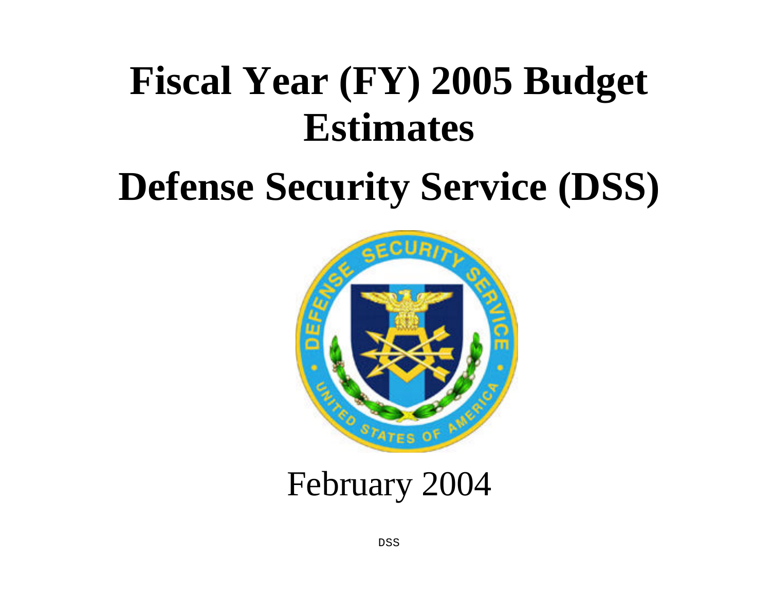# Fiscal Year (FY) 2005 Budget Estimates

# Defense Security Service (DSS)

February 2004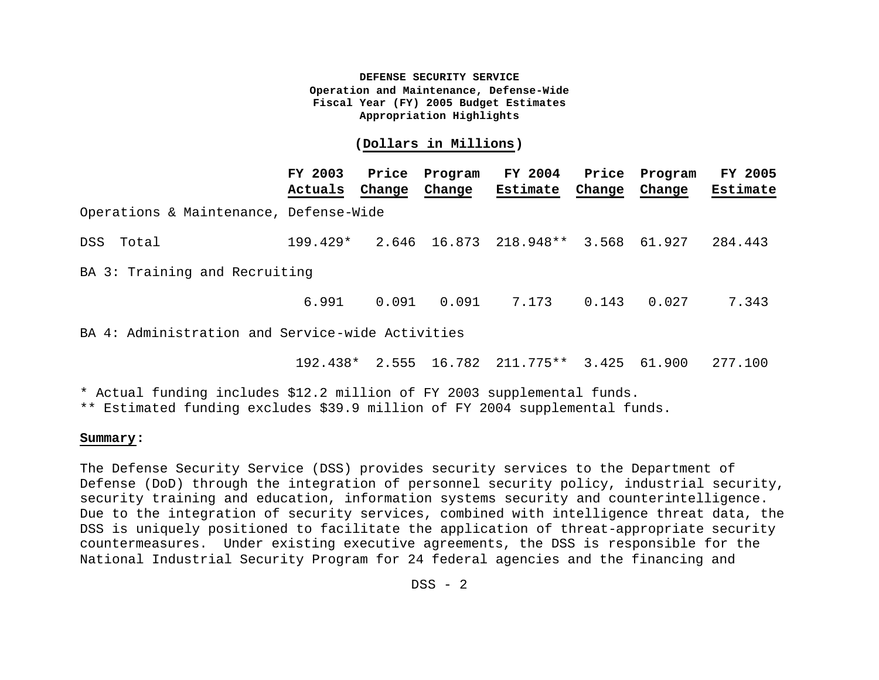**DEFENSE SECURITY SERVICE**
**Operation and Maintenance, Defense-Wide**
**Fiscal Year (FY) 2005 Budget Estimates**
**Appropriation Highlights**

**(Dollars in Millions)**

| | FY 2003 Actuals | Price Change | Program Change | FY 2004 Estimate | Price Change | Program Change | FY 2005 Estimate |
|---|---|---|---|---|---|---|---|
| Operations & Maintenance, Defense-Wide | | | | | | | |
| DSS Total | 199.429* | 2.646 | 16.873 | 218.948** | 3.568 | 61.927 | 284.443 |
| BA 3: Training and Recruiting | | | | | | | |
| | 6.991 | 0.091 | 0.091 | 7.173 | 0.143 | 0.027 | 7.343 |
| BA 4: Administration and Service-wide Activities | | | | | | | |
| | 192.438* | 2.555 | 16.782 | 211.775** | 3.425 | 61.900 | 277.100 |

* Actual funding includes $12.2 million of FY 2003 supplemental funds.
** Estimated funding excludes $39.9 million of FY 2004 supplemental funds.

**Summary:**

The Defense Security Service (DSS) provides security services to the Department of Defense (DoD) through the integration of personnel security policy, industrial security, security training and education, information systems security and counterintelligence. Due to the integration of security services, combined with intelligence threat data, the DSS is uniquely positioned to facilitate the application of threat-appropriate security countermeasures. Under existing executive agreements, the DSS is responsible for the National Industrial Security Program for 24 federal agencies and the financing and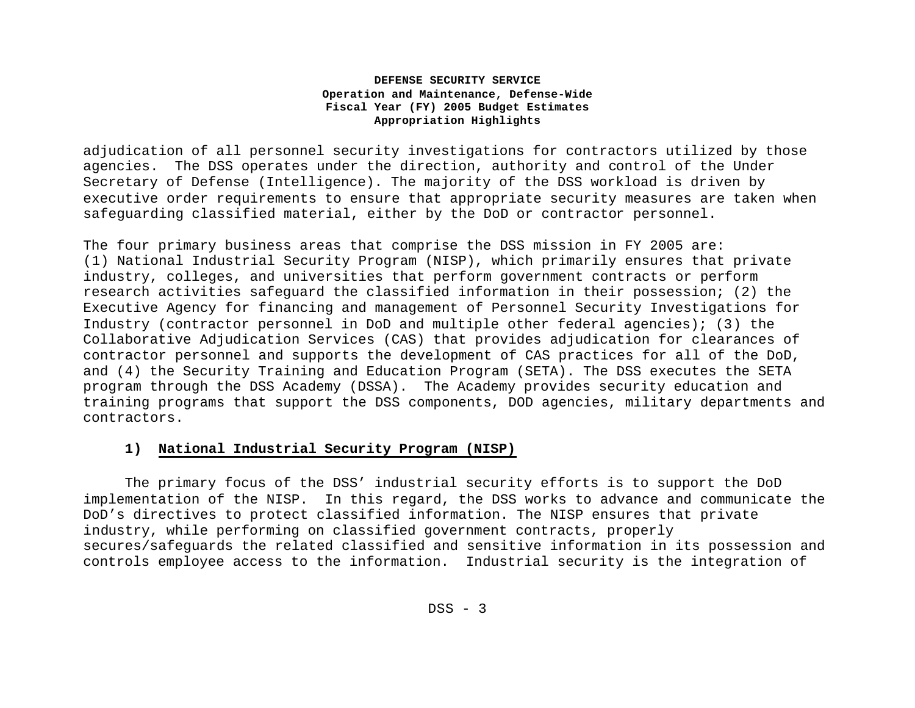adjudication of all personnel security investigations for contractors utilized by those agencies. The DSS operates under the direction, authority and control of the Under Secretary of Defense (Intelligence). The majority of the DSS workload is driven by executive order requirements to ensure that appropriate security measures are taken when safeguarding classified material, either by the DoD or contractor personnel.

The four primary business areas that comprise the DSS mission in FY 2005 are:
(1) National Industrial Security Program (NISP), which primarily ensures that private industry, colleges, and universities that perform government contracts or perform research activities safeguard the classified information in their possession; (2) the Executive Agency for financing and management of Personnel Security Investigations for Industry (contractor personnel in DoD and multiple other federal agencies); (3) the Collaborative Adjudication Services (CAS) that provides adjudication for clearances of contractor personnel and supports the development of CAS practices for all of the DoD, and (4) the Security Training and Education Program (SETA). The DSS executes the SETA program through the DSS Academy (DSSA). The Academy provides security education and training programs that support the DSS components, DOD agencies, military departments and contractors.

### 1) National Industrial Security Program (NISP)

The primary focus of the DSS' industrial security efforts is to support the DoD implementation of the NISP. In this regard, the DSS works to advance and communicate the DoD's directives to protect classified information. The NISP ensures that private industry, while performing on classified government contracts, properly secures/safeguards the related classified and sensitive information in its possession and controls employee access to the information. Industrial security is the integration of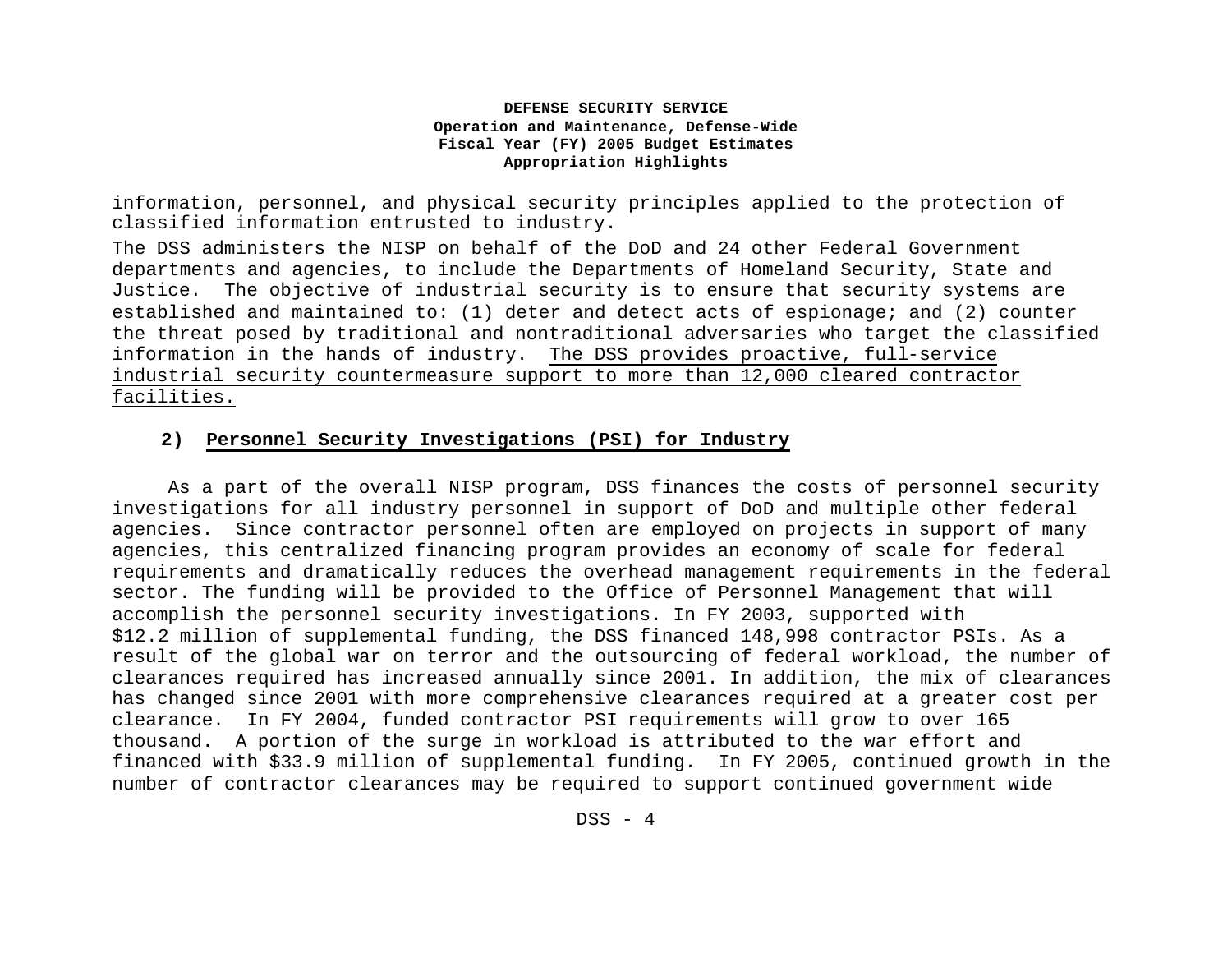information, personnel, and physical security principles applied to the protection of classified information entrusted to industry.

The DSS administers the NISP on behalf of the DoD and 24 other Federal Government departments and agencies, to include the Departments of Homeland Security, State and Justice. The objective of industrial security is to ensure that security systems are established and maintained to: (1) deter and detect acts of espionage; and (2) counter the threat posed by traditional and nontraditional adversaries who target the classified information in the hands of industry. The DSS provides proactive, full-service industrial security countermeasure support to more than 12,000 cleared contractor facilities.

### 2) Personnel Security Investigations (PSI) for Industry

As a part of the overall NISP program, DSS finances the costs of personnel security investigations for all industry personnel in support of DoD and multiple other federal agencies. Since contractor personnel often are employed on projects in support of many agencies, this centralized financing program provides an economy of scale for federal requirements and dramatically reduces the overhead management requirements in the federal sector. The funding will be provided to the Office of Personnel Management that will accomplish the personnel security investigations. In FY 2003, supported with $12.2 million of supplemental funding, the DSS financed 148,998 contractor PSIs. As a result of the global war on terror and the outsourcing of federal workload, the number of clearances required has increased annually since 2001. In addition, the mix of clearances has changed since 2001 with more comprehensive clearances required at a greater cost per clearance. In FY 2004, funded contractor PSI requirements will grow to over 165 thousand. A portion of the surge in workload is attributed to the war effort and financed with $33.9 million of supplemental funding. In FY 2005, continued growth in the number of contractor clearances may be required to support continued government wide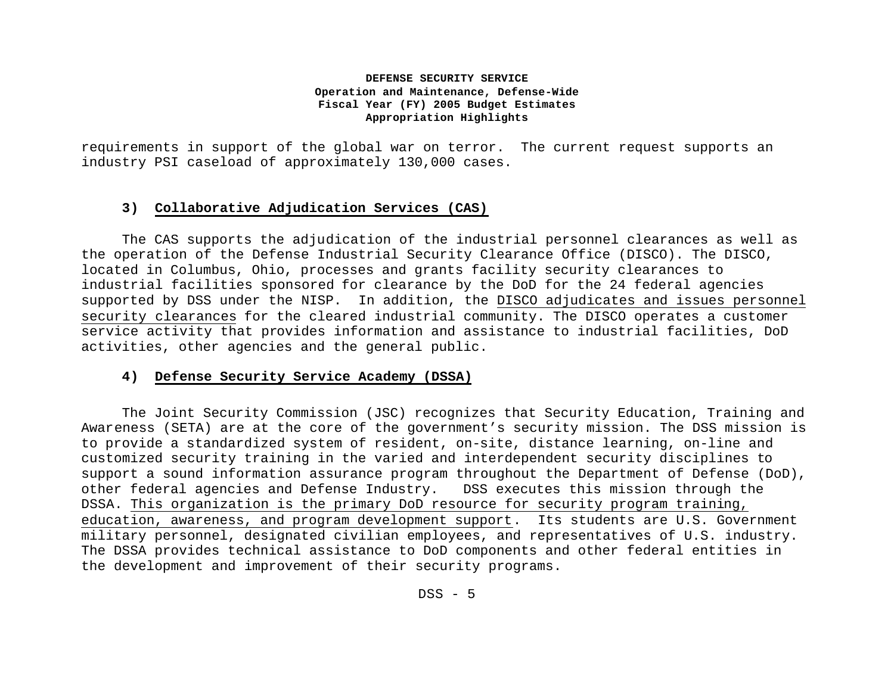requirements in support of the global war on terror. The current request supports an industry PSI caseload of approximately 130,000 cases.

### 3) Collaborative Adjudication Services (CAS)

The CAS supports the adjudication of the industrial personnel clearances as well as the operation of the Defense Industrial Security Clearance Office (DISCO). The DISCO, located in Columbus, Ohio, processes and grants facility security clearances to industrial facilities sponsored for clearance by the DoD for the 24 federal agencies supported by DSS under the NISP. In addition, the DISCO adjudicates and issues personnel security clearances for the cleared industrial community. The DISCO operates a customer service activity that provides information and assistance to industrial facilities, DoD activities, other agencies and the general public.

### 4) Defense Security Service Academy (DSSA)

The Joint Security Commission (JSC) recognizes that Security Education, Training and Awareness (SETA) are at the core of the government's security mission. The DSS mission is to provide a standardized system of resident, on-site, distance learning, on-line and customized security training in the varied and interdependent security disciplines to support a sound information assurance program throughout the Department of Defense (DoD), other federal agencies and Defense Industry. DSS executes this mission through the DSSA. This organization is the primary DoD resource for security program training, education, awareness, and program development support. Its students are U.S. Government military personnel, designated civilian employees, and representatives of U.S. industry. The DSSA provides technical assistance to DoD components and other federal entities in the development and improvement of their security programs.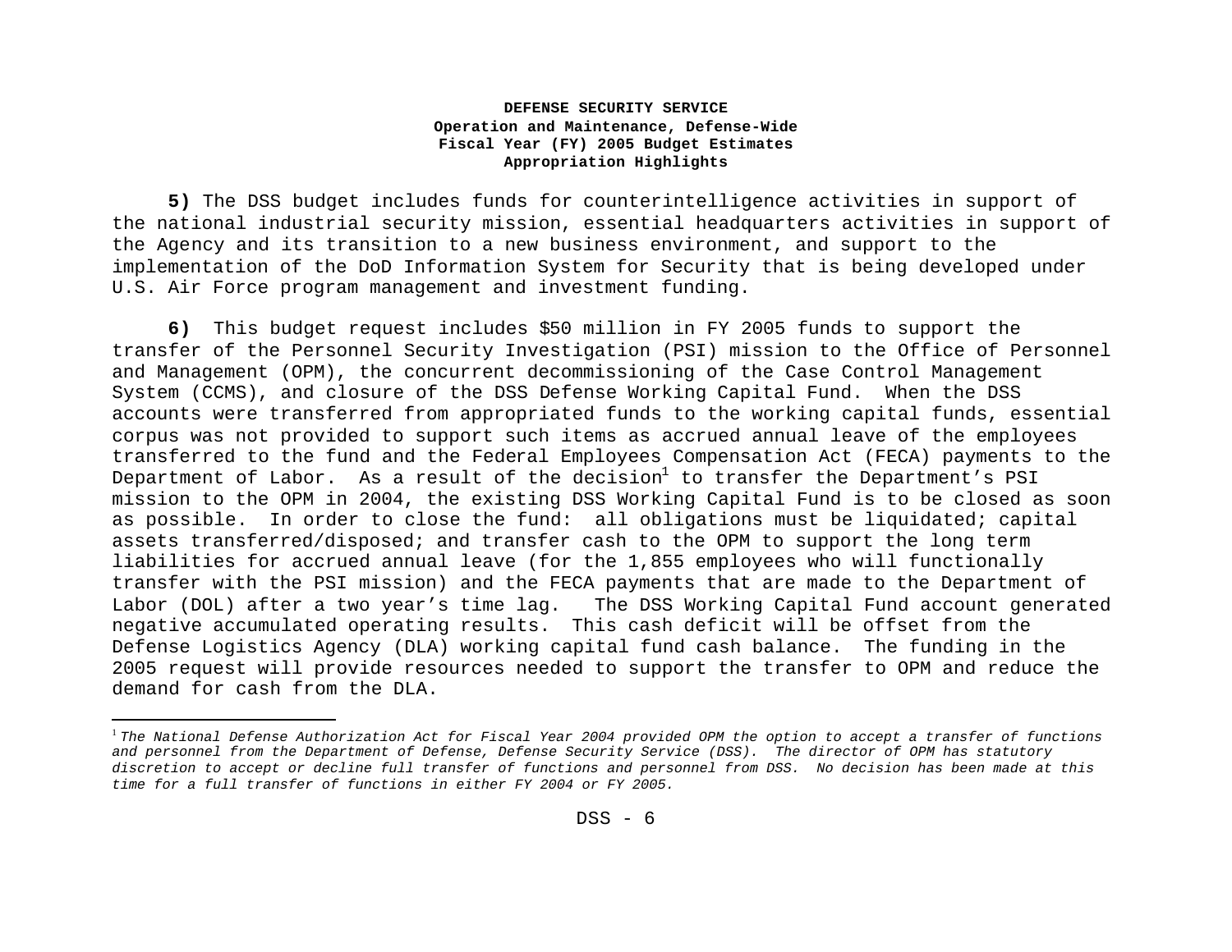**DEFENSE SECURITY SERVICE**
**Operation and Maintenance, Defense-Wide**
**Fiscal Year (FY) 2005 Budget Estimates**
**Appropriation Highlights**

**5)** The DSS budget includes funds for counterintelligence activities in support of the national industrial security mission, essential headquarters activities in support of the Agency and its transition to a new business environment, and support to the implementation of the DoD Information System for Security that is being developed under U.S. Air Force program management and investment funding.

**6)** This budget request includes $50 million in FY 2005 funds to support the transfer of the Personnel Security Investigation (PSI) mission to the Office of Personnel and Management (OPM), the concurrent decommissioning of the Case Control Management System (CCMS), and closure of the DSS Defense Working Capital Fund. When the DSS accounts were transferred from appropriated funds to the working capital funds, essential corpus was not provided to support such items as accrued annual leave of the employees transferred to the fund and the Federal Employees Compensation Act (FECA) payments to the Department of Labor. As a result of the decision[1] to transfer the Department's PSI mission to the OPM in 2004, the existing DSS Working Capital Fund is to be closed as soon as possible. In order to close the fund: all obligations must be liquidated; capital assets transferred/disposed; and transfer cash to the OPM to support the long term liabilities for accrued annual leave (for the 1,855 employees who will functionally transfer with the PSI mission) and the FECA payments that are made to the Department of Labor (DOL) after a two year's time lag. The DSS Working Capital Fund account generated negative accumulated operating results. This cash deficit will be offset from the Defense Logistics Agency (DLA) working capital fund cash balance. The funding in the 2005 request will provide resources needed to support the transfer to OPM and reduce the demand for cash from the DLA.

---

[1] *The National Defense Authorization Act for Fiscal Year 2004 provided OPM the option to accept a transfer of functions and personnel from the Department of Defense, Defense Security Service (DSS). The director of OPM has statutory discretion to accept or decline full transfer of functions and personnel from DSS. No decision has been made at this time for a full transfer of functions in either FY 2004 or FY 2005.*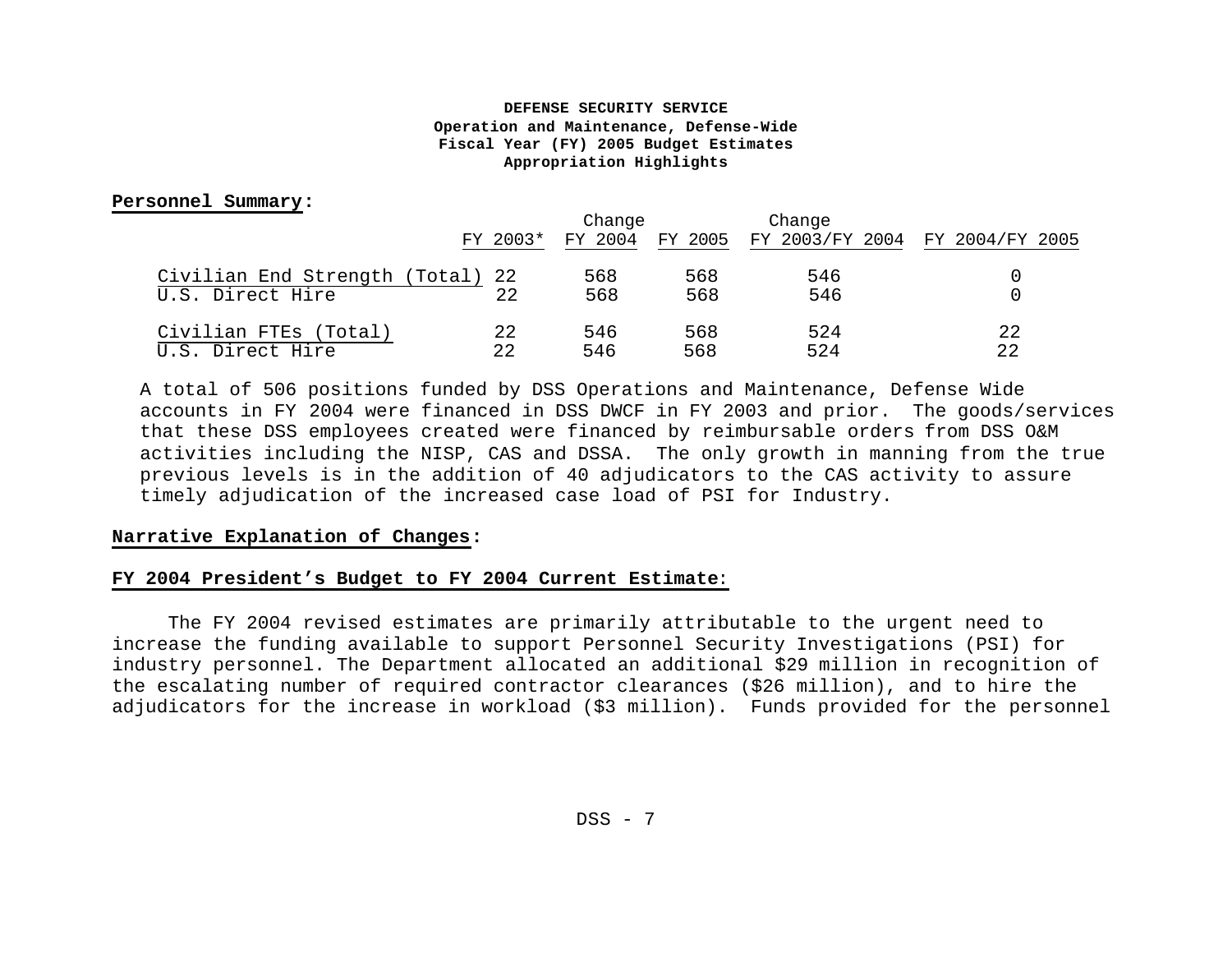**DEFENSE SECURITY SERVICE**
**Operation and Maintenance, Defense-Wide**
**Fiscal Year (FY) 2005 Budget Estimates**
**Appropriation Highlights**

**Personnel Summary:**

| | FY 2003* | FY 2004 | FY 2005 | Change FY 2003/FY 2004 | Change FY 2004/FY 2005 |
|---|---|---|---|---|---|
| Civilian End Strength (Total) | 22 | 568 | 568 | 546 | 0 |
| U.S. Direct Hire | 22 | 568 | 568 | 546 | 0 |
| Civilian FTEs (Total) | 22 | 546 | 568 | 524 | 22 |
| U.S. Direct Hire | 22 | 546 | 568 | 524 | 22 |

A total of 506 positions funded by DSS Operations and Maintenance, Defense Wide accounts in FY 2004 were financed in DSS DWCF in FY 2003 and prior. The goods/services that these DSS employees created were financed by reimbursable orders from DSS O&M activities including the NISP, CAS and DSSA. The only growth in manning from the true previous levels is in the addition of 40 adjudicators to the CAS activity to assure timely adjudication of the increased case load of PSI for Industry.

**Narrative Explanation of Changes:**

**FY 2004 President's Budget to FY 2004 Current Estimate:**

The FY 2004 revised estimates are primarily attributable to the urgent need to increase the funding available to support Personnel Security Investigations (PSI) for industry personnel. The Department allocated an additional $29 million in recognition of the escalating number of required contractor clearances ($26 million), and to hire the adjudicators for the increase in workload ($3 million). Funds provided for the personnel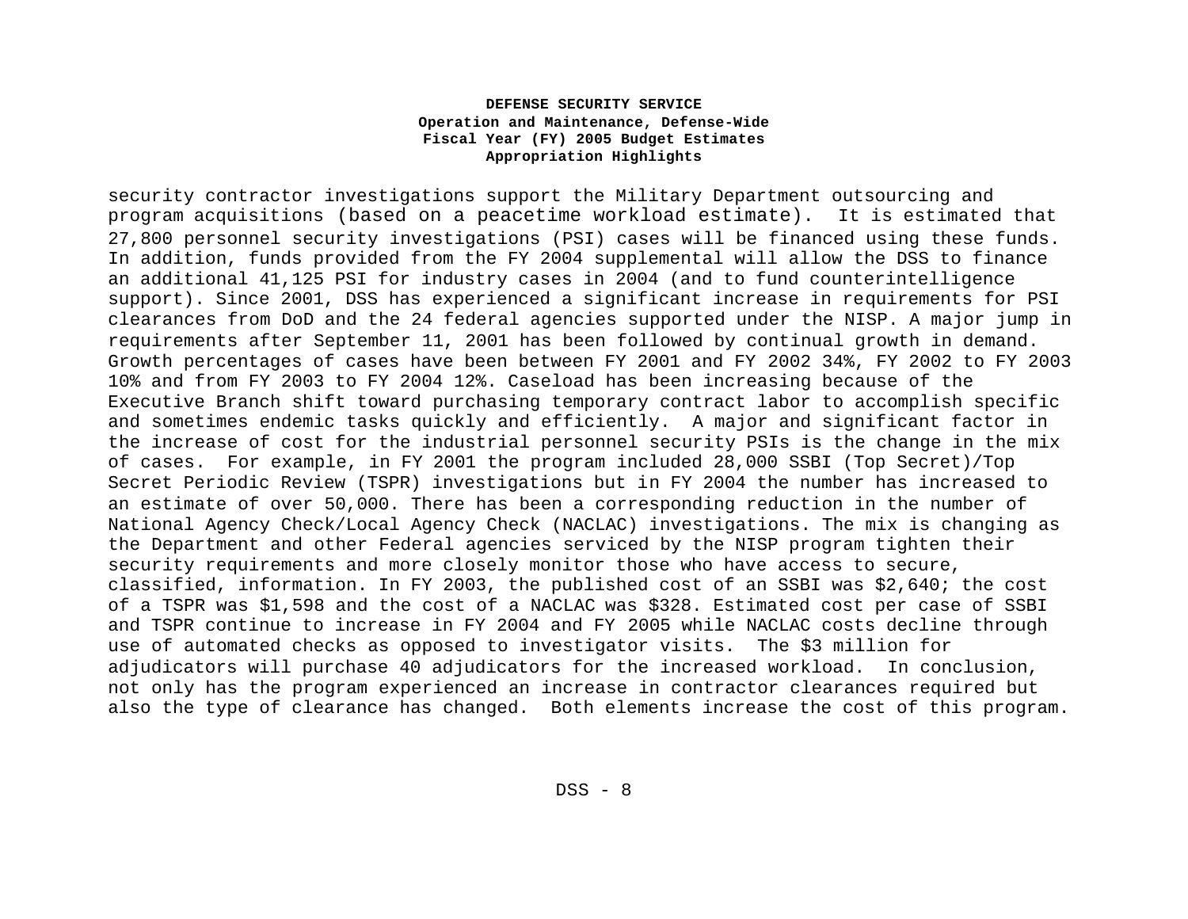security contractor investigations support the Military Department outsourcing and program acquisitions (based on a peacetime workload estimate). It is estimated that 27,800 personnel security investigations (PSI) cases will be financed using these funds. In addition, funds provided from the FY 2004 supplemental will allow the DSS to finance an additional 41,125 PSI for industry cases in 2004 (and to fund counterintelligence support). Since 2001, DSS has experienced a significant increase in requirements for PSI clearances from DoD and the 24 federal agencies supported under the NISP. A major jump in requirements after September 11, 2001 has been followed by continual growth in demand. Growth percentages of cases have been between FY 2001 and FY 2002 34%, FY 2002 to FY 2003 10% and from FY 2003 to FY 2004 12%. Caseload has been increasing because of the Executive Branch shift toward purchasing temporary contract labor to accomplish specific and sometimes endemic tasks quickly and efficiently. A major and significant factor in the increase of cost for the industrial personnel security PSIs is the change in the mix of cases. For example, in FY 2001 the program included 28,000 SSBI (Top Secret)/Top Secret Periodic Review (TSPR) investigations but in FY 2004 the number has increased to an estimate of over 50,000. There has been a corresponding reduction in the number of National Agency Check/Local Agency Check (NACLAC) investigations. The mix is changing as the Department and other Federal agencies serviced by the NISP program tighten their security requirements and more closely monitor those who have access to secure, classified, information. In FY 2003, the published cost of an SSBI was $2,640; the cost of a TSPR was $1,598 and the cost of a NACLAC was $328. Estimated cost per case of SSBI and TSPR continue to increase in FY 2004 and FY 2005 while NACLAC costs decline through use of automated checks as opposed to investigator visits. The $3 million for adjudicators will purchase 40 adjudicators for the increased workload. In conclusion, not only has the program experienced an increase in contractor clearances required but also the type of clearance has changed. Both elements increase the cost of this program.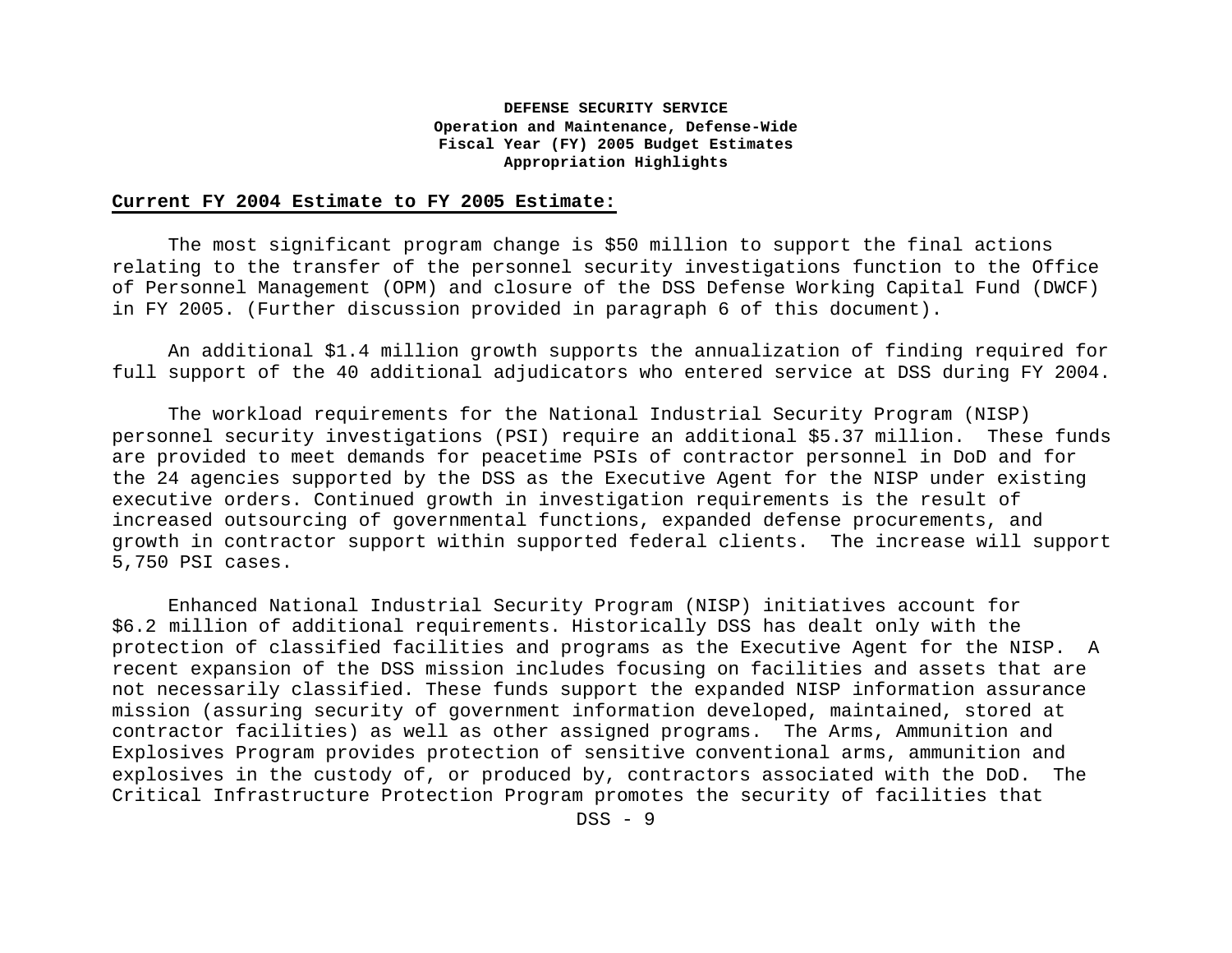**DEFENSE SECURITY SERVICE**
**Operation and Maintenance, Defense-Wide**
**Fiscal Year (FY) 2005 Budget Estimates**
**Appropriation Highlights**

**Current FY 2004 Estimate to FY 2005 Estimate:**

The most significant program change is $50 million to support the final actions relating to the transfer of the personnel security investigations function to the Office of Personnel Management (OPM) and closure of the DSS Defense Working Capital Fund (DWCF) in FY 2005. (Further discussion provided in paragraph 6 of this document).

An additional $1.4 million growth supports the annualization of finding required for full support of the 40 additional adjudicators who entered service at DSS during FY 2004.

The workload requirements for the National Industrial Security Program (NISP) personnel security investigations (PSI) require an additional $5.37 million. These funds are provided to meet demands for peacetime PSIs of contractor personnel in DoD and for the 24 agencies supported by the DSS as the Executive Agent for the NISP under existing executive orders. Continued growth in investigation requirements is the result of increased outsourcing of governmental functions, expanded defense procurements, and growth in contractor support within supported federal clients. The increase will support 5,750 PSI cases.

Enhanced National Industrial Security Program (NISP) initiatives account for $6.2 million of additional requirements. Historically DSS has dealt only with the protection of classified facilities and programs as the Executive Agent for the NISP. A recent expansion of the DSS mission includes focusing on facilities and assets that are not necessarily classified. These funds support the expanded NISP information assurance mission (assuring security of government information developed, maintained, stored at contractor facilities) as well as other assigned programs. The Arms, Ammunition and Explosives Program provides protection of sensitive conventional arms, ammunition and explosives in the custody of, or produced by, contractors associated with the DoD. The Critical Infrastructure Protection Program promotes the security of facilities that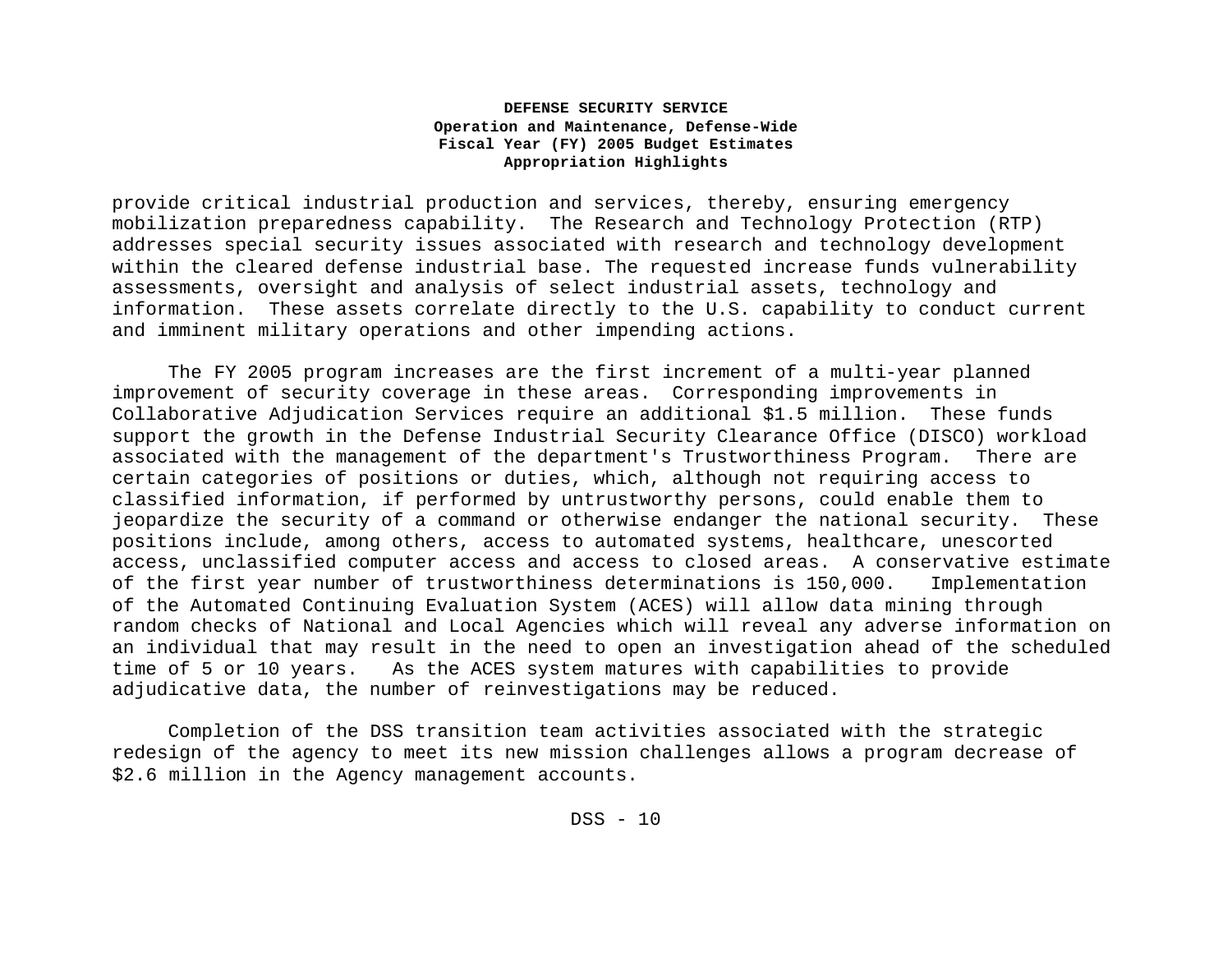provide critical industrial production and services, thereby, ensuring emergency mobilization preparedness capability. The Research and Technology Protection (RTP) addresses special security issues associated with research and technology development within the cleared defense industrial base. The requested increase funds vulnerability assessments, oversight and analysis of select industrial assets, technology and information. These assets correlate directly to the U.S. capability to conduct current and imminent military operations and other impending actions.

The FY 2005 program increases are the first increment of a multi-year planned improvement of security coverage in these areas. Corresponding improvements in Collaborative Adjudication Services require an additional $1.5 million. These funds support the growth in the Defense Industrial Security Clearance Office (DISCO) workload associated with the management of the department's Trustworthiness Program. There are certain categories of positions or duties, which, although not requiring access to classified information, if performed by untrustworthy persons, could enable them to jeopardize the security of a command or otherwise endanger the national security. These positions include, among others, access to automated systems, healthcare, unescorted access, unclassified computer access and access to closed areas. A conservative estimate of the first year number of trustworthiness determinations is 150,000. Implementation of the Automated Continuing Evaluation System (ACES) will allow data mining through random checks of National and Local Agencies which will reveal any adverse information on an individual that may result in the need to open an investigation ahead of the scheduled time of 5 or 10 years. As the ACES system matures with capabilities to provide adjudicative data, the number of reinvestigations may be reduced.

Completion of the DSS transition team activities associated with the strategic redesign of the agency to meet its new mission challenges allows a program decrease of $2.6 million in the Agency management accounts.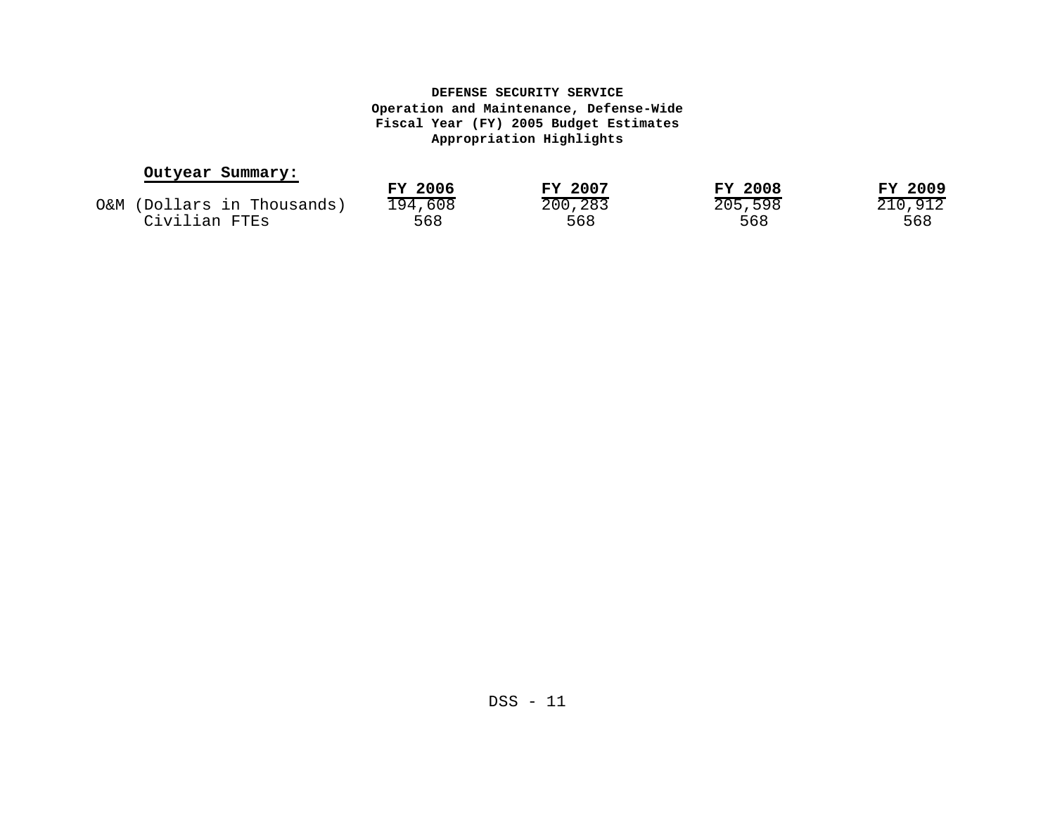**DEFENSE SECURITY SERVICE**
**Operation and Maintenance, Defense-Wide**
**Fiscal Year (FY) 2005 Budget Estimates**
**Appropriation Highlights**

**Outyear Summary:**

| | FY 2006 | FY 2007 | FY 2008 | FY 2009 |
|---|---|---|---|---|
| O&M (Dollars in Thousands) | 194,608 | 200,283 | 205,598 | 210,912 |
| Civilian FTEs | 568 | 568 | 568 | 568 |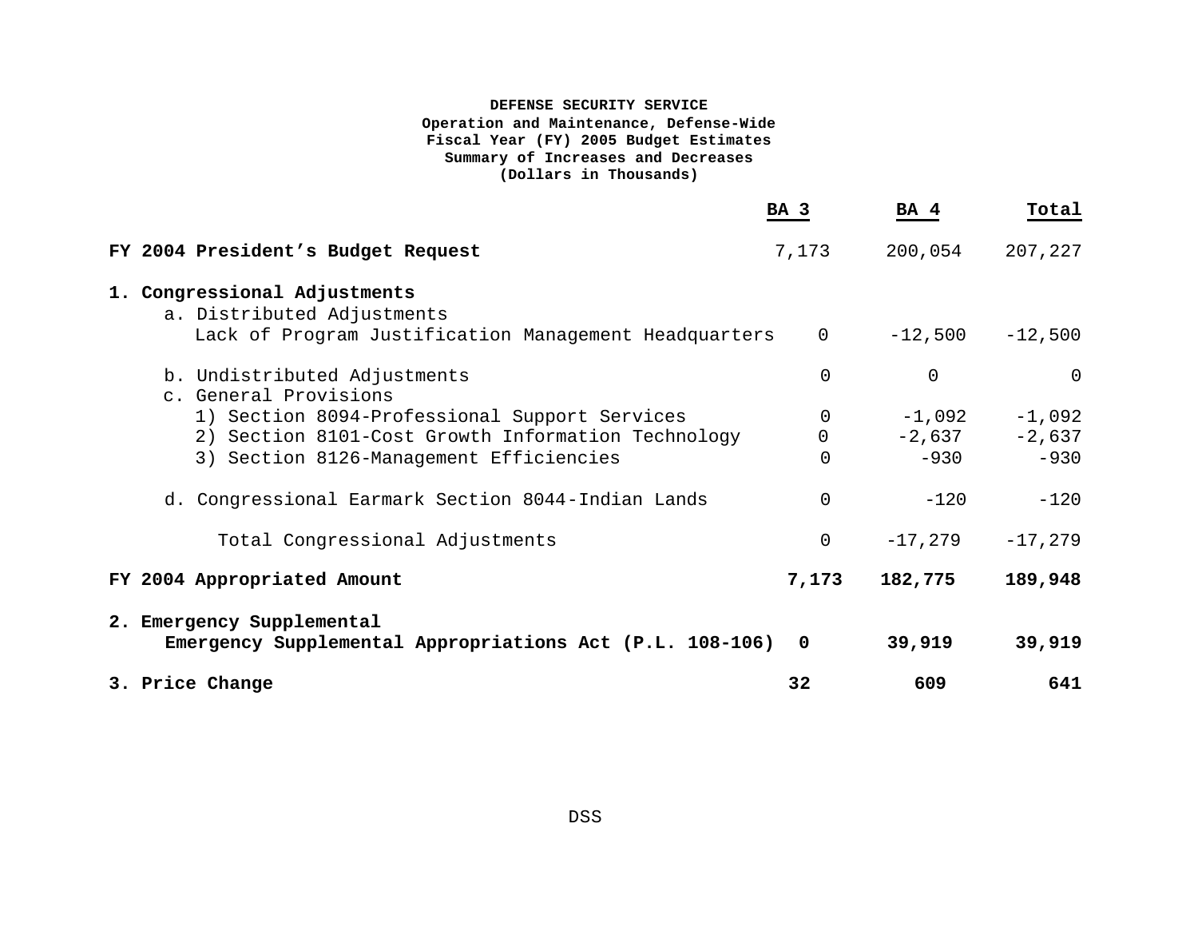**DEFENSE SECURITY SERVICE**
**Operation and Maintenance, Defense-Wide**
**Fiscal Year (FY) 2005 Budget Estimates**
**Summary of Increases and Decreases**
**(Dollars in Thousands)**

| | BA 3 | BA 4 | Total |
|---|---|---|---|
| **FY 2004 President's Budget Request** | 7,173 | 200,054 | 207,227 |
| **1. Congressional Adjustments** | | | |
| a. Distributed Adjustments | | | |
| Lack of Program Justification Management Headquarters | 0 | -12,500 | -12,500 |
| b. Undistributed Adjustments | 0 | 0 | 0 |
| c. General Provisions | | | |
| 1) Section 8094-Professional Support Services | 0 | -1,092 | -1,092 |
| 2) Section 8101-Cost Growth Information Technology | 0 | -2,637 | -2,637 |
| 3) Section 8126-Management Efficiencies | 0 | -930 | -930 |
| d. Congressional Earmark Section 8044-Indian Lands | 0 | -120 | -120 |
| Total Congressional Adjustments | 0 | -17,279 | -17,279 |
| **FY 2004 Appropriated Amount** | **7,173** | **182,775** | **189,948** |
| **2. Emergency Supplemental** | | | |
| **Emergency Supplemental Appropriations Act (P.L. 108-106)** | **0** | **39,919** | **39,919** |
| **3. Price Change** | **32** | **609** | **641** |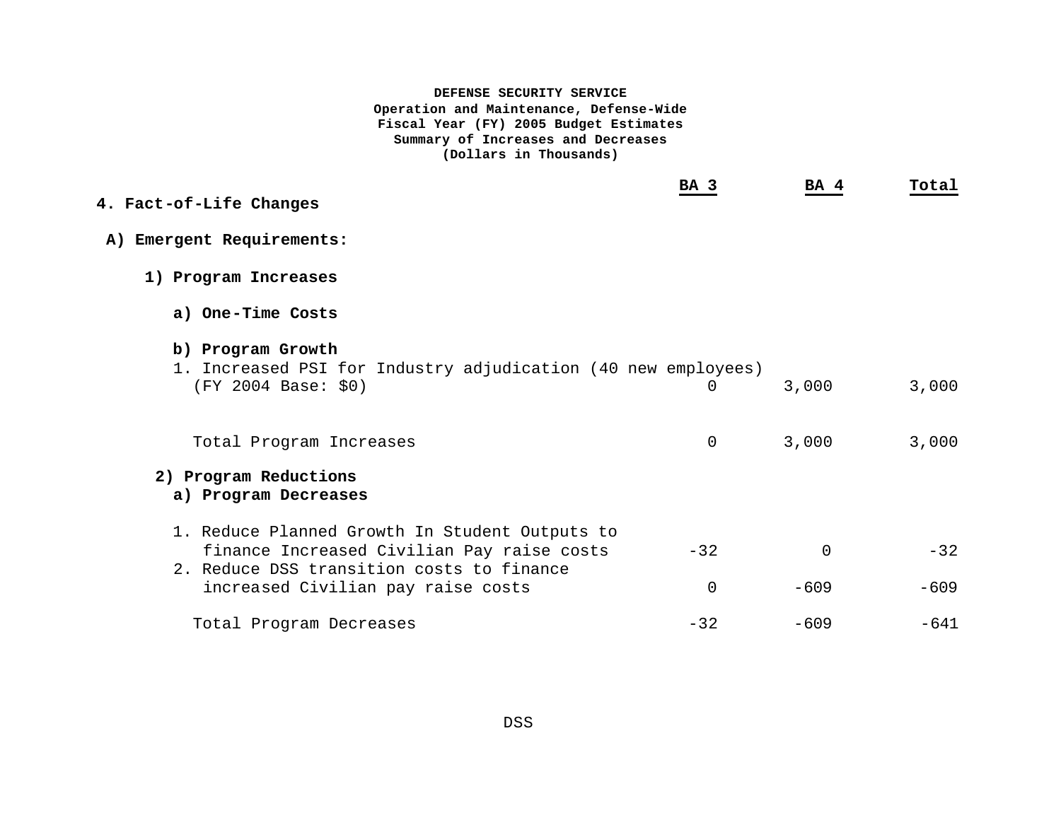**DEFENSE SECURITY SERVICE**
**Operation and Maintenance, Defense-Wide**
**Fiscal Year (FY) 2005 Budget Estimates**
**Summary of Increases and Decreases**
**(Dollars in Thousands)**

| | BA 3 | BA 4 | Total |
|---|---|---|---|
| **4. Fact-of-Life Changes** | | | |
| **A) Emergent Requirements:** | | | |
| **1) Program Increases** | | | |
| **a) One-Time Costs** | | | |
| **b) Program Growth** | | | |
| 1. Increased PSI for Industry adjudication (40 new employees) (FY 2004 Base: $0) | 0 | 3,000 | 3,000 |
| Total Program Increases | 0 | 3,000 | 3,000 |
| **2) Program Reductions** | | | |
| **a) Program Decreases** | | | |
| 1. Reduce Planned Growth In Student Outputs to finance Increased Civilian Pay raise costs | -32 | 0 | -32 |
| 2. Reduce DSS transition costs to finance increased Civilian pay raise costs | 0 | -609 | -609 |
| Total Program Decreases | -32 | -609 | -641 |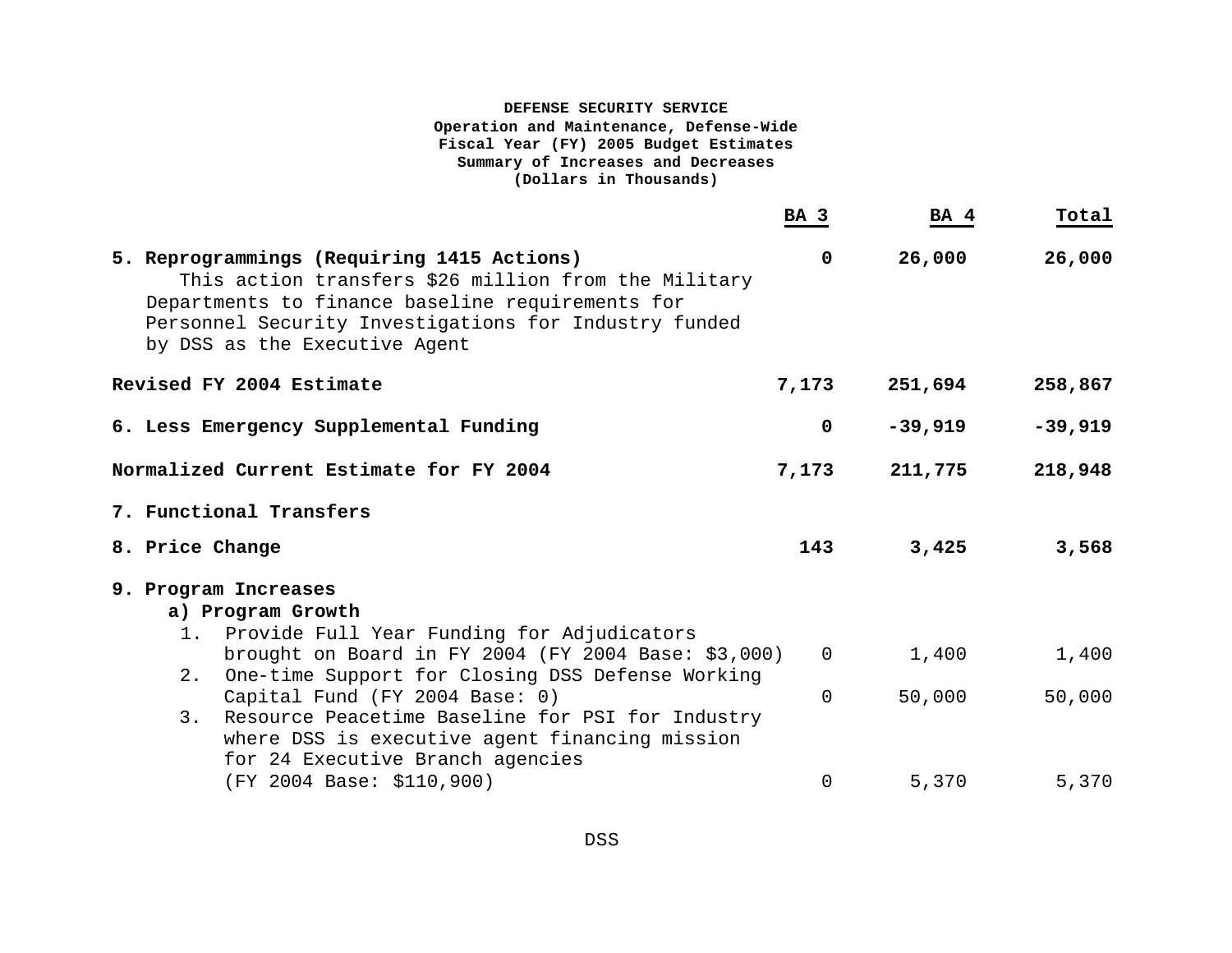**DEFENSE SECURITY SERVICE**
**Operation and Maintenance, Defense-Wide**
**Fiscal Year (FY) 2005 Budget Estimates**
**Summary of Increases and Decreases**
**(Dollars in Thousands)**

| | BA 3 | BA 4 | Total |
|---|---|---|---|
| **5. Reprogrammings (Requiring 1415 Actions)**<br>This action transfers $26 million from the Military Departments to finance baseline requirements for Personnel Security Investigations for Industry funded by DSS as the Executive Agent | **0** | **26,000** | **26,000** |
| **Revised FY 2004 Estimate** | **7,173** | **251,694** | **258,867** |
| **6. Less Emergency Supplemental Funding** | **0** | **-39,919** | **-39,919** |
| **Normalized Current Estimate for FY 2004** | **7,173** | **211,775** | **218,948** |
| **7. Functional Transfers** | | | |
| **8. Price Change** | **143** | **3,425** | **3,568** |
| **9. Program Increases** | | | |
| **a) Program Growth** | | | |
| 1. Provide Full Year Funding for Adjudicators brought on Board in FY 2004 (FY 2004 Base: $3,000) | 0 | 1,400 | 1,400 |
| 2. One-time Support for Closing DSS Defense Working Capital Fund (FY 2004 Base: 0) | 0 | 50,000 | 50,000 |
| 3. Resource Peacetime Baseline for PSI for Industry where DSS is executive agent financing mission for 24 Executive Branch agencies (FY 2004 Base: $110,900) | 0 | 5,370 | 5,370 |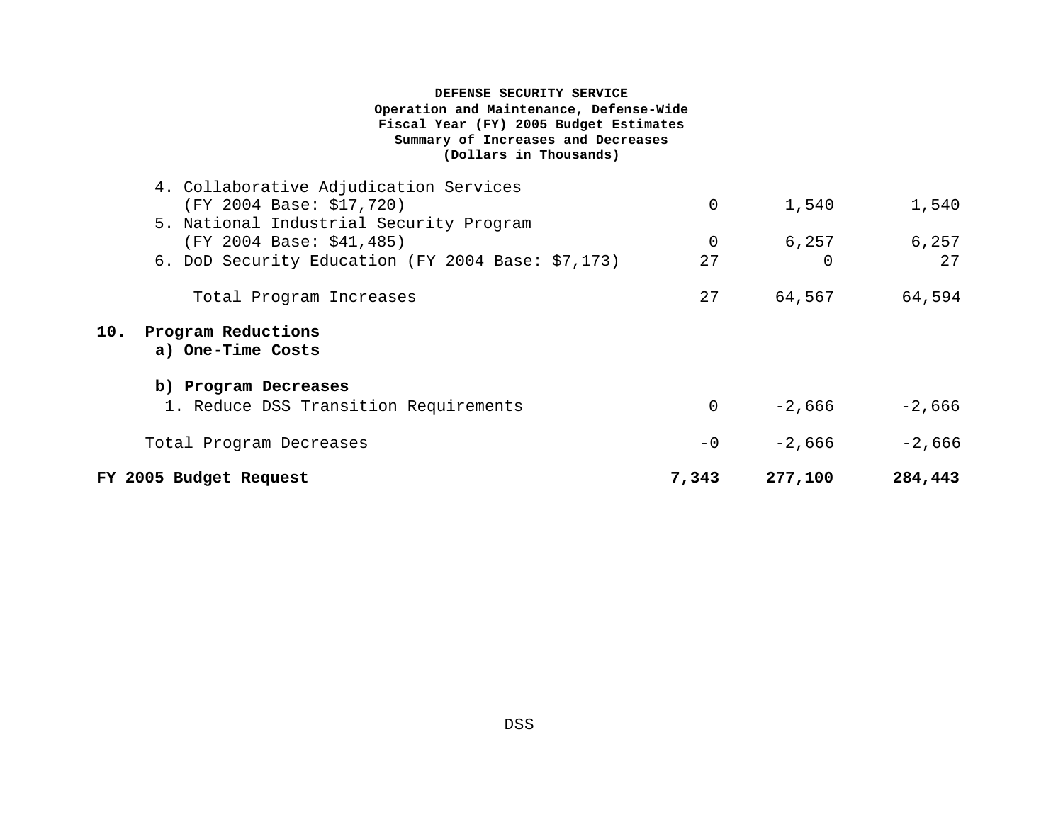**DEFENSE SECURITY SERVICE**
**Operation and Maintenance, Defense-Wide**
**Fiscal Year (FY) 2005 Budget Estimates**
**Summary of Increases and Decreases**
**(Dollars in Thousands)**

| | | | |
|---|---|---|---|
| 4. Collaborative Adjudication Services (FY 2004 Base: $17,720) | 0 | 1,540 | 1,540 |
| 5. National Industrial Security Program (FY 2004 Base: $41,485) | 0 | 6,257 | 6,257 |
| 6. DoD Security Education (FY 2004 Base: $7,173) | 27 | 0 | 27 |
| Total Program Increases | 27 | 64,567 | 64,594 |
| **10. Program Reductions** | | | |
| **a) One-Time Costs** | | | |
| **b) Program Decreases** | | | |
| 1. Reduce DSS Transition Requirements | 0 | -2,666 | -2,666 |
| Total Program Decreases | -0 | -2,666 | -2,666 |
| **FY 2005 Budget Request** | **7,343** | **277,100** | **284,443** |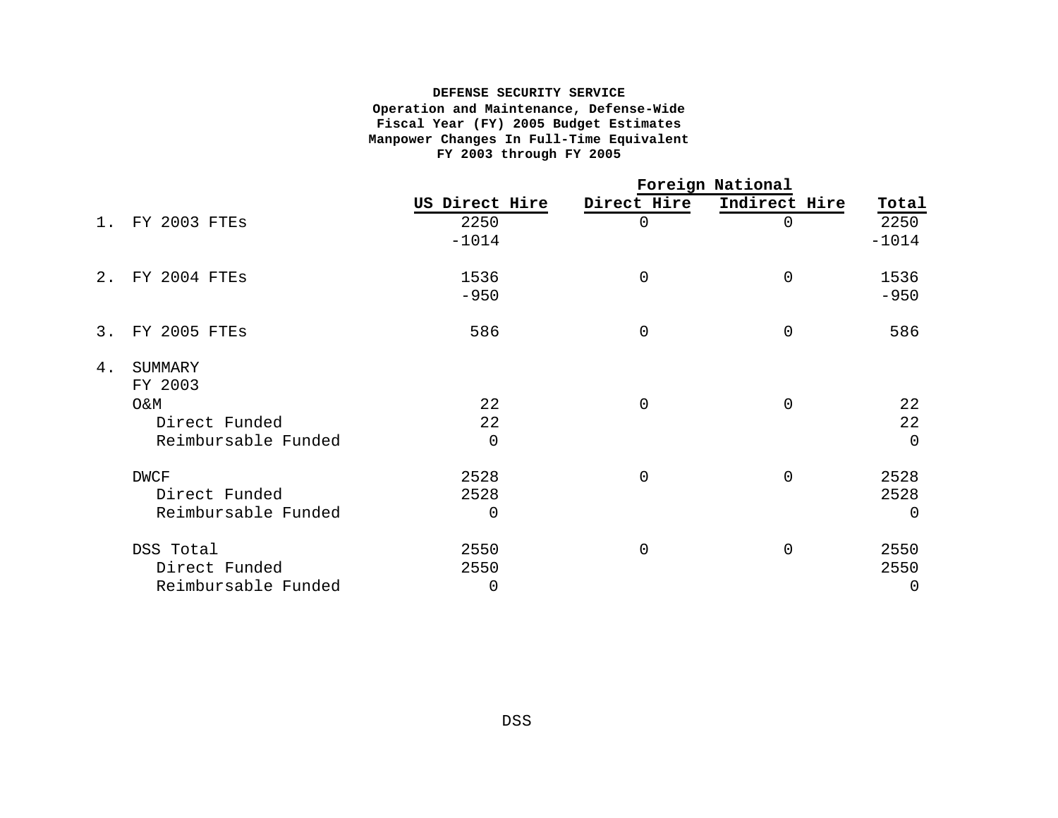**DEFENSE SECURITY SERVICE**
**Operation and Maintenance, Defense-Wide**
**Fiscal Year (FY) 2005 Budget Estimates**
**Manpower Changes In Full-Time Equivalent**
**FY 2003 through FY 2005**

| | | Foreign National | | |
|---|---|---|---|---|
| | **US Direct Hire** | **Direct Hire** | **Indirect Hire** | **Total** |
| 1. FY 2003 FTEs | 2250 | 0 | 0 | 2250 |
| | -1014 | | | -1014 |
| 2. FY 2004 FTEs | 1536 | 0 | 0 | 1536 |
| | -950 | | | -950 |
| 3. FY 2005 FTEs | 586 | 0 | 0 | 586 |
| 4. SUMMARY | | | | |
| FY 2003 | | | | |
| O&M | 22 | 0 | 0 | 22 |
| Direct Funded | 22 | | | 22 |
| Reimbursable Funded | 0 | | | 0 |
| DWCF | 2528 | 0 | 0 | 2528 |
| Direct Funded | 2528 | | | 2528 |
| Reimbursable Funded | 0 | | | 0 |
| DSS Total | 2550 | 0 | 0 | 2550 |
| Direct Funded | 2550 | | | 2550 |
| Reimbursable Funded | 0 | | | 0 |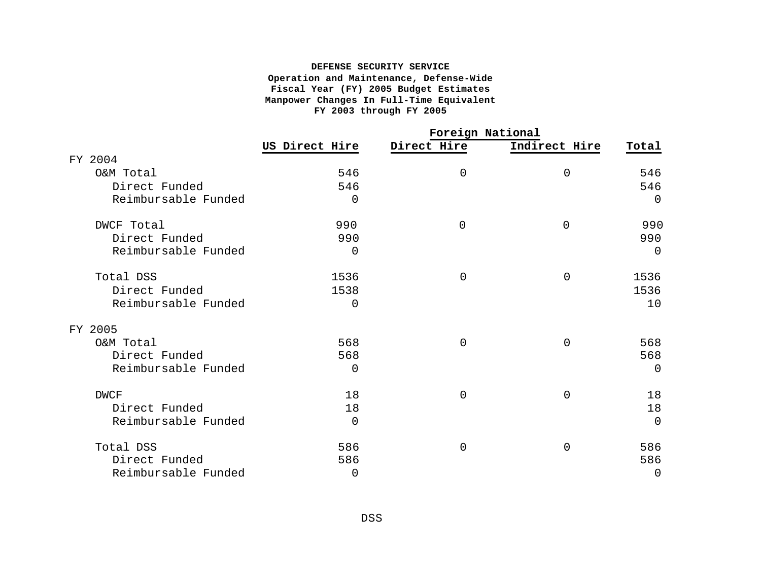**DEFENSE SECURITY SERVICE**
**Operation and Maintenance, Defense-Wide**
**Fiscal Year (FY) 2005 Budget Estimates**
**Manpower Changes In Full-Time Equivalent**
**FY 2003 through FY 2005**

| | US Direct Hire | Foreign National | | Total |
|---|---|---|---|---|
| | | Direct Hire | Indirect Hire | |
| FY 2004 | | | | |
| O&M Total | 546 | 0 | 0 | 546 |
| Direct Funded | 546 | | | 546 |
| Reimbursable Funded | 0 | | | 0 |
| DWCF Total | 990 | 0 | 0 | 990 |
| Direct Funded | 990 | | | 990 |
| Reimbursable Funded | 0 | | | 0 |
| Total DSS | 1536 | 0 | 0 | 1536 |
| Direct Funded | 1538 | | | 1536 |
| Reimbursable Funded | 0 | | | 10 |
| FY 2005 | | | | |
| O&M Total | 568 | 0 | 0 | 568 |
| Direct Funded | 568 | | | 568 |
| Reimbursable Funded | 0 | | | 0 |
| DWCF | 18 | 0 | 0 | 18 |
| Direct Funded | 18 | | | 18 |
| Reimbursable Funded | 0 | | | 0 |
| Total DSS | 586 | 0 | 0 | 586 |
| Direct Funded | 586 | | | 586 |
| Reimbursable Funded | 0 | | | 0 |

DSS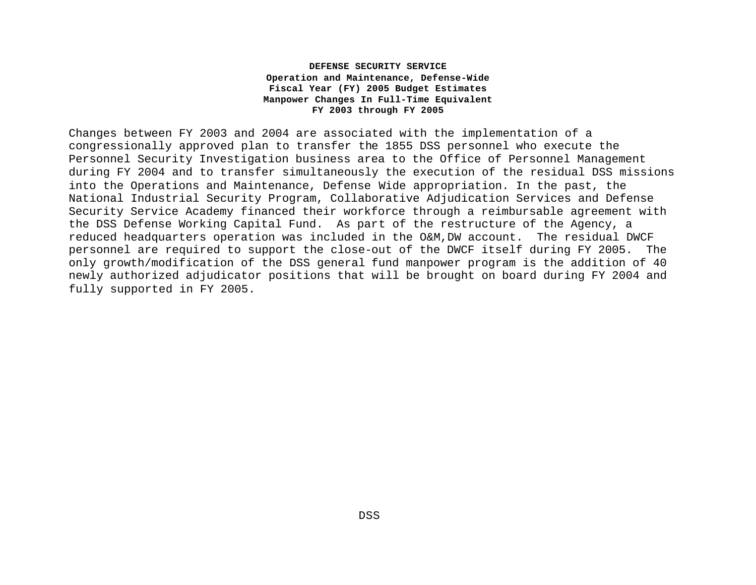**DEFENSE SECURITY SERVICE**
**Operation and Maintenance, Defense-Wide**
**Fiscal Year (FY) 2005 Budget Estimates**
**Manpower Changes In Full-Time Equivalent**
**FY 2003 through FY 2005**

Changes between FY 2003 and 2004 are associated with the implementation of a congressionally approved plan to transfer the 1855 DSS personnel who execute the Personnel Security Investigation business area to the Office of Personnel Management during FY 2004 and to transfer simultaneously the execution of the residual DSS missions into the Operations and Maintenance, Defense Wide appropriation. In the past, the National Industrial Security Program, Collaborative Adjudication Services and Defense Security Service Academy financed their workforce through a reimbursable agreement with the DSS Defense Working Capital Fund. As part of the restructure of the Agency, a reduced headquarters operation was included in the O&M,DW account. The residual DWCF personnel are required to support the close-out of the DWCF itself during FY 2005. The only growth/modification of the DSS general fund manpower program is the addition of 40 newly authorized adjudicator positions that will be brought on board during FY 2004 and fully supported in FY 2005.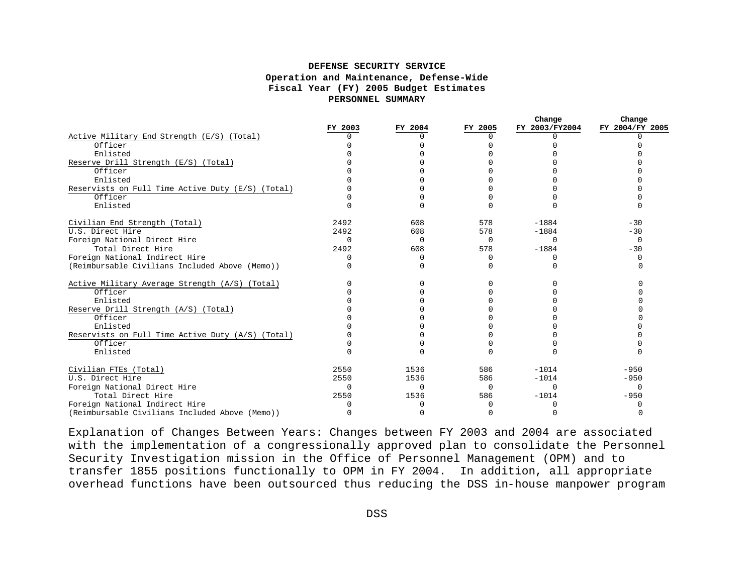**DEFENSE SECURITY SERVICE**
**Operation and Maintenance, Defense-Wide**
**Fiscal Year (FY) 2005 Budget Estimates**
**PERSONNEL SUMMARY**

| | FY 2003 | FY 2004 | FY 2005 | Change FY 2003/FY2004 | Change FY 2004/FY 2005 |
|---|---|---|---|---|---|
| Active Military End Strength (E/S) (Total) | 0 | 0 | 0 | 0 | 0 |
| Officer | 0 | 0 | 0 | 0 | 0 |
| Enlisted | 0 | 0 | 0 | 0 | 0 |
| Reserve Drill Strength (E/S) (Total) | 0 | 0 | 0 | 0 | 0 |
| Officer | 0 | 0 | 0 | 0 | 0 |
| Enlisted | 0 | 0 | 0 | 0 | 0 |
| Reservists on Full Time Active Duty (E/S) (Total) | 0 | 0 | 0 | 0 | 0 |
| Officer | 0 | 0 | 0 | 0 | 0 |
| Enlisted | 0 | 0 | 0 | 0 | 0 |
| | | | | | |
| Civilian End Strength (Total) | 2492 | 608 | 578 | -1884 | -30 |
| U.S. Direct Hire | 2492 | 608 | 578 | -1884 | -30 |
| Foreign National Direct Hire | 0 | 0 | 0 | 0 | 0 |
| Total Direct Hire | 2492 | 608 | 578 | -1884 | -30 |
| Foreign National Indirect Hire | 0 | 0 | 0 | 0 | 0 |
| (Reimbursable Civilians Included Above (Memo)) | 0 | 0 | 0 | 0 | 0 |
| | | | | | |
| Active Military Average Strength (A/S) (Total) | 0 | 0 | 0 | 0 | 0 |
| Officer | 0 | 0 | 0 | 0 | 0 |
| Enlisted | 0 | 0 | 0 | 0 | 0 |
| Reserve Drill Strength (A/S) (Total) | 0 | 0 | 0 | 0 | 0 |
| Officer | 0 | 0 | 0 | 0 | 0 |
| Enlisted | 0 | 0 | 0 | 0 | 0 |
| Reservists on Full Time Active Duty (A/S) (Total) | 0 | 0 | 0 | 0 | 0 |
| Officer | 0 | 0 | 0 | 0 | 0 |
| Enlisted | 0 | 0 | 0 | 0 | 0 |
| | | | | | |
| Civilian FTEs (Total) | 2550 | 1536 | 586 | -1014 | -950 |
| U.S. Direct Hire | 2550 | 1536 | 586 | -1014 | -950 |
| Foreign National Direct Hire | 0 | 0 | 0 | 0 | 0 |
| Total Direct Hire | 2550 | 1536 | 586 | -1014 | -950 |
| Foreign National Indirect Hire | 0 | 0 | 0 | 0 | 0 |
| (Reimbursable Civilians Included Above (Memo)) | 0 | 0 | 0 | 0 | 0 |

Explanation of Changes Between Years: Changes between FY 2003 and 2004 are associated with the implementation of a congressionally approved plan to consolidate the Personnel Security Investigation mission in the Office of Personnel Management (OPM) and to transfer 1855 positions functionally to OPM in FY 2004. In addition, all appropriate overhead functions have been outsourced thus reducing the DSS in-house manpower program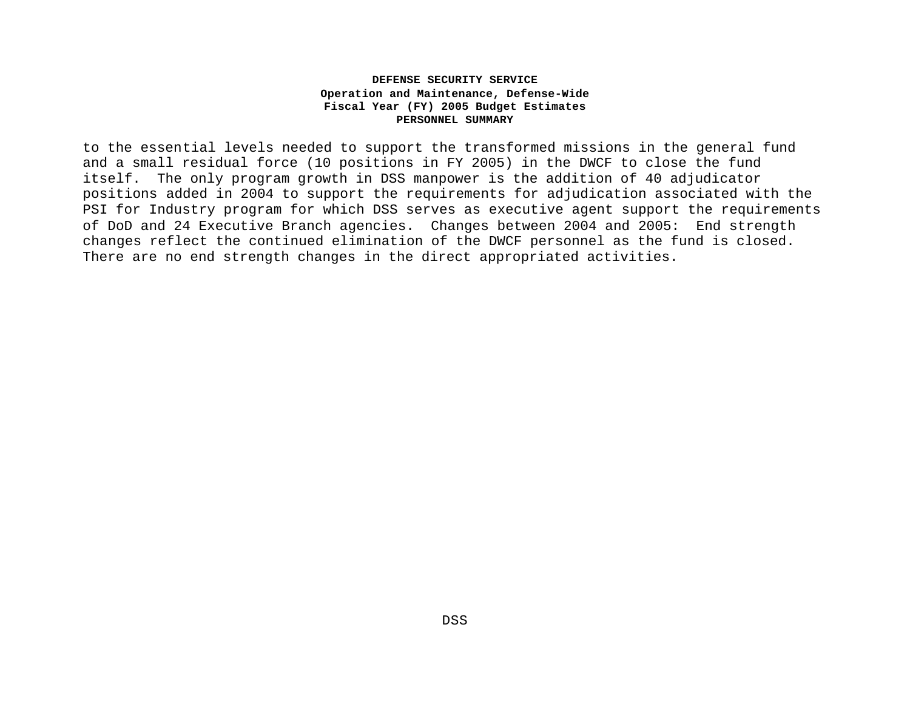to the essential levels needed to support the transformed missions in the general fund and a small residual force (10 positions in FY 2005) in the DWCF to close the fund itself.  The only program growth in DSS manpower is the addition of 40 adjudicator positions added in 2004 to support the requirements for adjudication associated with the PSI for Industry program for which DSS serves as executive agent support the requirements of DoD and 24 Executive Branch agencies.  Changes between 2004 and 2005:  End strength changes reflect the continued elimination of the DWCF personnel as the fund is closed. There are no end strength changes in the direct appropriated activities.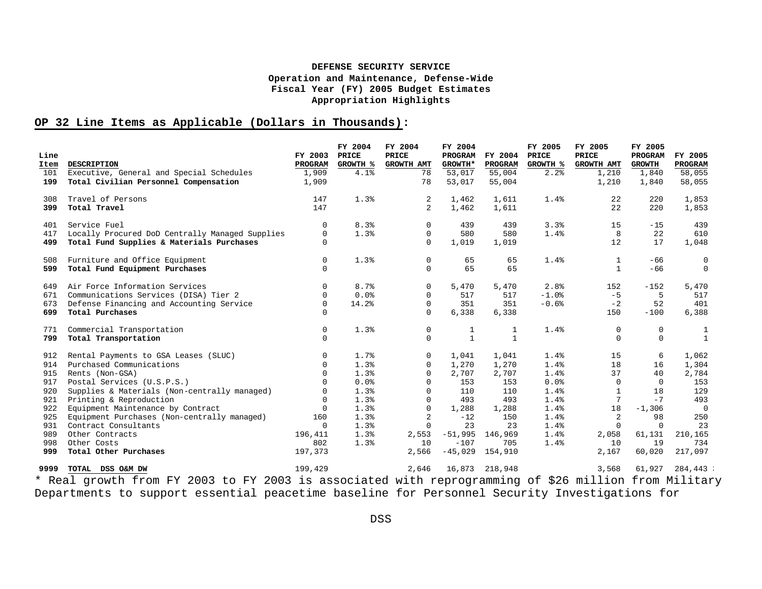**DEFENSE SECURITY SERVICE**
**Operation and Maintenance, Defense-Wide**
**Fiscal Year (FY) 2005 Budget Estimates**
**Appropriation Highlights**

## OP 32 Line Items as Applicable (Dollars in Thousands):

| Line Item | DESCRIPTION | FY 2003 PROGRAM | FY 2004 PRICE GROWTH % | FY 2004 PRICE GROWTH AMT | FY 2004 PROGRAM GROWTH* | FY 2004 PROGRAM | FY 2005 PRICE GROWTH % | FY 2005 PRICE GROWTH AMT | FY 2005 PROGRAM GROWTH | FY 2005 PROGRAM |
|---|---|---|---|---|---|---|---|---|---|---|
| 101 | Executive, General and Special Schedules | 1,909 | 4.1% | 78 | 53,017 | 55,004 | 2.2% | 1,210 | 1,840 | 58,055 |
| **199** | **Total Civilian Personnel Compensation** | 1,909 | | 78 | 53,017 | 55,004 | | 1,210 | 1,840 | 58,055 |
| 308 | Travel of Persons | 147 | 1.3% | 2 | 1,462 | 1,611 | 1.4% | 22 | 220 | 1,853 |
| **399** | **Total Travel** | 147 | | 2 | 1,462 | 1,611 | | 22 | 220 | 1,853 |
| 401 | Service Fuel | 0 | 8.3% | 0 | 439 | 439 | 3.3% | 15 | -15 | 439 |
| 417 | Locally Procured DoD Centrally Managed Supplies | 0 | 1.3% | 0 | 580 | 580 | 1.4% | 8 | 22 | 610 |
| **499** | **Total Fund Supplies & Materials Purchases** | 0 | | 0 | 1,019 | 1,019 | | 12 | 17 | 1,048 |
| 508 | Furniture and Office Equipment | 0 | 1.3% | 0 | 65 | 65 | 1.4% | 1 | -66 | 0 |
| **599** | **Total Fund Equipment Purchases** | 0 | | 0 | 65 | 65 | | 1 | -66 | 0 |
| 649 | Air Force Information Services | 0 | 8.7% | 0 | 5,470 | 5,470 | 2.8% | 152 | -152 | 5,470 |
| 671 | Communications Services (DISA) Tier 2 | 0 | 0.0% | 0 | 517 | 517 | -1.0% | -5 | 5 | 517 |
| 673 | Defense Financing and Accounting Service | 0 | 14.2% | 0 | 351 | 351 | -0.6% | -2 | 52 | 401 |
| **699** | **Total Purchases** | 0 | | 0 | 6,338 | 6,338 | | 150 | -100 | 6,388 |
| 771 | Commercial Transportation | 0 | 1.3% | 0 | 1 | 1 | 1.4% | 0 | 0 | 1 |
| **799** | **Total Transportation** | 0 | | 0 | 1 | 1 | | 0 | 0 | 1 |
| 912 | Rental Payments to GSA Leases (SLUC) | 0 | 1.7% | 0 | 1,041 | 1,041 | 1.4% | 15 | 6 | 1,062 |
| 914 | Purchased Communications | 0 | 1.3% | 0 | 1,270 | 1,270 | 1.4% | 18 | 16 | 1,304 |
| 915 | Rents (Non-GSA) | 0 | 1.3% | 0 | 2,707 | 2,707 | 1.4% | 37 | 40 | 2,784 |
| 917 | Postal Services (U.S.P.S.) | 0 | 0.0% | 0 | 153 | 153 | 0.0% | 0 | 0 | 153 |
| 920 | Supplies & Materials (Non-centrally managed) | 0 | 1.3% | 0 | 110 | 110 | 1.4% | 1 | 18 | 129 |
| 921 | Printing & Reproduction | 0 | 1.3% | 0 | 493 | 493 | 1.4% | 7 | -7 | 493 |
| 922 | Equipment Maintenance by Contract | 0 | 1.3% | 0 | 1,288 | 1,288 | 1.4% | 18 | -1,306 | 0 |
| 925 | Equipment Purchases (Non-centrally managed) | 160 | 1.3% | 2 | -12 | 150 | 1.4% | 2 | 98 | 250 |
| 931 | Contract Consultants | 0 | 1.3% | 0 | 23 | 23 | 1.4% | 0 | 0 | 23 |
| 989 | Other Contracts | 196,411 | 1.3% | 2,553 | -51,995 | 146,969 | 1.4% | 2,058 | 61,131 | 210,165 |
| 998 | Other Costs | 802 | 1.3% | 10 | -107 | 705 | 1.4% | 10 | 19 | 734 |
| **999** | **Total Other Purchases** | 197,373 | | 2,566 | -45,029 | 154,910 | | 2,167 | 60,020 | 217,097 |
| **9999** | **TOTAL DSS O&M DW** | 199,429 | | 2,646 | 16,873 | 218,948 | | 3,568 | 61,927 | 284,443 |

* Real growth from FY 2003 to FY 2003 is associated with reprogramming of $26 million from Military Departments to support essential peacetime baseline for Personnel Security Investigations for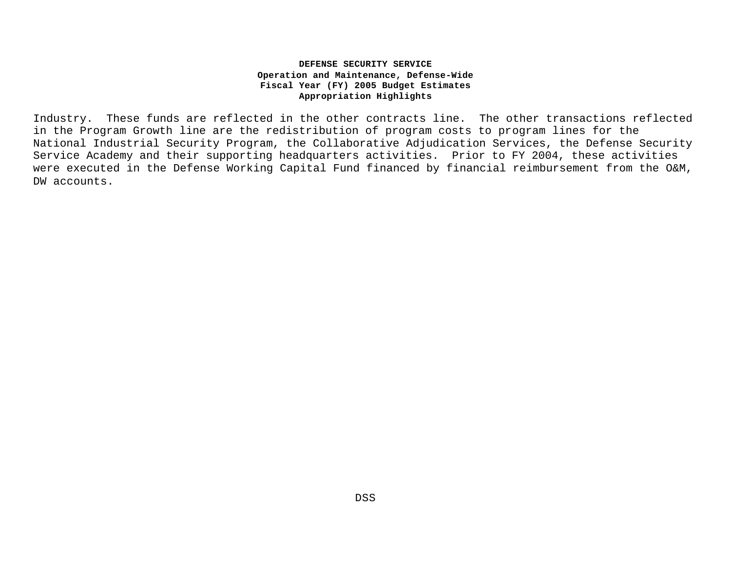Industry. These funds are reflected in the other contracts line. The other transactions reflected in the Program Growth line are the redistribution of program costs to program lines for the National Industrial Security Program, the Collaborative Adjudication Services, the Defense Security Service Academy and their supporting headquarters activities. Prior to FY 2004, these activities were executed in the Defense Working Capital Fund financed by financial reimbursement from the O&M, DW accounts.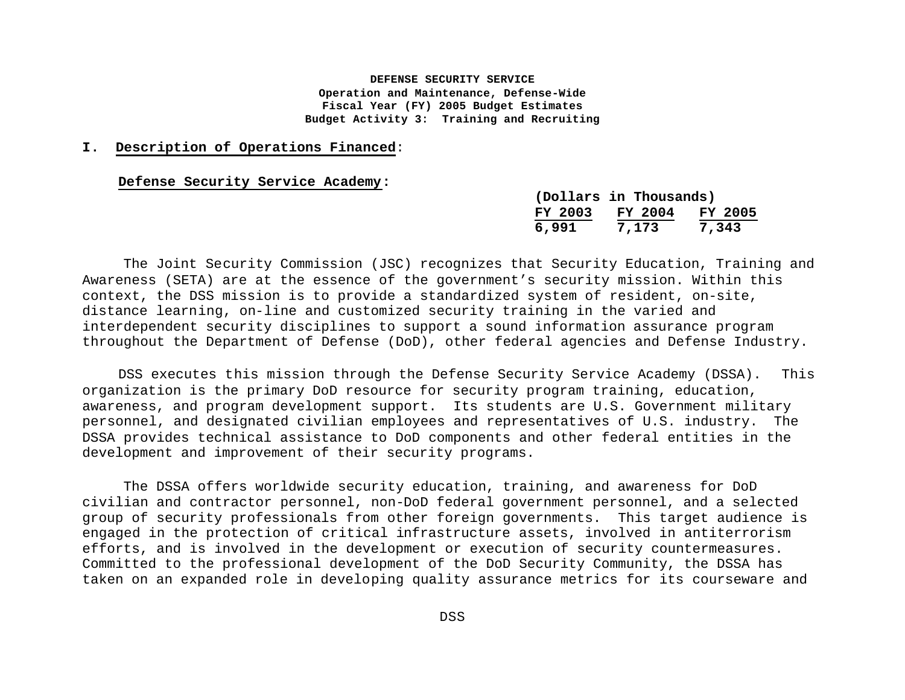**DEFENSE SECURITY SERVICE**
**Operation and Maintenance, Defense-Wide**
**Fiscal Year (FY) 2005 Budget Estimates**
**Budget Activity 3: Training and Recruiting**

## I. Description of Operations Financed:

### Defense Security Service Academy:

| (Dollars in Thousands) | | |
|---|---|---|
| FY 2003 | FY 2004 | FY 2005 |
| 6,991 | 7,173 | 7,343 |

The Joint Security Commission (JSC) recognizes that Security Education, Training and Awareness (SETA) are at the essence of the government's security mission. Within this context, the DSS mission is to provide a standardized system of resident, on-site, distance learning, on-line and customized security training in the varied and interdependent security disciplines to support a sound information assurance program throughout the Department of Defense (DoD), other federal agencies and Defense Industry.

DSS executes this mission through the Defense Security Service Academy (DSSA). This organization is the primary DoD resource for security program training, education, awareness, and program development support. Its students are U.S. Government military personnel, and designated civilian employees and representatives of U.S. industry. The DSSA provides technical assistance to DoD components and other federal entities in the development and improvement of their security programs.

The DSSA offers worldwide security education, training, and awareness for DoD civilian and contractor personnel, non-DoD federal government personnel, and a selected group of security professionals from other foreign governments. This target audience is engaged in the protection of critical infrastructure assets, involved in antiterrorism efforts, and is involved in the development or execution of security countermeasures. Committed to the professional development of the DoD Security Community, the DSSA has taken on an expanded role in developing quality assurance metrics for its courseware and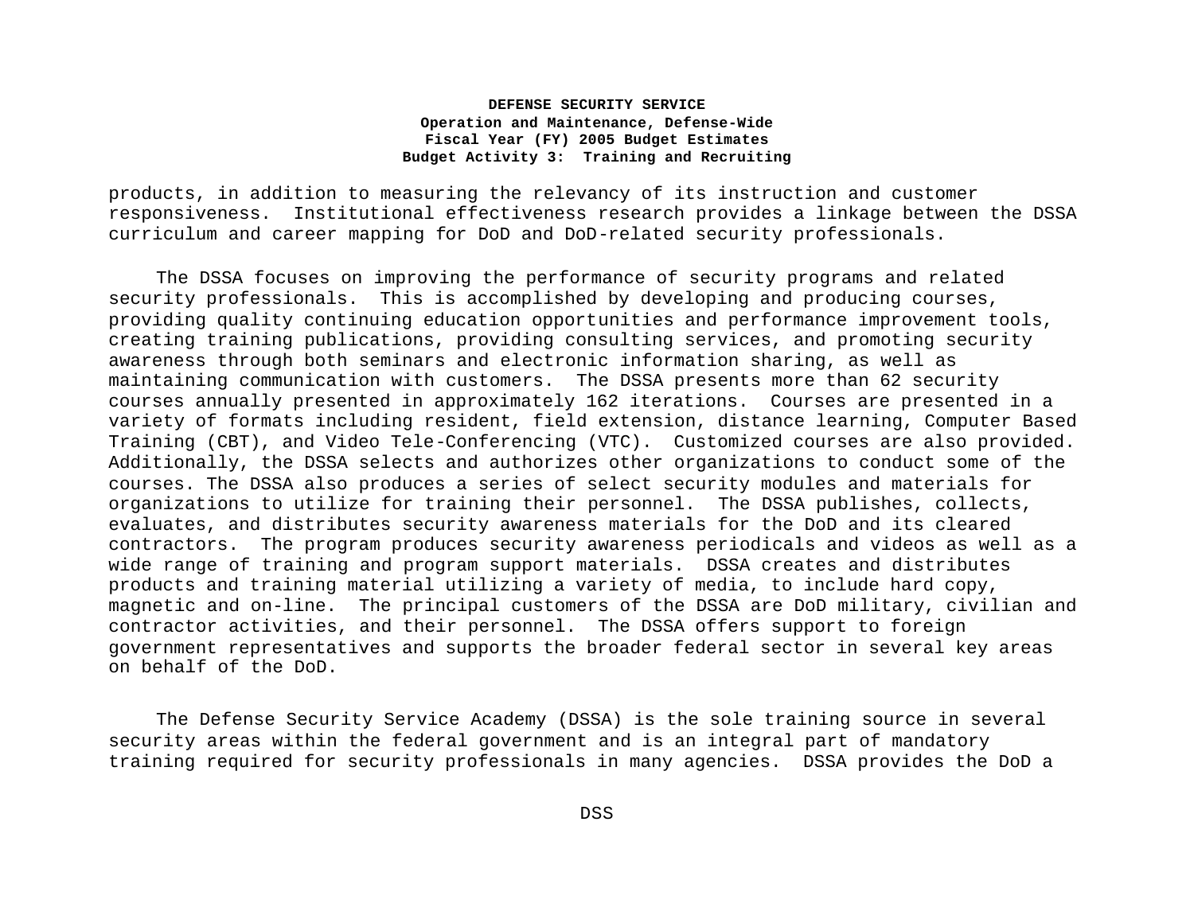products, in addition to measuring the relevancy of its instruction and customer responsiveness. Institutional effectiveness research provides a linkage between the DSSA curriculum and career mapping for DoD and DoD-related security professionals.

The DSSA focuses on improving the performance of security programs and related security professionals. This is accomplished by developing and producing courses, providing quality continuing education opportunities and performance improvement tools, creating training publications, providing consulting services, and promoting security awareness through both seminars and electronic information sharing, as well as maintaining communication with customers. The DSSA presents more than 62 security courses annually presented in approximately 162 iterations. Courses are presented in a variety of formats including resident, field extension, distance learning, Computer Based Training (CBT), and Video Tele-Conferencing (VTC). Customized courses are also provided. Additionally, the DSSA selects and authorizes other organizations to conduct some of the courses. The DSSA also produces a series of select security modules and materials for organizations to utilize for training their personnel. The DSSA publishes, collects, evaluates, and distributes security awareness materials for the DoD and its cleared contractors. The program produces security awareness periodicals and videos as well as a wide range of training and program support materials. DSSA creates and distributes products and training material utilizing a variety of media, to include hard copy, magnetic and on-line. The principal customers of the DSSA are DoD military, civilian and contractor activities, and their personnel. The DSSA offers support to foreign government representatives and supports the broader federal sector in several key areas on behalf of the DoD.

The Defense Security Service Academy (DSSA) is the sole training source in several security areas within the federal government and is an integral part of mandatory training required for security professionals in many agencies. DSSA provides the DoD a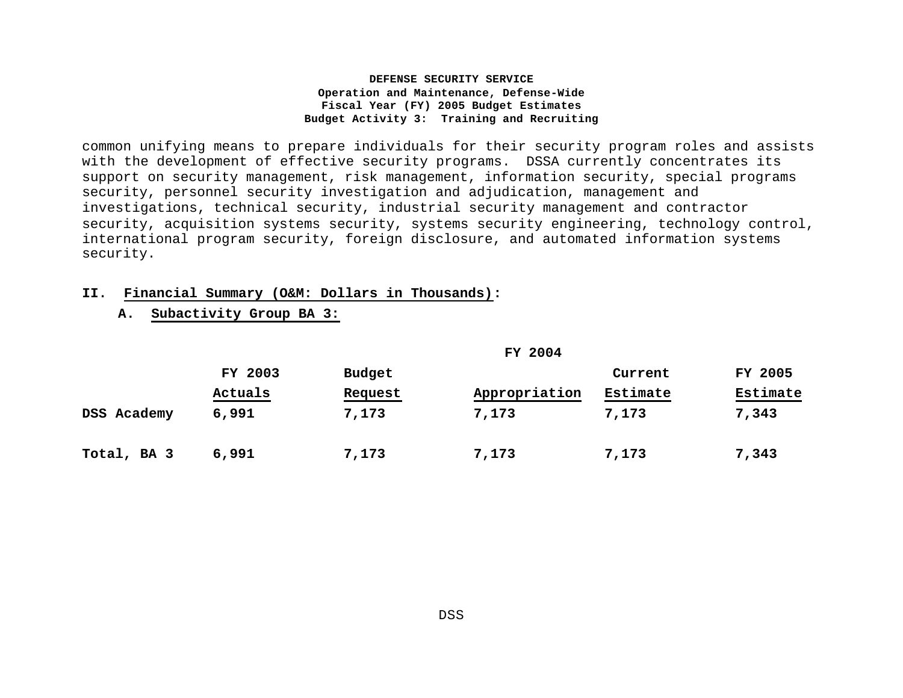common unifying means to prepare individuals for their security program roles and assists with the development of effective security programs. DSSA currently concentrates its support on security management, risk management, information security, special programs security, personnel security investigation and adjudication, management and investigations, technical security, industrial security management and contractor security, acquisition systems security, systems security engineering, technology control, international program security, foreign disclosure, and automated information systems security.

**II. Financial Summary (O&M: Dollars in Thousands):**

**A. Subactivity Group BA 3:**

| | | FY 2004 | | | |
|---|---|---|---|---|---|
| | FY 2003 Actuals | Budget Request | Appropriation | Current Estimate | FY 2005 Estimate |
| **DSS Academy** | **6,991** | **7,173** | **7,173** | **7,173** | **7,343** |
| **Total, BA 3** | **6,991** | **7,173** | **7,173** | **7,173** | **7,343** |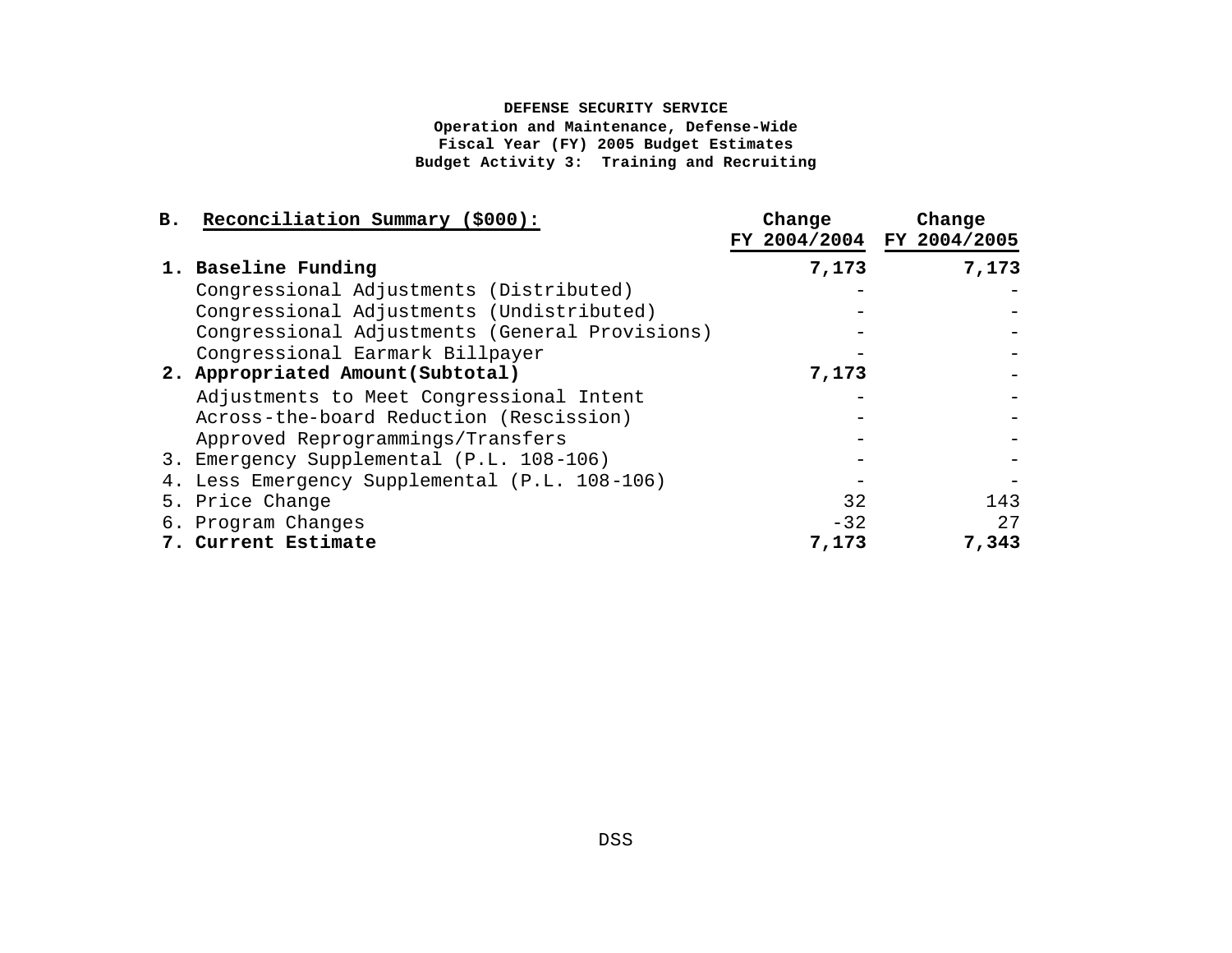**DEFENSE SECURITY SERVICE**
**Operation and Maintenance, Defense-Wide**
**Fiscal Year (FY) 2005 Budget Estimates**
**Budget Activity 3: Training and Recruiting**

| B. Reconciliation Summary ($000): | Change FY 2004/2004 | Change FY 2004/2005 |
|---|---|---|
| **1. Baseline Funding** | **7,173** | **7,173** |
| Congressional Adjustments (Distributed) | - | - |
| Congressional Adjustments (Undistributed) | - | - |
| Congressional Adjustments (General Provisions) | - | - |
| Congressional Earmark Billpayer | - | - |
| **2. Appropriated Amount(Subtotal)** | **7,173** | - |
| Adjustments to Meet Congressional Intent | - | - |
| Across-the-board Reduction (Rescission) | - | - |
| Approved Reprogrammings/Transfers | - | - |
| 3. Emergency Supplemental (P.L. 108-106) | - | - |
| 4. Less Emergency Supplemental (P.L. 108-106) | - | - |
| 5. Price Change | 32 | 143 |
| 6. Program Changes | -32 | 27 |
| **7. Current Estimate** | **7,173** | **7,343** |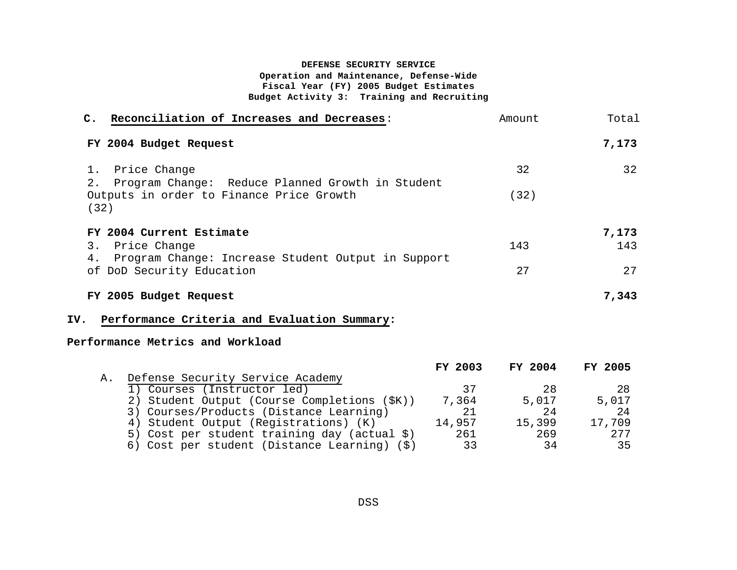**DEFENSE SECURITY SERVICE**
**Operation and Maintenance, Defense-Wide**
**Fiscal Year (FY) 2005 Budget Estimates**
**Budget Activity 3: Training and Recruiting**

**C. Reconciliation of Increases and Decreases:**

| | Amount | Total |
|---|---|---|
| **FY 2004 Budget Request** | | **7,173** |
| 1. Price Change | 32 | 32 |
| 2. Program Change: Reduce Planned Growth in Student Outputs in order to Finance Price Growth | (32) | (32) |
| **FY 2004 Current Estimate** | | **7,173** |
| 3. Price Change | 143 | 143 |
| 4. Program Change: Increase Student Output in Support of DoD Security Education | 27 | 27 |
| **FY 2005 Budget Request** | | **7,343** |

## IV. Performance Criteria and Evaluation Summary:

**Performance Metrics and Workload**

| | FY 2003 | FY 2004 | FY 2005 |
|---|---|---|---|
| A. Defense Security Service Academy | | | |
| 1) Courses (Instructor led) | 37 | 28 | 28 |
| 2) Student Output (Course Completions ($K)) | 7,364 | 5,017 | 5,017 |
| 3) Courses/Products (Distance Learning) | 21 | 24 | 24 |
| 4) Student Output (Registrations) (K) | 14,957 | 15,399 | 17,709 |
| 5) Cost per student training day (actual $) | 261 | 269 | 277 |
| 6) Cost per student (Distance Learning) ($) | 33 | 34 | 35 |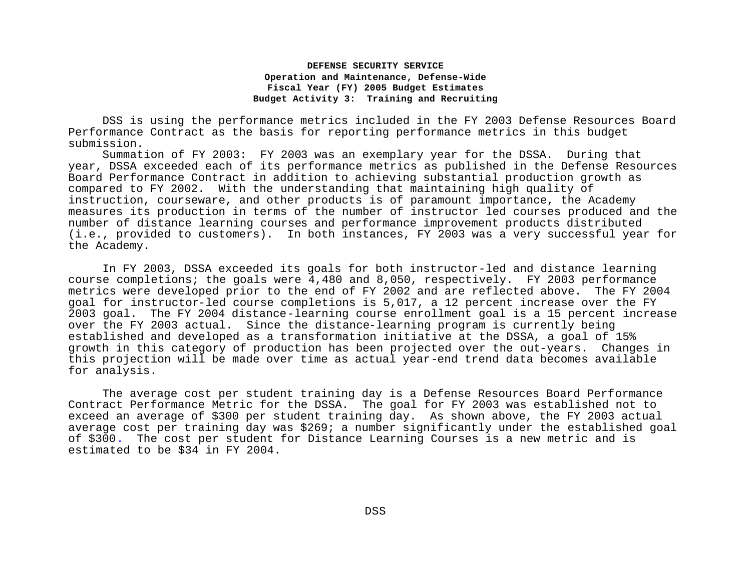**DEFENSE SECURITY SERVICE**
**Operation and Maintenance, Defense-Wide**
**Fiscal Year (FY) 2005 Budget Estimates**
**Budget Activity 3: Training and Recruiting**

DSS is using the performance metrics included in the FY 2003 Defense Resources Board Performance Contract as the basis for reporting performance metrics in this budget submission.

Summation of FY 2003: FY 2003 was an exemplary year for the DSSA. During that year, DSSA exceeded each of its performance metrics as published in the Defense Resources Board Performance Contract in addition to achieving substantial production growth as compared to FY 2002. With the understanding that maintaining high quality of instruction, courseware, and other products is of paramount importance, the Academy measures its production in terms of the number of instructor led courses produced and the number of distance learning courses and performance improvement products distributed (i.e., provided to customers). In both instances, FY 2003 was a very successful year for the Academy.

In FY 2003, DSSA exceeded its goals for both instructor-led and distance learning course completions; the goals were 4,480 and 8,050, respectively. FY 2003 performance metrics were developed prior to the end of FY 2002 and are reflected above. The FY 2004 goal for instructor-led course completions is 5,017, a 12 percent increase over the FY 2003 goal. The FY 2004 distance-learning course enrollment goal is a 15 percent increase over the FY 2003 actual. Since the distance-learning program is currently being established and developed as a transformation initiative at the DSSA, a goal of 15% growth in this category of production has been projected over the out-years. Changes in this projection will be made over time as actual year-end trend data becomes available for analysis.

The average cost per student training day is a Defense Resources Board Performance Contract Performance Metric for the DSSA. The goal for FY 2003 was established not to exceed an average of $300 per student training day. As shown above, the FY 2003 actual average cost per training day was $269; a number significantly under the established goal of $300. The cost per student for Distance Learning Courses is a new metric and is estimated to be $34 in FY 2004.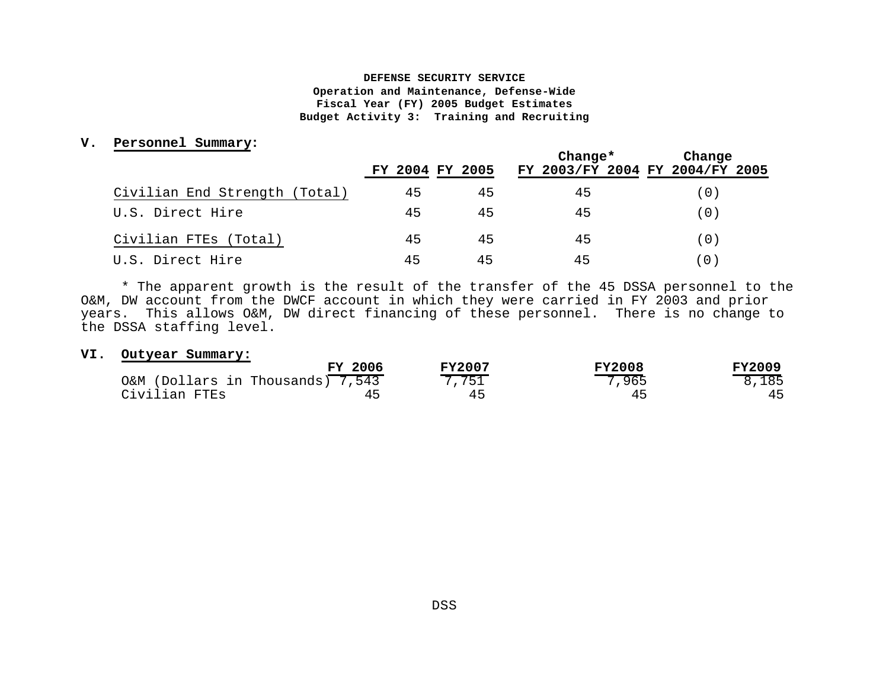**DEFENSE SECURITY SERVICE**
**Operation and Maintenance, Defense-Wide**
**Fiscal Year (FY) 2005 Budget Estimates**
**Budget Activity 3: Training and Recruiting**

## V. Personnel Summary:

| | FY 2004 | FY 2005 | Change* FY 2003/FY 2004 | Change FY 2004/FY 2005 |
|---|---|---|---|---|
| Civilian End Strength (Total) | 45 | 45 | 45 | (0) |
| U.S. Direct Hire | 45 | 45 | 45 | (0) |
| Civilian FTEs (Total) | 45 | 45 | 45 | (0) |
| U.S. Direct Hire | 45 | 45 | 45 | (0) |

* The apparent growth is the result of the transfer of the 45 DSSA personnel to the O&M, DW account from the DWCF account in which they were carried in FY 2003 and prior years. This allows O&M, DW direct financing of these personnel. There is no change to the DSSA staffing level.

## VI. Outyear Summary:

| | FY 2006 | FY2007 | FY2008 | FY2009 |
|---|---|---|---|---|
| O&M (Dollars in Thousands) | 7,543 | 7,751 | 7,965 | 8,185 |
| Civilian FTEs | 45 | 45 | 45 | 45 |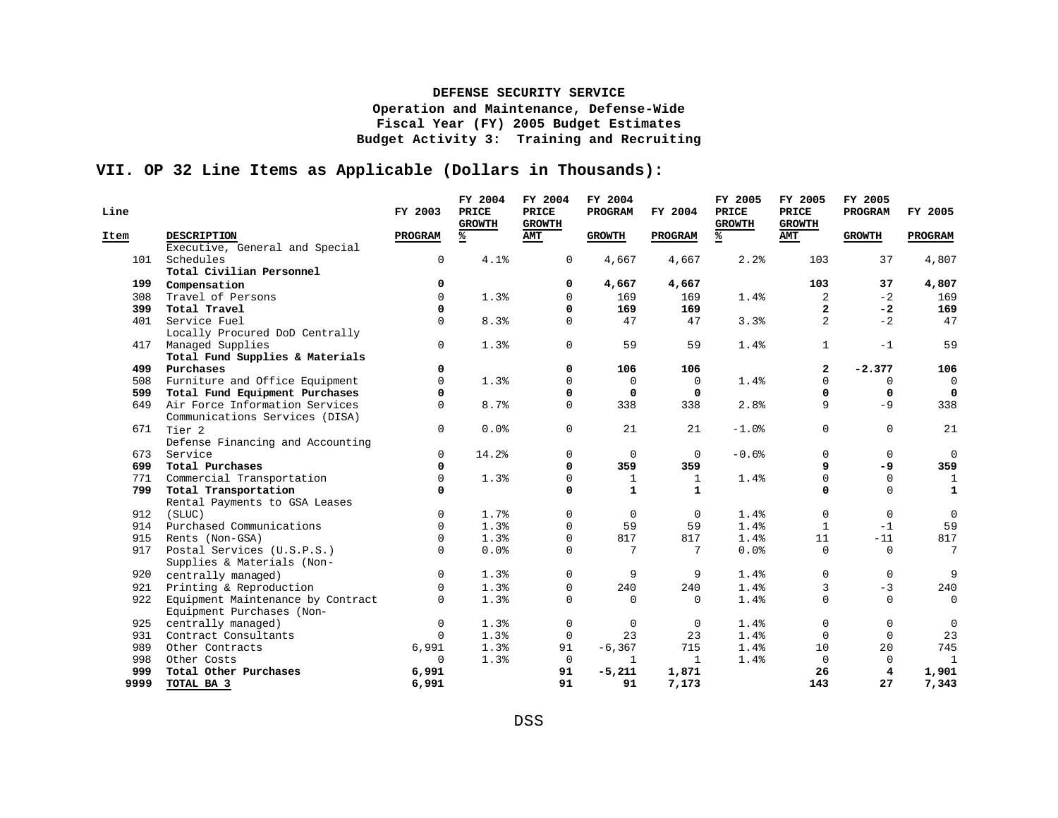**DEFENSE SECURITY SERVICE**
**Operation and Maintenance, Defense-Wide**
**Fiscal Year (FY) 2005 Budget Estimates**
**Budget Activity 3: Training and Recruiting**

## VII. OP 32 Line Items as Applicable (Dollars in Thousands):

| Line Item | DESCRIPTION | FY 2003 PROGRAM | FY 2004 PRICE GROWTH % | FY 2004 PRICE GROWTH AMT | FY 2004 PROGRAM GROWTH | FY 2004 PROGRAM | FY 2005 PRICE GROWTH % | FY 2005 PRICE GROWTH AMT | FY 2005 PROGRAM GROWTH | FY 2005 PROGRAM |
|---|---|---|---|---|---|---|---|---|---|---|
| 101 | Executive, General and Special Schedules | 0 | 4.1% | 0 | 4,667 | 4,667 | 2.2% | 103 | 37 | 4,807 |
| **199** | **Total Civilian Personnel Compensation** | **0** | | **0** | **4,667** | **4,667** | | **103** | **37** | **4,807** |
| 308 | Travel of Persons | 0 | 1.3% | 0 | 169 | 169 | 1.4% | 2 | -2 | 169 |
| **399** | **Total Travel** | **0** | | **0** | **169** | **169** | | **2** | **-2** | **169** |
| 401 | Service Fuel | 0 | 8.3% | 0 | 47 | 47 | 3.3% | 2 | -2 | 47 |
| 417 | Locally Procured DoD Centrally Managed Supplies | 0 | 1.3% | 0 | 59 | 59 | 1.4% | 1 | -1 | 59 |
| **499** | **Total Fund Supplies & Materials Purchases** | **0** | | **0** | **106** | **106** | | **2** | **-2.377** | **106** |
| 508 | Furniture and Office Equipment | 0 | 1.3% | 0 | 0 | 0 | 1.4% | 0 | 0 | 0 |
| **599** | **Total Fund Equipment Purchases** | **0** | | **0** | **0** | **0** | | **0** | **0** | **0** |
| 649 | Air Force Information Services | 0 | 8.7% | 0 | 338 | 338 | 2.8% | 9 | -9 | 338 |
| 671 | Communications Services (DISA) Tier 2 | 0 | 0.0% | 0 | 21 | 21 | -1.0% | 0 | 0 | 21 |
| 673 | Defense Financing and Accounting Service | 0 | 14.2% | 0 | 0 | 0 | -0.6% | 0 | 0 | 0 |
| **699** | **Total Purchases** | **0** | | **0** | **359** | **359** | | **9** | **-9** | **359** |
| 771 | Commercial Transportation | 0 | 1.3% | 0 | 1 | 1 | 1.4% | 0 | 0 | 1 |
| **799** | **Total Transportation** | **0** | | **0** | **1** | **1** | | **0** | 0 | **1** |
| 912 | Rental Payments to GSA Leases (SLUC) | 0 | 1.7% | 0 | 0 | 0 | 1.4% | 0 | 0 | 0 |
| 914 | Purchased Communications | 0 | 1.3% | 0 | 59 | 59 | 1.4% | 1 | -1 | 59 |
| 915 | Rents (Non-GSA) | 0 | 1.3% | 0 | 817 | 817 | 1.4% | 11 | -11 | 817 |
| 917 | Postal Services (U.S.P.S.) | 0 | 0.0% | 0 | 7 | 7 | 0.0% | 0 | 0 | 7 |
| 920 | Supplies & Materials (Non-centrally managed) | 0 | 1.3% | 0 | 9 | 9 | 1.4% | 0 | 0 | 9 |
| 921 | Printing & Reproduction | 0 | 1.3% | 0 | 240 | 240 | 1.4% | 3 | -3 | 240 |
| 922 | Equipment Maintenance by Contract | 0 | 1.3% | 0 | 0 | 0 | 1.4% | 0 | 0 | 0 |
| 925 | Equipment Purchases (Non-centrally managed) | 0 | 1.3% | 0 | 0 | 0 | 1.4% | 0 | 0 | 0 |
| 931 | Contract Consultants | 0 | 1.3% | 0 | 23 | 23 | 1.4% | 0 | 0 | 23 |
| 989 | Other Contracts | 6,991 | 1.3% | 91 | -6,367 | 715 | 1.4% | 10 | 20 | 745 |
| 998 | Other Costs | 0 | 1.3% | 0 | 1 | 1 | 1.4% | 0 | 0 | 1 |
| **999** | **Total Other Purchases** | **6,991** | | **91** | **-5,211** | **1,871** | | **26** | **4** | **1,901** |
| **9999** | **TOTAL BA 3** | **6,991** | | **91** | **91** | **7,173** | | **143** | **27** | **7,343** |

DSS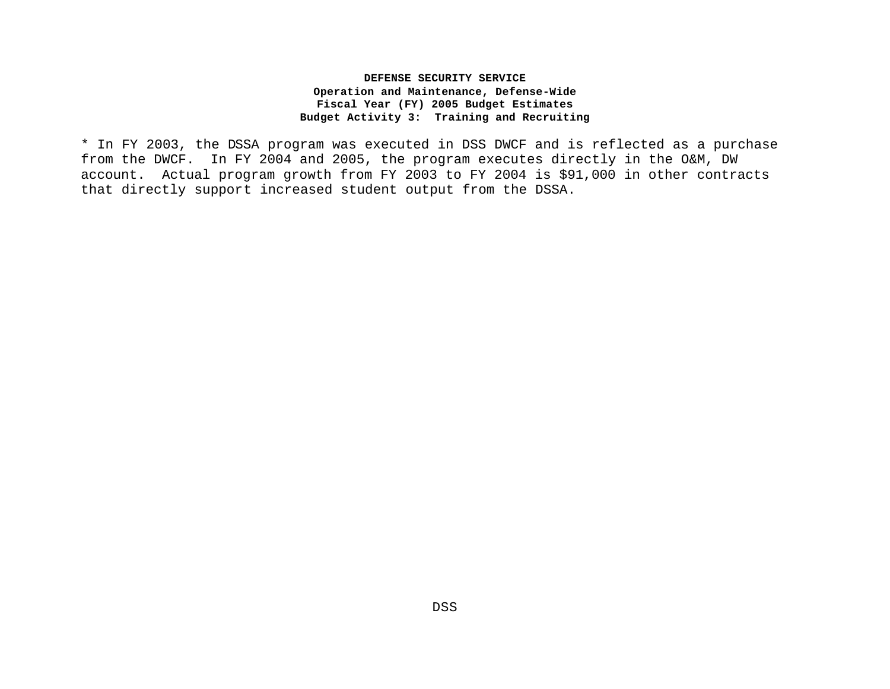* In FY 2003, the DSSA program was executed in DSS DWCF and is reflected as a purchase from the DWCF. In FY 2004 and 2005, the program executes directly in the O&M, DW account. Actual program growth from FY 2003 to FY 2004 is $91,000 in other contracts that directly support increased student output from the DSSA.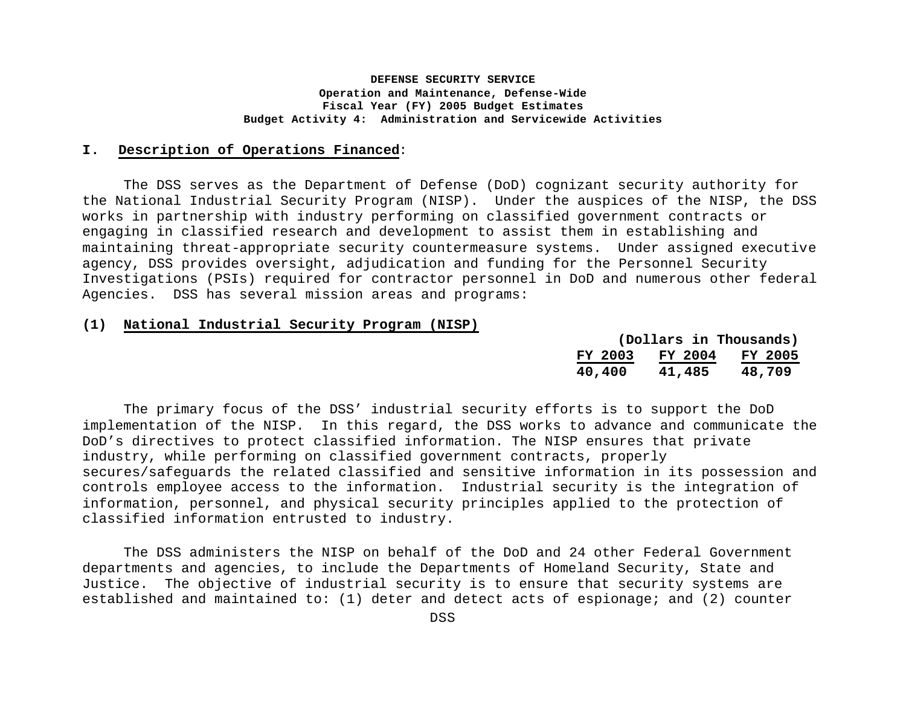**DEFENSE SECURITY SERVICE**
**Operation and Maintenance, Defense-Wide**
**Fiscal Year (FY) 2005 Budget Estimates**
**Budget Activity 4: Administration and Servicewide Activities**

## I. Description of Operations Financed:

The DSS serves as the Department of Defense (DoD) cognizant security authority for the National Industrial Security Program (NISP). Under the auspices of the NISP, the DSS works in partnership with industry performing on classified government contracts or engaging in classified research and development to assist them in establishing and maintaining threat-appropriate security countermeasure systems. Under assigned executive agency, DSS provides oversight, adjudication and funding for the Personnel Security Investigations (PSIs) required for contractor personnel in DoD and numerous other federal Agencies. DSS has several mission areas and programs:

### (1) National Industrial Security Program (NISP)

| (Dollars in Thousands) | | |
|---|---|---|
| FY 2003 | FY 2004 | FY 2005 |
| 40,400 | 41,485 | 48,709 |

The primary focus of the DSS' industrial security efforts is to support the DoD implementation of the NISP. In this regard, the DSS works to advance and communicate the DoD's directives to protect classified information. The NISP ensures that private industry, while performing on classified government contracts, properly secures/safeguards the related classified and sensitive information in its possession and controls employee access to the information. Industrial security is the integration of information, personnel, and physical security principles applied to the protection of classified information entrusted to industry.

The DSS administers the NISP on behalf of the DoD and 24 other Federal Government departments and agencies, to include the Departments of Homeland Security, State and Justice. The objective of industrial security is to ensure that security systems are established and maintained to: (1) deter and detect acts of espionage; and (2) counter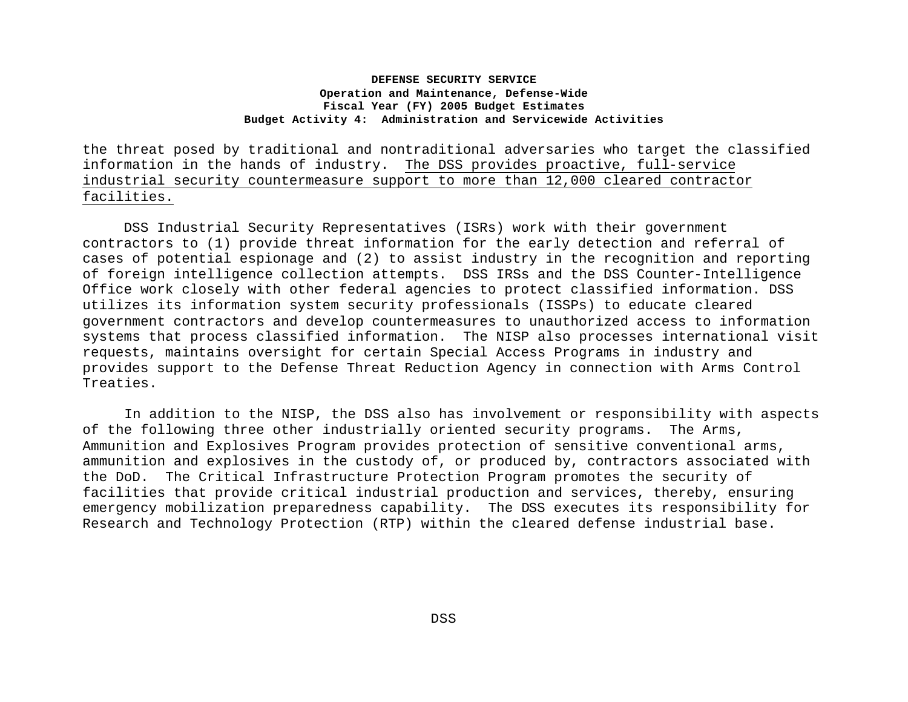the threat posed by traditional and nontraditional adversaries who target the classified information in the hands of industry. <u>The DSS provides proactive, full-service industrial security countermeasure support to more than 12,000 cleared contractor facilities.</u>

DSS Industrial Security Representatives (ISRs) work with their government contractors to (1) provide threat information for the early detection and referral of cases of potential espionage and (2) to assist industry in the recognition and reporting of foreign intelligence collection attempts. DSS IRSs and the DSS Counter-Intelligence Office work closely with other federal agencies to protect classified information. DSS utilizes its information system security professionals (ISSPs) to educate cleared government contractors and develop countermeasures to unauthorized access to information systems that process classified information. The NISP also processes international visit requests, maintains oversight for certain Special Access Programs in industry and provides support to the Defense Threat Reduction Agency in connection with Arms Control Treaties.

In addition to the NISP, the DSS also has involvement or responsibility with aspects of the following three other industrially oriented security programs. The Arms, Ammunition and Explosives Program provides protection of sensitive conventional arms, ammunition and explosives in the custody of, or produced by, contractors associated with the DoD. The Critical Infrastructure Protection Program promotes the security of facilities that provide critical industrial production and services, thereby, ensuring emergency mobilization preparedness capability. The DSS executes its responsibility for Research and Technology Protection (RTP) within the cleared defense industrial base.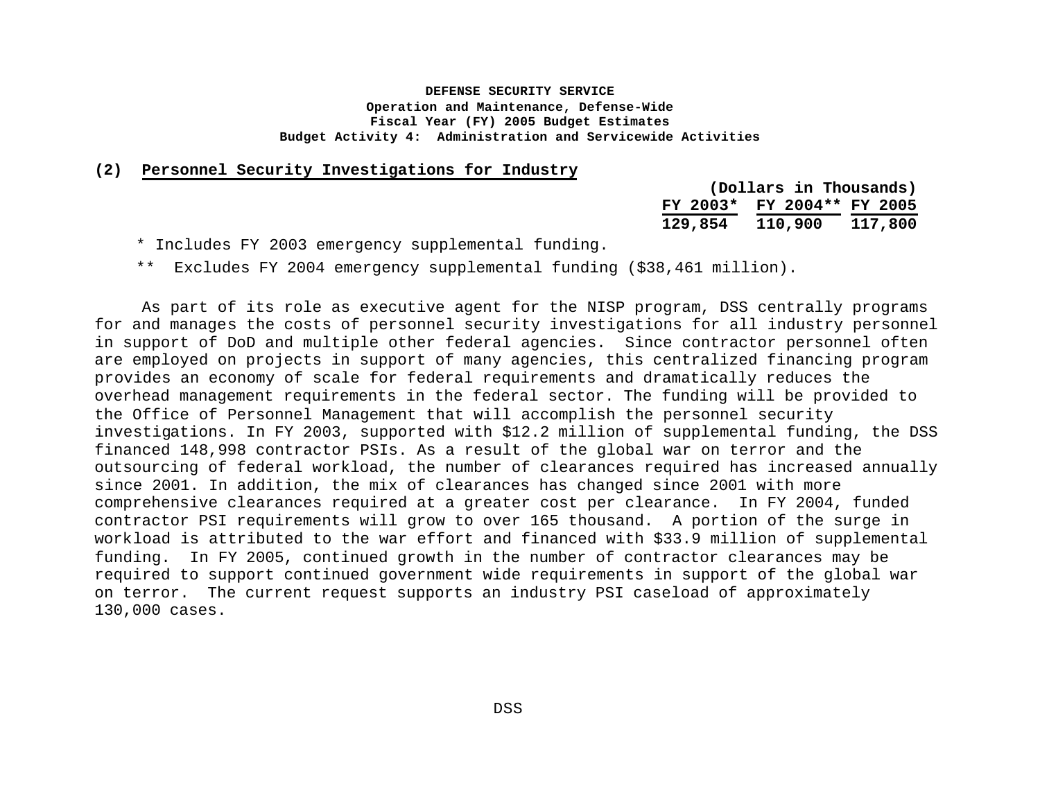**DEFENSE SECURITY SERVICE**
**Operation and Maintenance, Defense-Wide**
**Fiscal Year (FY) 2005 Budget Estimates**
**Budget Activity 4: Administration and Servicewide Activities**

**(2) Personnel Security Investigations for Industry**

| (Dollars in Thousands) | | |
|---|---|---|
| FY 2003* | FY 2004** | FY 2005 |
| 129,854 | 110,900 | 117,800 |

\* Includes FY 2003 emergency supplemental funding.

** Excludes FY 2004 emergency supplemental funding ($38,461 million).

As part of its role as executive agent for the NISP program, DSS centrally programs for and manages the costs of personnel security investigations for all industry personnel in support of DoD and multiple other federal agencies. Since contractor personnel often are employed on projects in support of many agencies, this centralized financing program provides an economy of scale for federal requirements and dramatically reduces the overhead management requirements in the federal sector. The funding will be provided to the Office of Personnel Management that will accomplish the personnel security investigations. In FY 2003, supported with $12.2 million of supplemental funding, the DSS financed 148,998 contractor PSIs. As a result of the global war on terror and the outsourcing of federal workload, the number of clearances required has increased annually since 2001. In addition, the mix of clearances has changed since 2001 with more comprehensive clearances required at a greater cost per clearance. In FY 2004, funded contractor PSI requirements will grow to over 165 thousand. A portion of the surge in workload is attributed to the war effort and financed with $33.9 million of supplemental funding. In FY 2005, continued growth in the number of contractor clearances may be required to support continued government wide requirements in support of the global war on terror. The current request supports an industry PSI caseload of approximately 130,000 cases.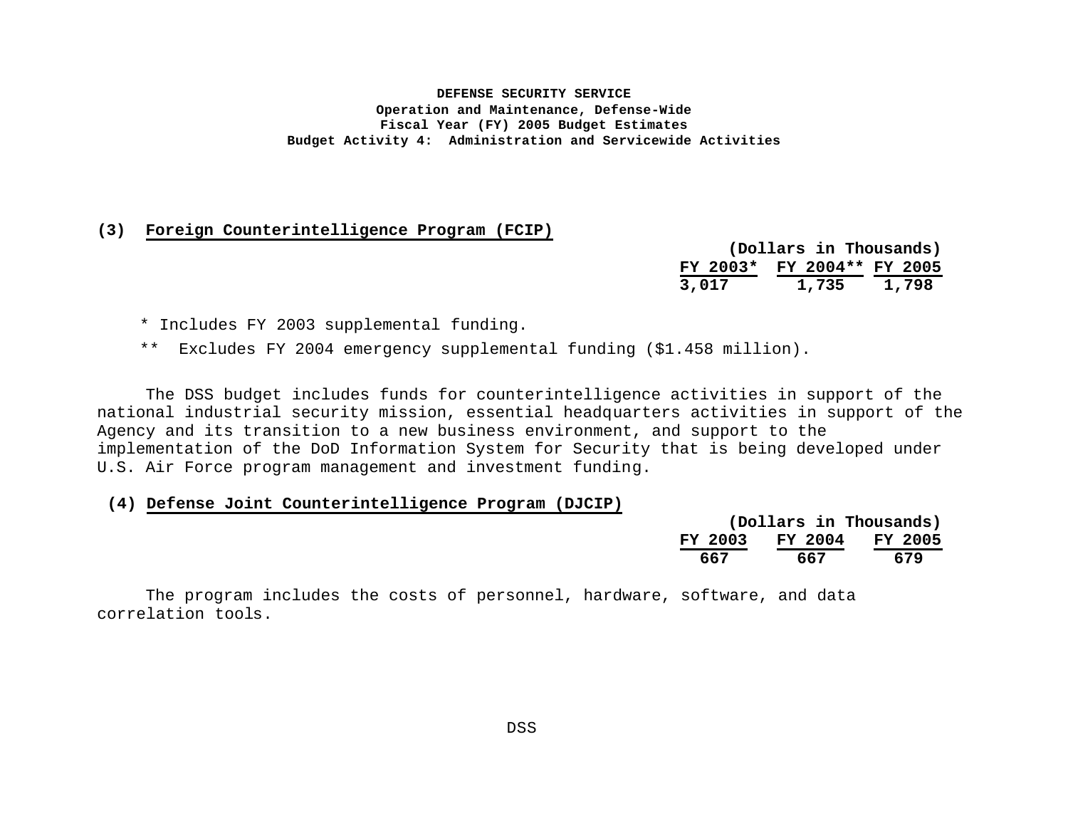**DEFENSE SECURITY SERVICE**
**Operation and Maintenance, Defense-Wide**
**Fiscal Year (FY) 2005 Budget Estimates**
**Budget Activity 4: Administration and Servicewide Activities**

### (3) Foreign Counterintelligence Program (FCIP)

| (Dollars in Thousands) | | |
|---|---|---|
| FY 2003* | FY 2004** | FY 2005 |
| 3,017 | 1,735 | 1,798 |

* Includes FY 2003 supplemental funding.

** Excludes FY 2004 emergency supplemental funding ($1.458 million).

The DSS budget includes funds for counterintelligence activities in support of the national industrial security mission, essential headquarters activities in support of the Agency and its transition to a new business environment, and support to the implementation of the DoD Information System for Security that is being developed under U.S. Air Force program management and investment funding.

### (4) Defense Joint Counterintelligence Program (DJCIP)

| (Dollars in Thousands) | | |
|---|---|---|
| FY 2003 | FY 2004 | FY 2005 |
| 667 | 667 | 679 |

The program includes the costs of personnel, hardware, software, and data correlation tools.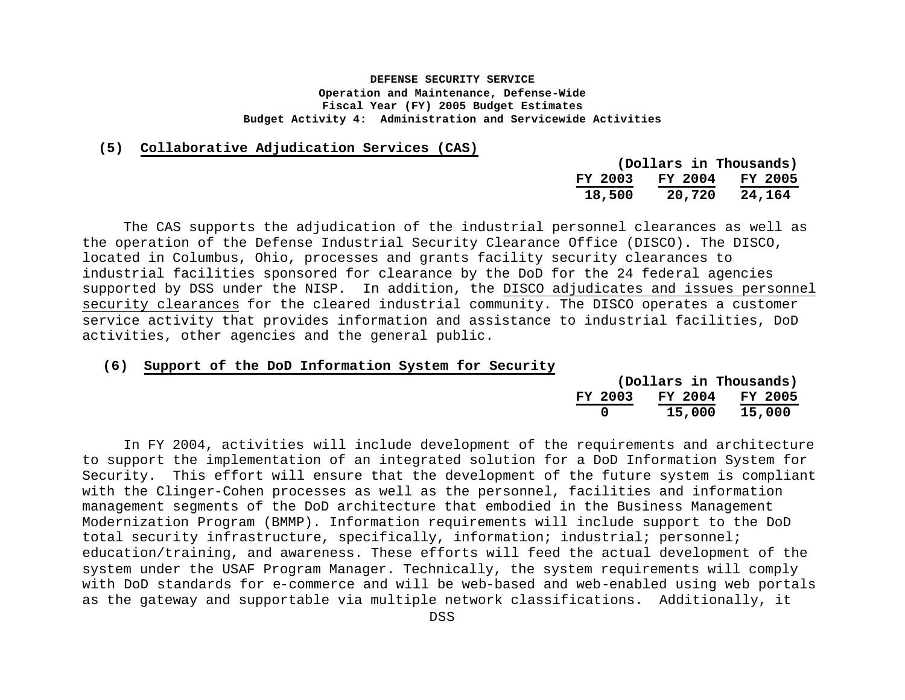**DEFENSE SECURITY SERVICE**
**Operation and Maintenance, Defense-Wide**
**Fiscal Year (FY) 2005 Budget Estimates**
**Budget Activity 4: Administration and Servicewide Activities**

### (5) Collaborative Adjudication Services (CAS)

| (Dollars in Thousands) | | |
|---|---|---|
| FY 2003 | FY 2004 | FY 2005 |
| 18,500 | 20,720 | 24,164 |

The CAS supports the adjudication of the industrial personnel clearances as well as the operation of the Defense Industrial Security Clearance Office (DISCO). The DISCO, located in Columbus, Ohio, processes and grants facility security clearances to industrial facilities sponsored for clearance by the DoD for the 24 federal agencies supported by DSS under the NISP. In addition, the DISCO adjudicates and issues personnel security clearances for the cleared industrial community. The DISCO operates a customer service activity that provides information and assistance to industrial facilities, DoD activities, other agencies and the general public.

### (6) Support of the DoD Information System for Security

| (Dollars in Thousands) | | |
|---|---|---|
| FY 2003 | FY 2004 | FY 2005 |
| 0 | 15,000 | 15,000 |

In FY 2004, activities will include development of the requirements and architecture to support the implementation of an integrated solution for a DoD Information System for Security. This effort will ensure that the development of the future system is compliant with the Clinger-Cohen processes as well as the personnel, facilities and information management segments of the DoD architecture that embodied in the Business Management Modernization Program (BMMP). Information requirements will include support to the DoD total security infrastructure, specifically, information; industrial; personnel; education/training, and awareness. These efforts will feed the actual development of the system under the USAF Program Manager. Technically, the system requirements will comply with DoD standards for e-commerce and will be web-based and web-enabled using web portals as the gateway and supportable via multiple network classifications. Additionally, it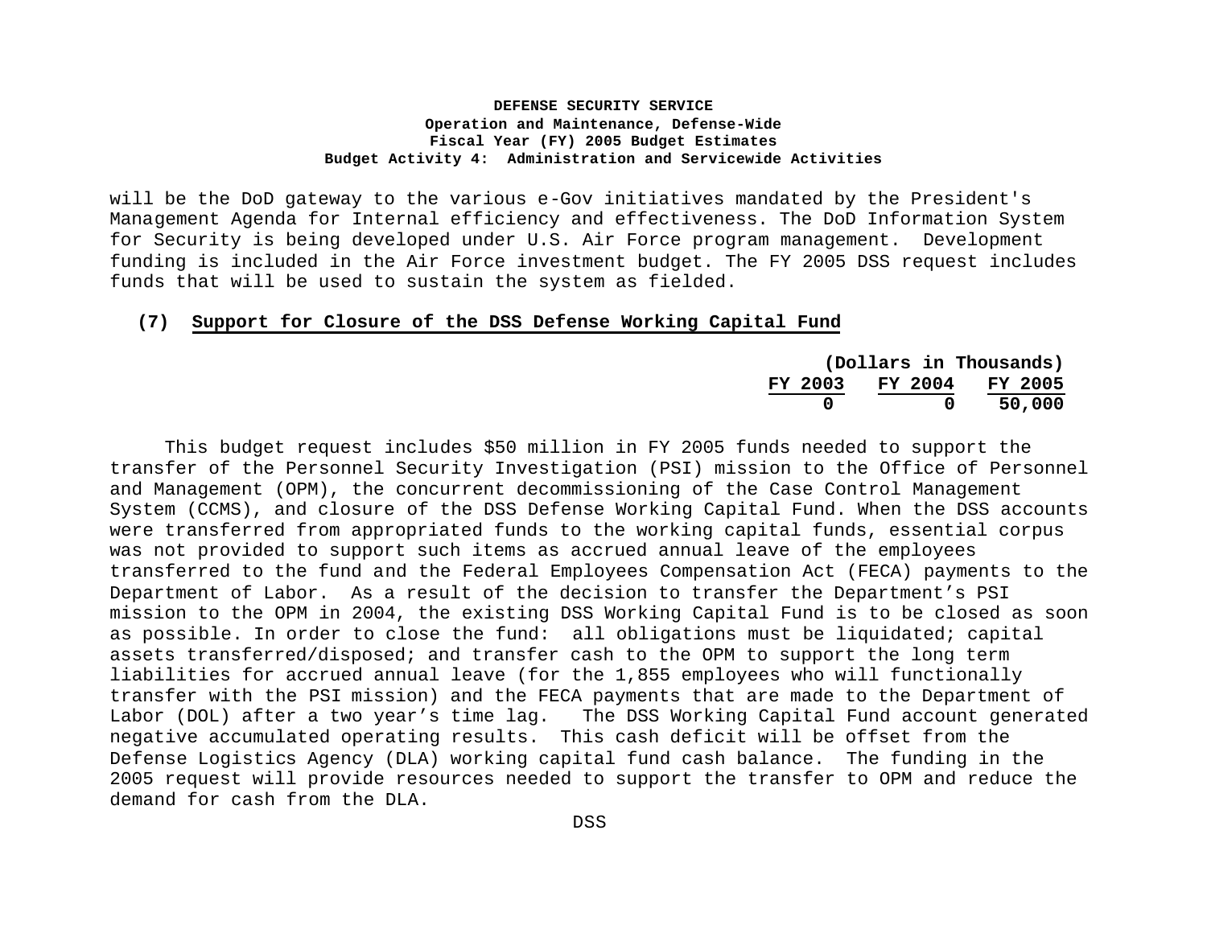will be the DoD gateway to the various e-Gov initiatives mandated by the President's Management Agenda for Internal efficiency and effectiveness. The DoD Information System for Security is being developed under U.S. Air Force program management. Development funding is included in the Air Force investment budget. The FY 2005 DSS request includes funds that will be used to sustain the system as fielded.

**(7) Support for Closure of the DSS Defense Working Capital Fund**

| (Dollars in Thousands) | | |
|---|---|---|
| FY 2003 | FY 2004 | FY 2005 |
| 0 | 0 | 50,000 |

This budget request includes $50 million in FY 2005 funds needed to support the transfer of the Personnel Security Investigation (PSI) mission to the Office of Personnel and Management (OPM), the concurrent decommissioning of the Case Control Management System (CCMS), and closure of the DSS Defense Working Capital Fund. When the DSS accounts were transferred from appropriated funds to the working capital funds, essential corpus was not provided to support such items as accrued annual leave of the employees transferred to the fund and the Federal Employees Compensation Act (FECA) payments to the Department of Labor. As a result of the decision to transfer the Department's PSI mission to the OPM in 2004, the existing DSS Working Capital Fund is to be closed as soon as possible. In order to close the fund: all obligations must be liquidated; capital assets transferred/disposed; and transfer cash to the OPM to support the long term liabilities for accrued annual leave (for the 1,855 employees who will functionally transfer with the PSI mission) and the FECA payments that are made to the Department of Labor (DOL) after a two year's time lag. The DSS Working Capital Fund account generated negative accumulated operating results. This cash deficit will be offset from the Defense Logistics Agency (DLA) working capital fund cash balance. The funding in the 2005 request will provide resources needed to support the transfer to OPM and reduce the demand for cash from the DLA.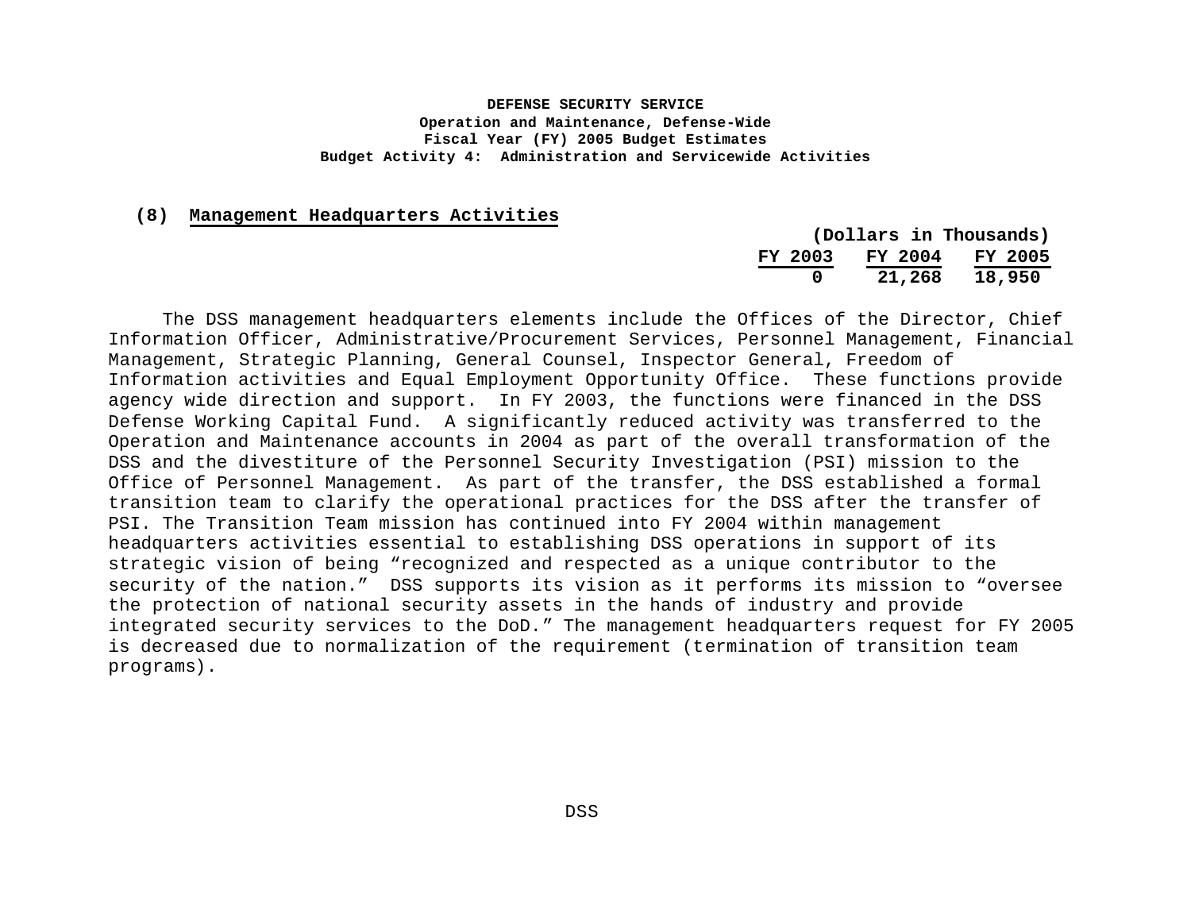**DEFENSE SECURITY SERVICE**
**Operation and Maintenance, Defense-Wide**
**Fiscal Year (FY) 2005 Budget Estimates**
**Budget Activity 4: Administration and Servicewide Activities**

## (8) Management Headquarters Activities

| (Dollars in Thousands) | | |
|---|---|---|
| **FY 2003** | **FY 2004** | **FY 2005** |
| 0 | 21,268 | 18,950 |

The DSS management headquarters elements include the Offices of the Director, Chief Information Officer, Administrative/Procurement Services, Personnel Management, Financial Management, Strategic Planning, General Counsel, Inspector General, Freedom of Information activities and Equal Employment Opportunity Office. These functions provide agency wide direction and support. In FY 2003, the functions were financed in the DSS Defense Working Capital Fund. A significantly reduced activity was transferred to the Operation and Maintenance accounts in 2004 as part of the overall transformation of the DSS and the divestiture of the Personnel Security Investigation (PSI) mission to the Office of Personnel Management. As part of the transfer, the DSS established a formal transition team to clarify the operational practices for the DSS after the transfer of PSI. The Transition Team mission has continued into FY 2004 within management headquarters activities essential to establishing DSS operations in support of its strategic vision of being "recognized and respected as a unique contributor to the security of the nation." DSS supports its vision as it performs its mission to "oversee the protection of national security assets in the hands of industry and provide integrated security services to the DoD." The management headquarters request for FY 2005 is decreased due to normalization of the requirement (termination of transition team programs).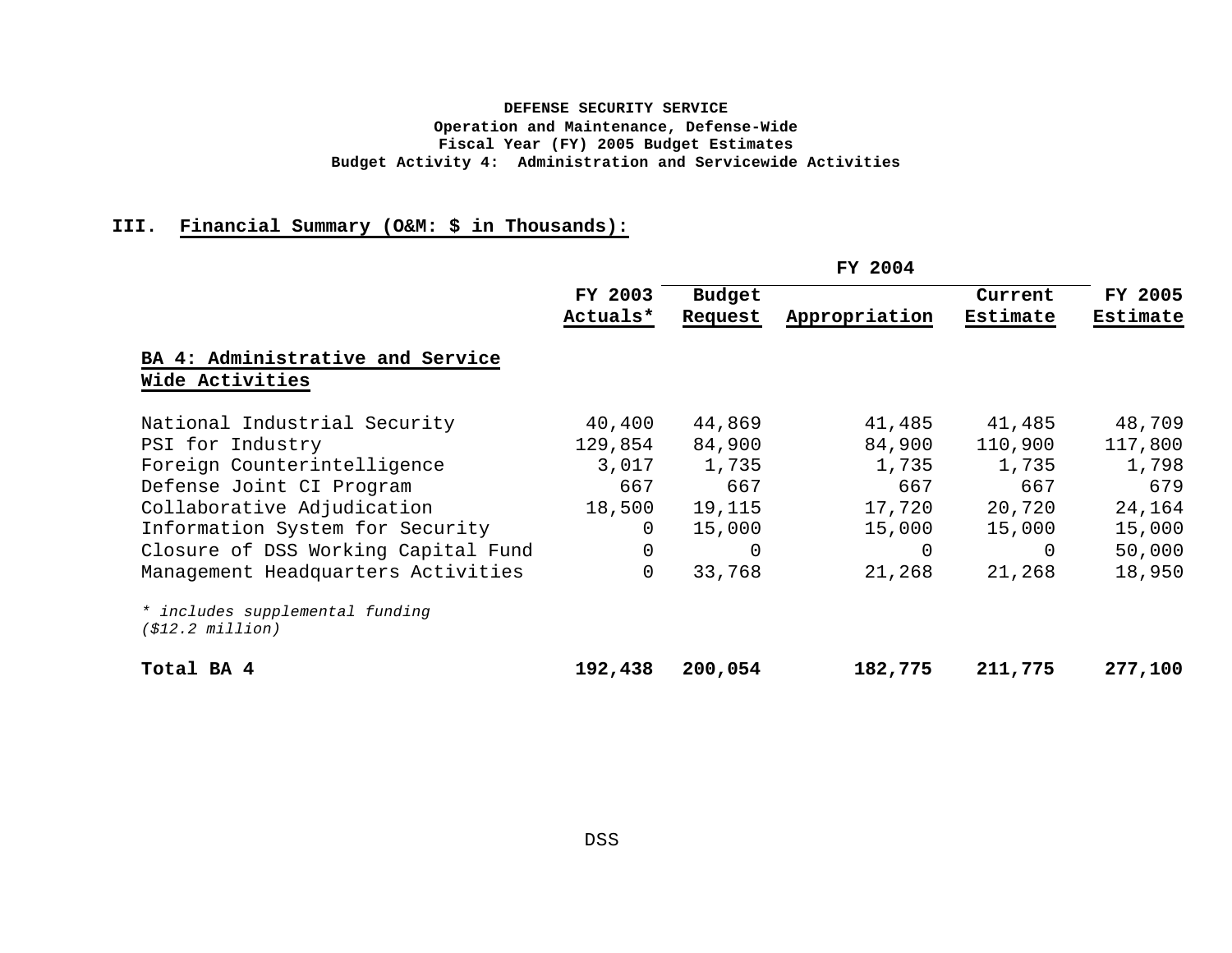**DEFENSE SECURITY SERVICE**
**Operation and Maintenance, Defense-Wide**
**Fiscal Year (FY) 2005 Budget Estimates**
**Budget Activity 4: Administration and Servicewide Activities**

## III. Financial Summary (O&M: $ in Thousands):

| | | FY 2004 | | | |
|---|---|---|---|---|---|
| | FY 2003 Actuals* | Budget Request | Appropriation | Current Estimate | FY 2005 Estimate |
| **BA 4: Administrative and Service Wide Activities** | | | | | |
| National Industrial Security | 40,400 | 44,869 | 41,485 | 41,485 | 48,709 |
| PSI for Industry | 129,854 | 84,900 | 84,900 | 110,900 | 117,800 |
| Foreign Counterintelligence | 3,017 | 1,735 | 1,735 | 1,735 | 1,798 |
| Defense Joint CI Program | 667 | 667 | 667 | 667 | 679 |
| Collaborative Adjudication | 18,500 | 19,115 | 17,720 | 20,720 | 24,164 |
| Information System for Security | 0 | 15,000 | 15,000 | 15,000 | 15,000 |
| Closure of DSS Working Capital Fund | 0 | 0 | 0 | 0 | 50,000 |
| Management Headquarters Activities | 0 | 33,768 | 21,268 | 21,268 | 18,950 |
| **Total BA 4** | **192,438** | **200,054** | **182,775** | **211,775** | **277,100** |

*\* includes supplemental funding ($12.2 million)*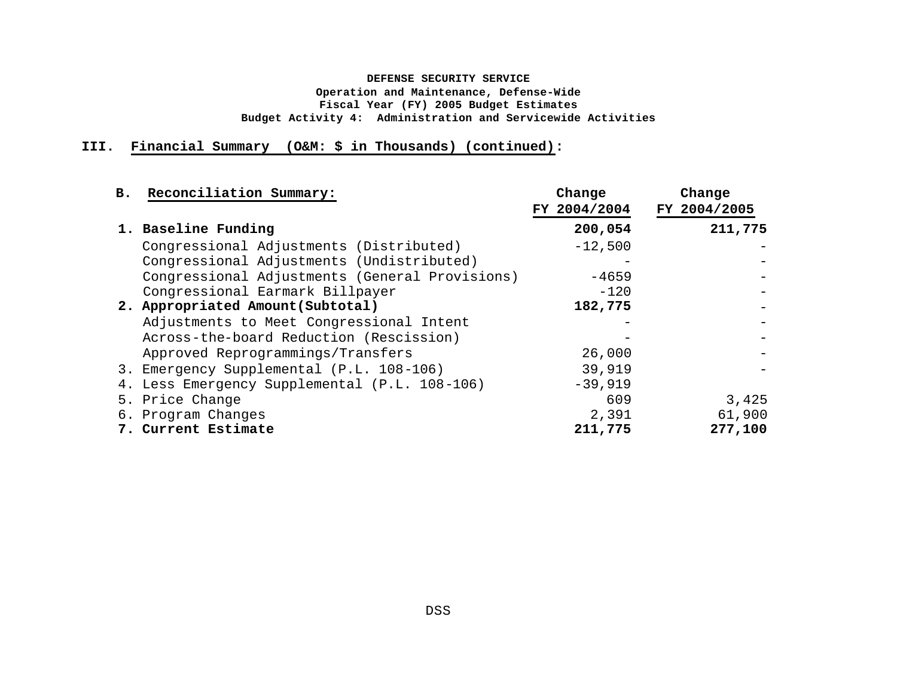**DEFENSE SECURITY SERVICE**
**Operation and Maintenance, Defense-Wide**
**Fiscal Year (FY) 2005 Budget Estimates**
**Budget Activity 4: Administration and Servicewide Activities**

## III. Financial Summary (O&M: $ in Thousands) (continued):

### B. Reconciliation Summary:

| | Change FY 2004/2004 | Change FY 2004/2005 |
|---|---|---|
| **1. Baseline Funding** | **200,054** | **211,775** |
| Congressional Adjustments (Distributed) | -12,500 | - |
| Congressional Adjustments (Undistributed) | - | - |
| Congressional Adjustments (General Provisions) | -4659 | - |
| Congressional Earmark Billpayer | -120 | - |
| **2. Appropriated Amount(Subtotal)** | **182,775** | - |
| Adjustments to Meet Congressional Intent | - | - |
| Across-the-board Reduction (Rescission) | - | - |
| Approved Reprogrammings/Transfers | 26,000 | - |
| 3. Emergency Supplemental (P.L. 108-106) | 39,919 | - |
| 4. Less Emergency Supplemental (P.L. 108-106) | -39,919 | |
| 5. Price Change | 609 | 3,425 |
| 6. Program Changes | 2,391 | 61,900 |
| **7. Current Estimate** | **211,775** | **277,100** |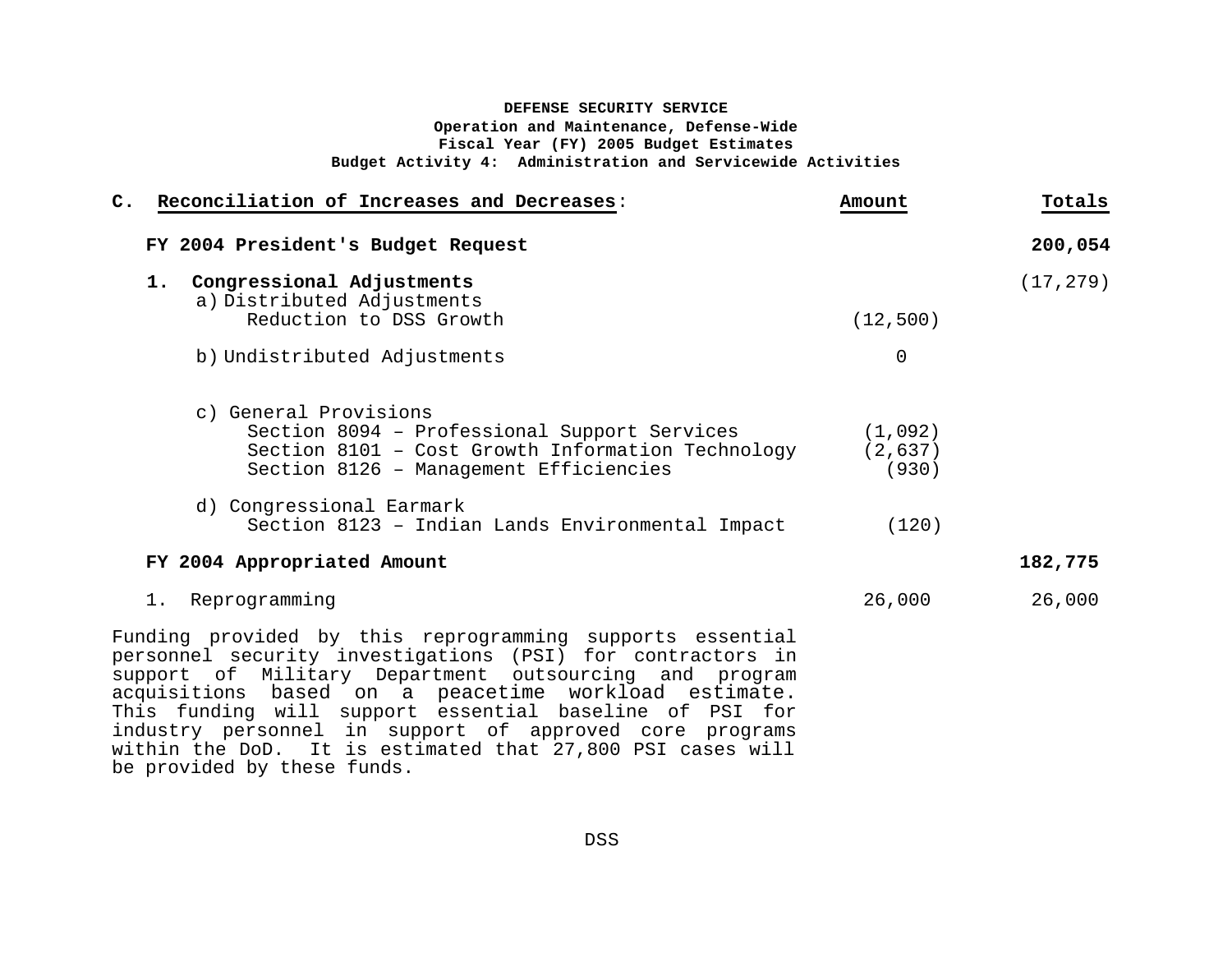**DEFENSE SECURITY SERVICE**
**Operation and Maintenance, Defense-Wide**
**Fiscal Year (FY) 2005 Budget Estimates**
**Budget Activity 4: Administration and Servicewide Activities**

| C. Reconciliation of Increases and Decreases: | Amount | Totals |
|---|---|---|
| **FY 2004 President's Budget Request** | | **200,054** |
| **1. Congressional Adjustments** | | (17,279) |
| a) Distributed Adjustments | | |
| Reduction to DSS Growth | (12,500) | |
| b) Undistributed Adjustments | 0 | |
| c) General Provisions | | |
| Section 8094 – Professional Support Services | (1,092) | |
| Section 8101 – Cost Growth Information Technology | (2,637) | |
| Section 8126 – Management Efficiencies | (930) | |
| d) Congressional Earmark | | |
| Section 8123 – Indian Lands Environmental Impact | (120) | |
| **FY 2004 Appropriated Amount** | | **182,775** |
| 1. Reprogramming | 26,000 | 26,000 |

Funding provided by this reprogramming supports essential personnel security investigations (PSI) for contractors in support of Military Department outsourcing and program acquisitions based on a peacetime workload estimate. This funding will support essential baseline of PSI for industry personnel in support of approved core programs within the DoD. It is estimated that 27,800 PSI cases will be provided by these funds.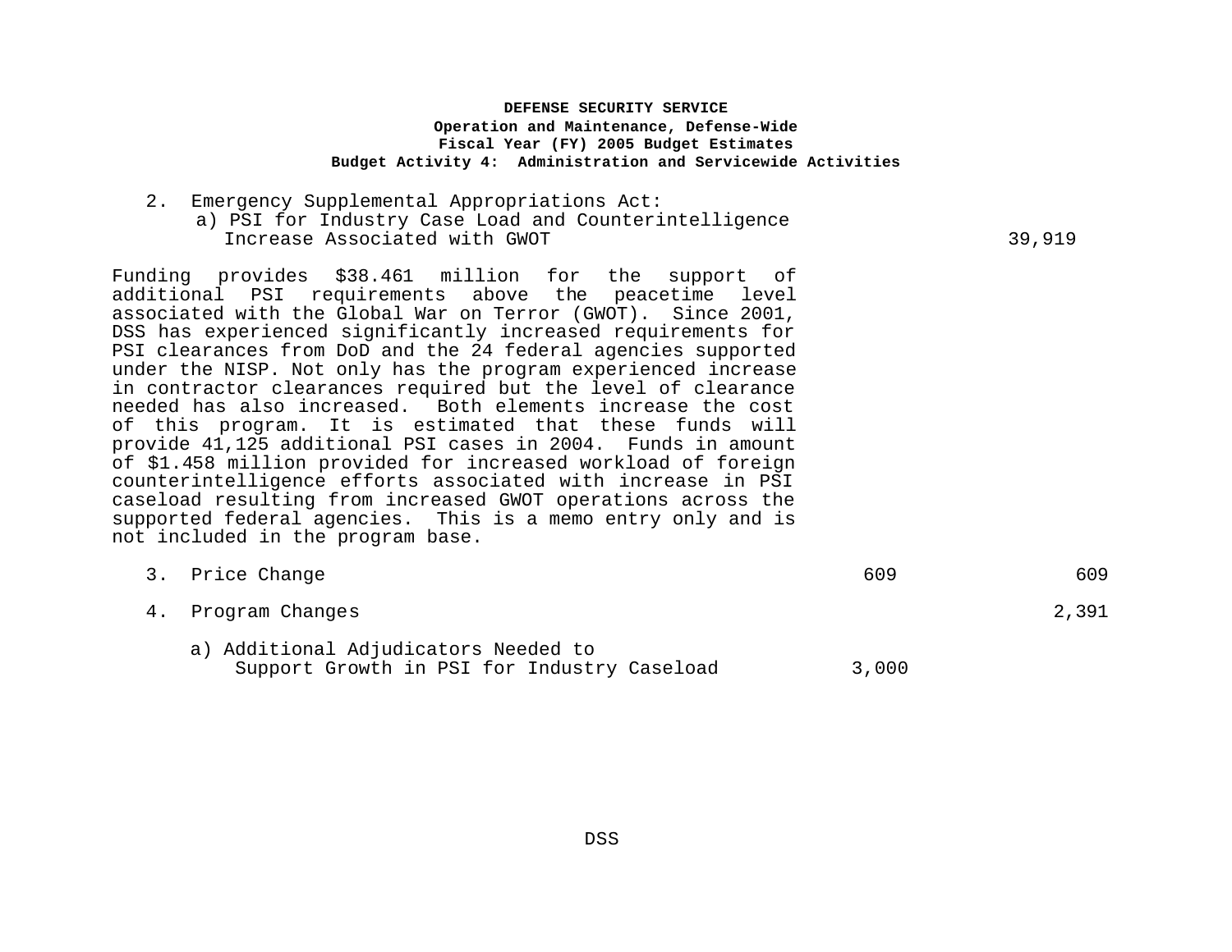**DEFENSE SECURITY SERVICE**
**Operation and Maintenance, Defense-Wide**
**Fiscal Year (FY) 2005 Budget Estimates**
**Budget Activity 4: Administration and Servicewide Activities**

| | | |
|---|---|---|
| 2. Emergency Supplemental Appropriations Act: | | |
| a) PSI for Industry Case Load and Counterintelligence Increase Associated with GWOT | | 39,919 |

Funding provides $38.461 million for the support of additional PSI requirements above the peacetime level associated with the Global War on Terror (GWOT). Since 2001, DSS has experienced significantly increased requirements for PSI clearances from DoD and the 24 federal agencies supported under the NISP. Not only has the program experienced increase in contractor clearances required but the level of clearance needed has also increased. Both elements increase the cost of this program. It is estimated that these funds will provide 41,125 additional PSI cases in 2004. Funds in amount of $1.458 million provided for increased workload of foreign counterintelligence efforts associated with increase in PSI caseload resulting from increased GWOT operations across the supported federal agencies. This is a memo entry only and is not included in the program base.

| | | |
|---|---|---|
| 3. Price Change | 609 | 609 |
| 4. Program Changes | | 2,391 |
| a) Additional Adjudicators Needed to Support Growth in PSI for Industry Caseload | 3,000 | |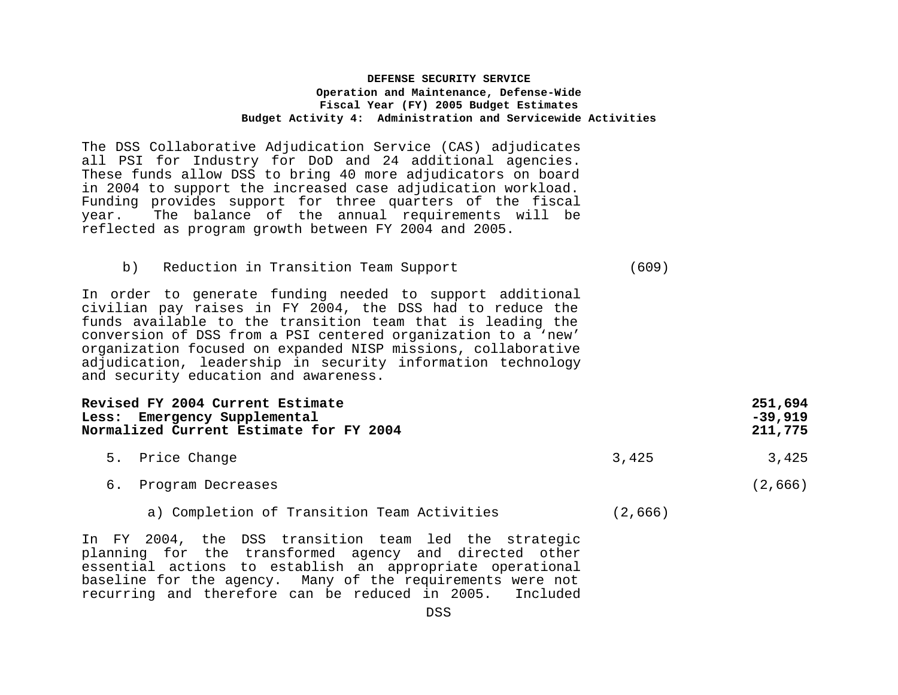The DSS Collaborative Adjudication Service (CAS) adjudicates all PSI for Industry for DoD and 24 additional agencies. These funds allow DSS to bring 40 more adjudicators on board in 2004 to support the increased case adjudication workload. Funding provides support for three quarters of the fiscal year. The balance of the annual requirements will be reflected as program growth between FY 2004 and 2005.

| | | |
|---|---|---|
| b) Reduction in Transition Team Support | (609) | |

In order to generate funding needed to support additional civilian pay raises in FY 2004, the DSS had to reduce the funds available to the transition team that is leading the conversion of DSS from a PSI centered organization to a 'new' organization focused on expanded NISP missions, collaborative adjudication, leadership in security information technology and security education and awareness.

| | | |
|---|---|---|
| **Revised FY 2004 Current Estimate** | | **251,694** |
| **Less: Emergency Supplemental** | | **-39,919** |
| **Normalized Current Estimate for FY 2004** | | **211,775** |
| 5. Price Change | 3,425 | 3,425 |
| 6. Program Decreases | | (2,666) |
| a) Completion of Transition Team Activities | (2,666) | |

In FY 2004, the DSS transition team led the strategic planning for the transformed agency and directed other essential actions to establish an appropriate operational baseline for the agency. Many of the requirements were not recurring and therefore can be reduced in 2005. Included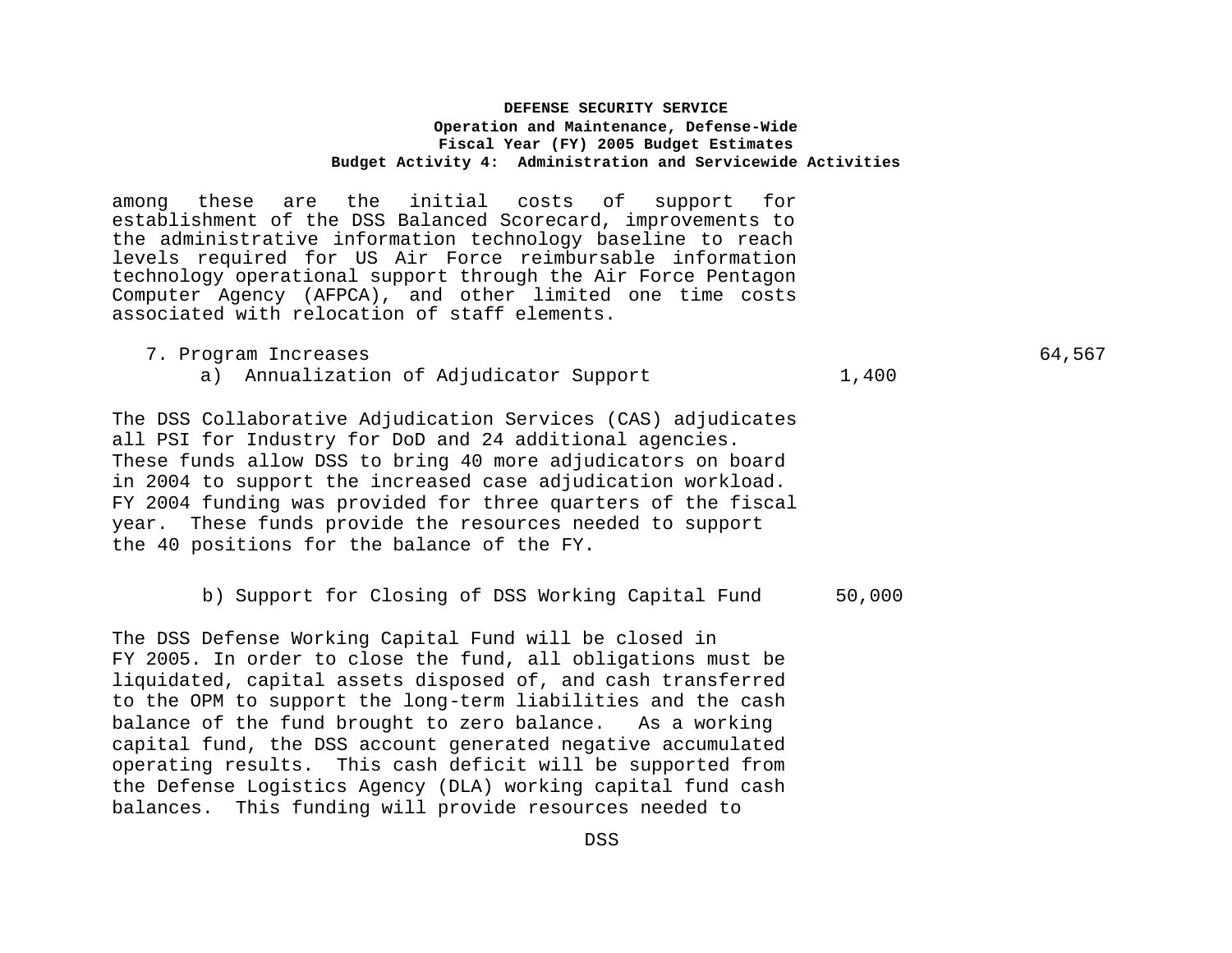among these are the initial costs of support for establishment of the DSS Balanced Scorecard, improvements to the administrative information technology baseline to reach levels required for US Air Force reimbursable information technology operational support through the Air Force Pentagon Computer Agency (AFPCA), and other limited one time costs associated with relocation of staff elements.

| | | |
|---|---|---|
| 7. Program Increases | | 64,567 |
| a) Annualization of Adjudicator Support | 1,400 | |

The DSS Collaborative Adjudication Services (CAS) adjudicates all PSI for Industry for DoD and 24 additional agencies. These funds allow DSS to bring 40 more adjudicators on board in 2004 to support the increased case adjudication workload. FY 2004 funding was provided for three quarters of the fiscal year. These funds provide the resources needed to support the 40 positions for the balance of the FY.

| | | |
|---|---|---|
| b) Support for Closing of DSS Working Capital Fund | 50,000 | |

The DSS Defense Working Capital Fund will be closed in FY 2005. In order to close the fund, all obligations must be liquidated, capital assets disposed of, and cash transferred to the OPM to support the long-term liabilities and the cash balance of the fund brought to zero balance. As a working capital fund, the DSS account generated negative accumulated operating results. This cash deficit will be supported from the Defense Logistics Agency (DLA) working capital fund cash balances. This funding will provide resources needed to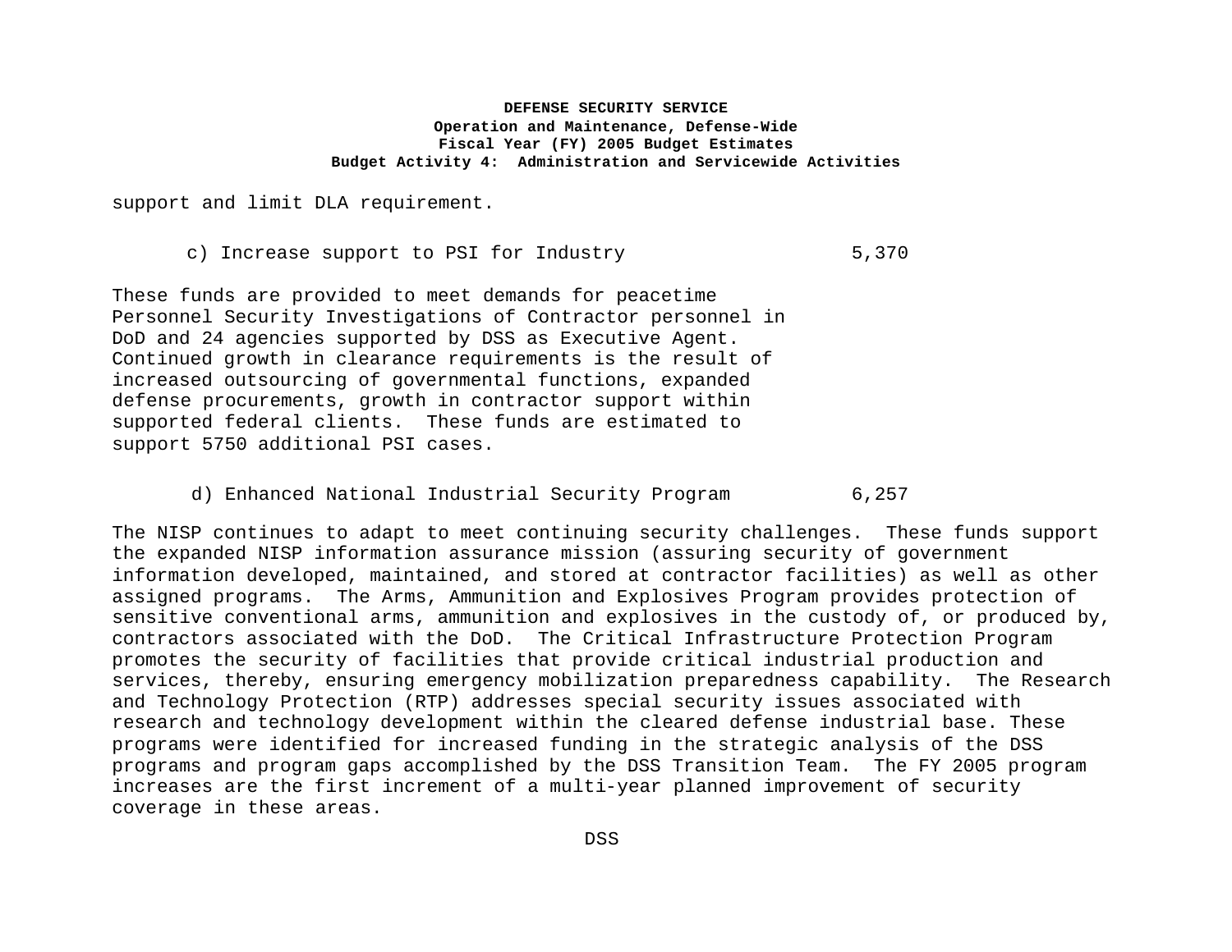support and limit DLA requirement.

c) Increase support to PSI for Industry 5,370

These funds are provided to meet demands for peacetime Personnel Security Investigations of Contractor personnel in DoD and 24 agencies supported by DSS as Executive Agent. Continued growth in clearance requirements is the result of increased outsourcing of governmental functions, expanded defense procurements, growth in contractor support within supported federal clients. These funds are estimated to support 5750 additional PSI cases.

d) Enhanced National Industrial Security Program 6,257

The NISP continues to adapt to meet continuing security challenges. These funds support the expanded NISP information assurance mission (assuring security of government information developed, maintained, and stored at contractor facilities) as well as other assigned programs. The Arms, Ammunition and Explosives Program provides protection of sensitive conventional arms, ammunition and explosives in the custody of, or produced by, contractors associated with the DoD. The Critical Infrastructure Protection Program promotes the security of facilities that provide critical industrial production and services, thereby, ensuring emergency mobilization preparedness capability. The Research and Technology Protection (RTP) addresses special security issues associated with research and technology development within the cleared defense industrial base. These programs were identified for increased funding in the strategic analysis of the DSS programs and program gaps accomplished by the DSS Transition Team. The FY 2005 program increases are the first increment of a multi-year planned improvement of security coverage in these areas.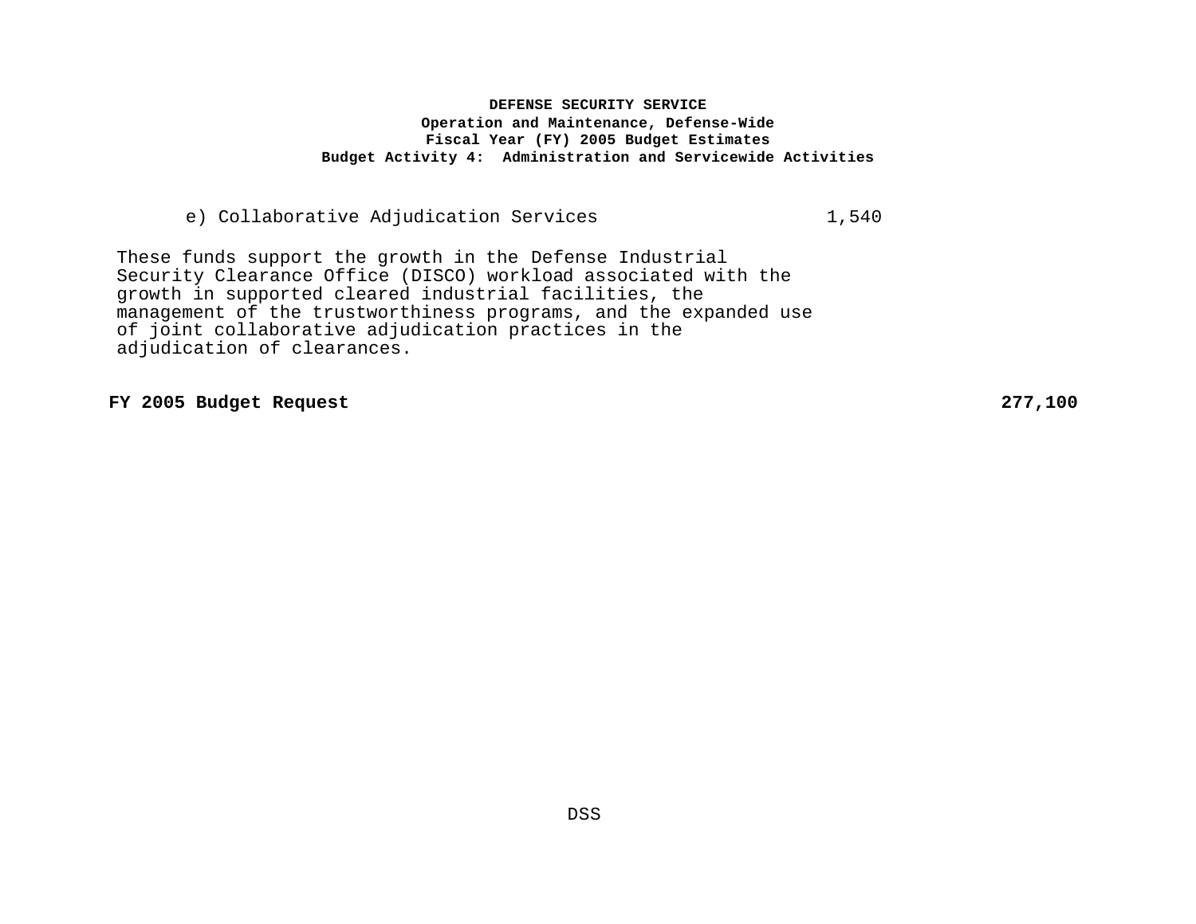**DEFENSE SECURITY SERVICE**
**Operation and Maintenance, Defense-Wide**
**Fiscal Year (FY) 2005 Budget Estimates**
**Budget Activity 4: Administration and Servicewide Activities**

e) Collaborative Adjudication Services 1,540

These funds support the growth in the Defense Industrial Security Clearance Office (DISCO) workload associated with the growth in supported cleared industrial facilities, the management of the trustworthiness programs, and the expanded use of joint collaborative adjudication practices in the adjudication of clearances.

**FY 2005 Budget Request** **277,100**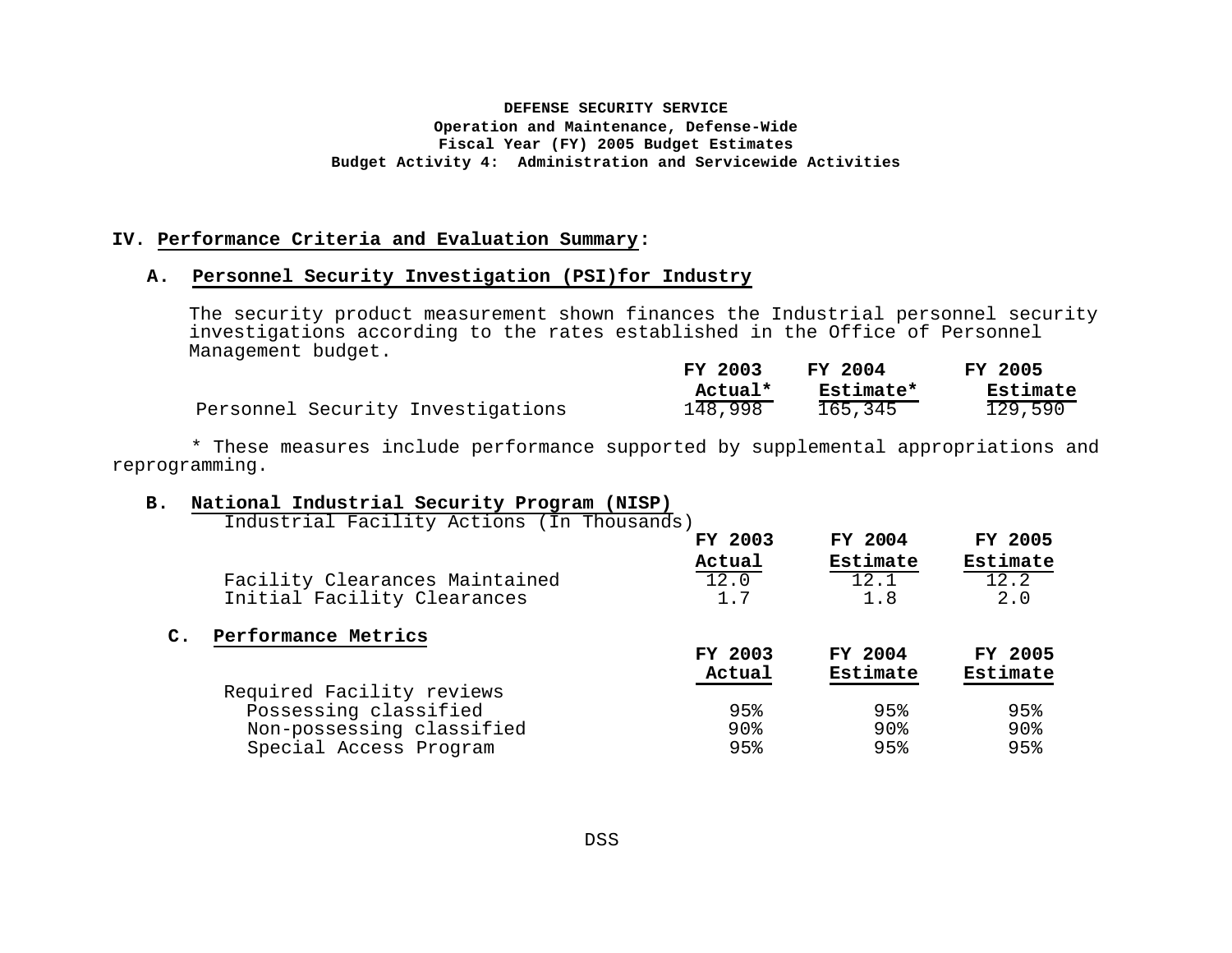**DEFENSE SECURITY SERVICE**
**Operation and Maintenance, Defense-Wide**
**Fiscal Year (FY) 2005 Budget Estimates**
**Budget Activity 4: Administration and Servicewide Activities**

## IV. Performance Criteria and Evaluation Summary:

### A. Personnel Security Investigation (PSI)for Industry

The security product measurement shown finances the Industrial personnel security investigations according to the rates established in the Office of Personnel Management budget.

| | FY 2003 Actual* | FY 2004 Estimate* | FY 2005 Estimate |
|---|---|---|---|
| Personnel Security Investigations | 148,998 | 165,345 | 129,590 |

* These measures include performance supported by supplemental appropriations and reprogramming.

### B. National Industrial Security Program (NISP)

Industrial Facility Actions (In Thousands)

| | FY 2003 Actual | FY 2004 Estimate | FY 2005 Estimate |
|---|---|---|---|
| Facility Clearances Maintained | 12.0 | 12.1 | 12.2 |
| Initial Facility Clearances | 1.7 | 1.8 | 2.0 |

### C. Performance Metrics

| | FY 2003 Actual | FY 2004 Estimate | FY 2005 Estimate |
|---|---|---|---|
| Required Facility reviews | | | |
| Possessing classified | 95% | 95% | 95% |
| Non-possessing classified | 90% | 90% | 90% |
| Special Access Program | 95% | 95% | 95% |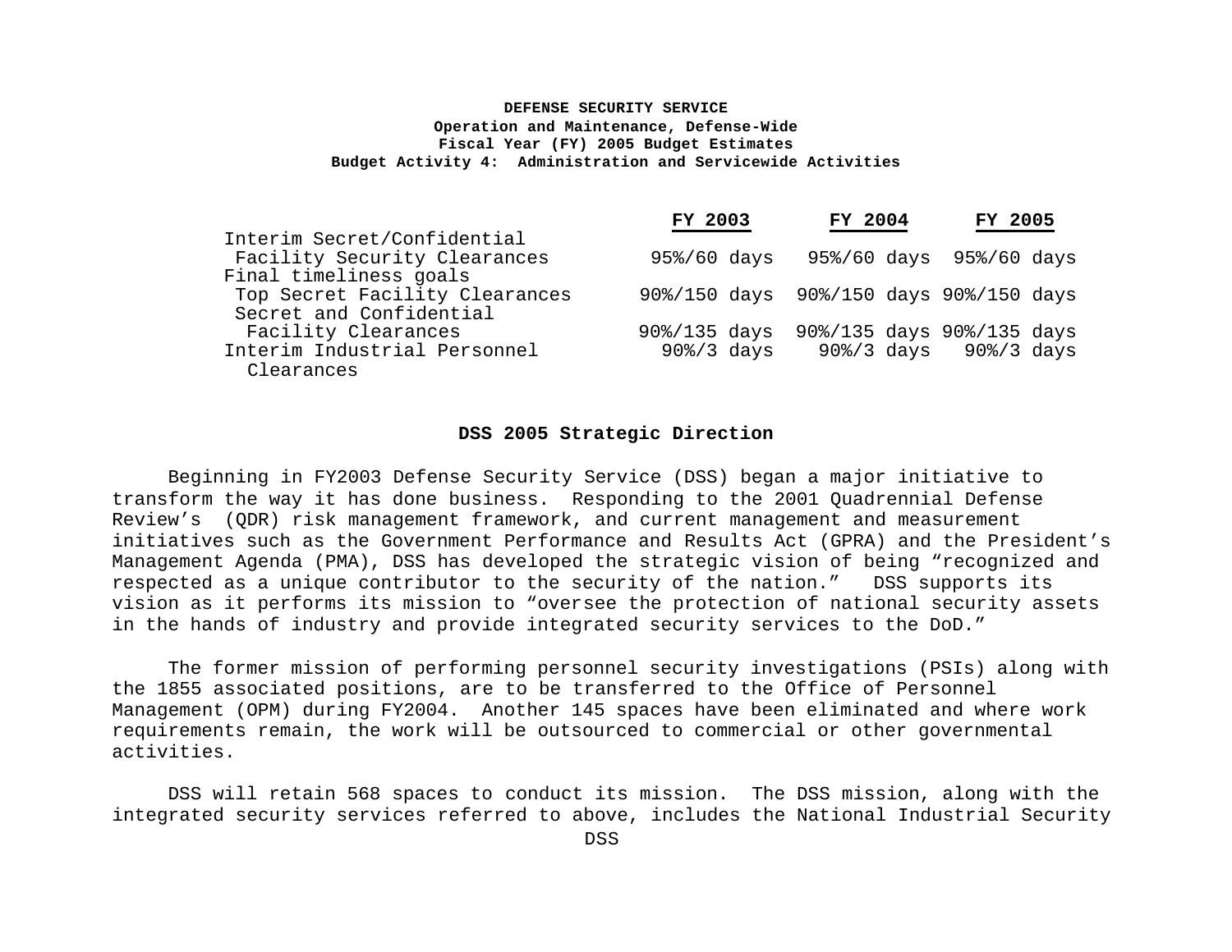**DEFENSE SECURITY SERVICE**
**Operation and Maintenance, Defense-Wide**
**Fiscal Year (FY) 2005 Budget Estimates**
**Budget Activity 4: Administration and Servicewide Activities**

| | FY 2003 | FY 2004 | FY 2005 |
|---|---|---|---|
| Interim Secret/Confidential Facility Security Clearances | 95%/60 days | 95%/60 days | 95%/60 days |
| Final timeliness goals | | | |
| Top Secret Facility Clearances | 90%/150 days | 90%/150 days | 90%/150 days |
| Secret and Confidential Facility Clearances | 90%/135 days | 90%/135 days | 90%/135 days |
| Interim Industrial Personnel Clearances | 90%/3 days | 90%/3 days | 90%/3 days |

### DSS 2005 Strategic Direction

Beginning in FY2003 Defense Security Service (DSS) began a major initiative to transform the way it has done business. Responding to the 2001 Quadrennial Defense Review's (QDR) risk management framework, and current management and measurement initiatives such as the Government Performance and Results Act (GPRA) and the President's Management Agenda (PMA), DSS has developed the strategic vision of being "recognized and respected as a unique contributor to the security of the nation." DSS supports its vision as it performs its mission to "oversee the protection of national security assets in the hands of industry and provide integrated security services to the DoD."

The former mission of performing personnel security investigations (PSIs) along with the 1855 associated positions, are to be transferred to the Office of Personnel Management (OPM) during FY2004. Another 145 spaces have been eliminated and where work requirements remain, the work will be outsourced to commercial or other governmental activities.

DSS will retain 568 spaces to conduct its mission. The DSS mission, along with the integrated security services referred to above, includes the National Industrial Security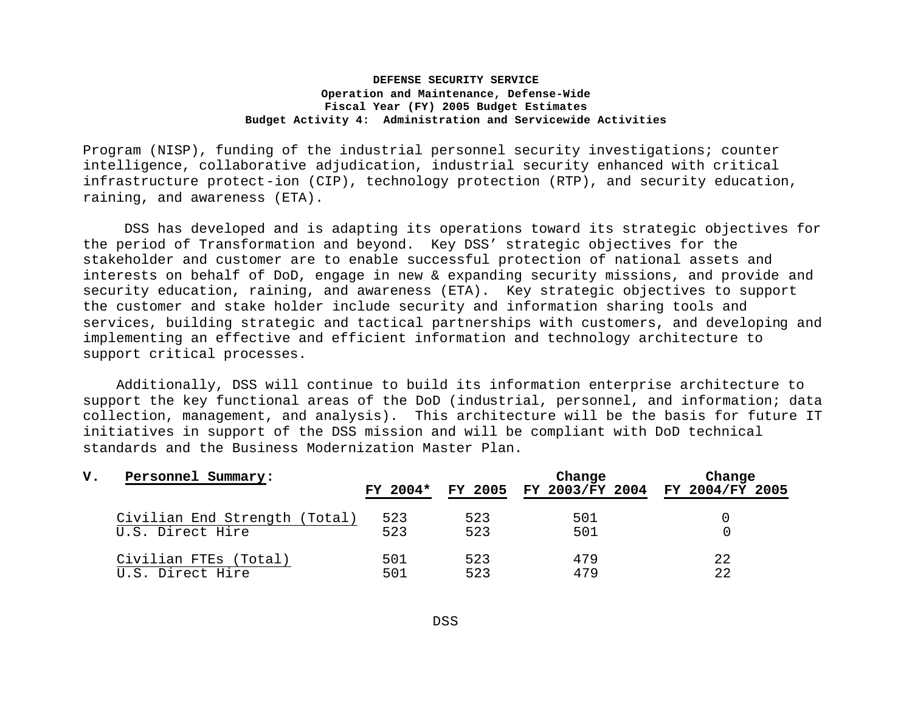Program (NISP), funding of the industrial personnel security investigations; counter intelligence, collaborative adjudication, industrial security enhanced with critical infrastructure protect-ion (CIP), technology protection (RTP), and security education, raining, and awareness (ETA).

DSS has developed and is adapting its operations toward its strategic objectives for the period of Transformation and beyond. Key DSS' strategic objectives for the stakeholder and customer are to enable successful protection of national assets and interests on behalf of DoD, engage in new & expanding security missions, and provide and security education, raining, and awareness (ETA). Key strategic objectives to support the customer and stake holder include security and information sharing tools and services, building strategic and tactical partnerships with customers, and developing and implementing an effective and efficient information and technology architecture to support critical processes.

Additionally, DSS will continue to build its information enterprise architecture to support the key functional areas of the DoD (industrial, personnel, and information; data collection, management, and analysis). This architecture will be the basis for future IT initiatives in support of the DSS mission and will be compliant with DoD technical standards and the Business Modernization Master Plan.

**V. Personnel Summary:**

| | FY 2004* | FY 2005 | Change FY 2003/FY 2004 | Change FY 2004/FY 2005 |
|---|---|---|---|---|
| Civilian End Strength (Total) | 523 | 523 | 501 | 0 |
| U.S. Direct Hire | 523 | 523 | 501 | 0 |
| Civilian FTEs (Total) | 501 | 523 | 479 | 22 |
| U.S. Direct Hire | 501 | 523 | 479 | 22 |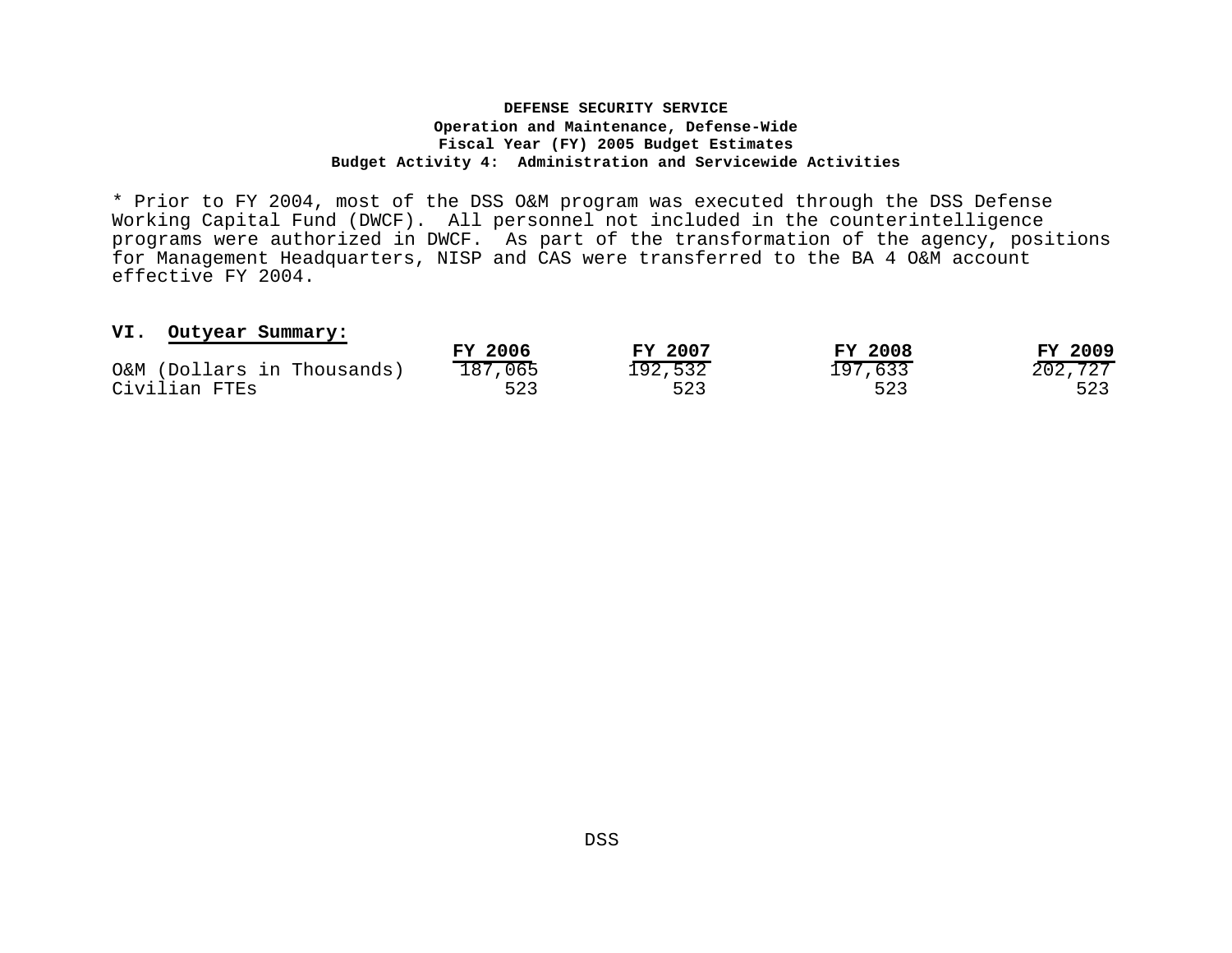* Prior to FY 2004, most of the DSS O&M program was executed through the DSS Defense Working Capital Fund (DWCF). All personnel not included in the counterintelligence programs were authorized in DWCF. As part of the transformation of the agency, positions for Management Headquarters, NISP and CAS were transferred to the BA 4 O&M account effective FY 2004.

## VI. Outyear Summary:

| | FY 2006 | FY 2007 | FY 2008 | FY 2009 |
|---|---|---|---|---|
| O&M (Dollars in Thousands) | 187,065 | 192,532 | 197,633 | 202,727 |
| Civilian FTEs | 523 | 523 | 523 | 523 |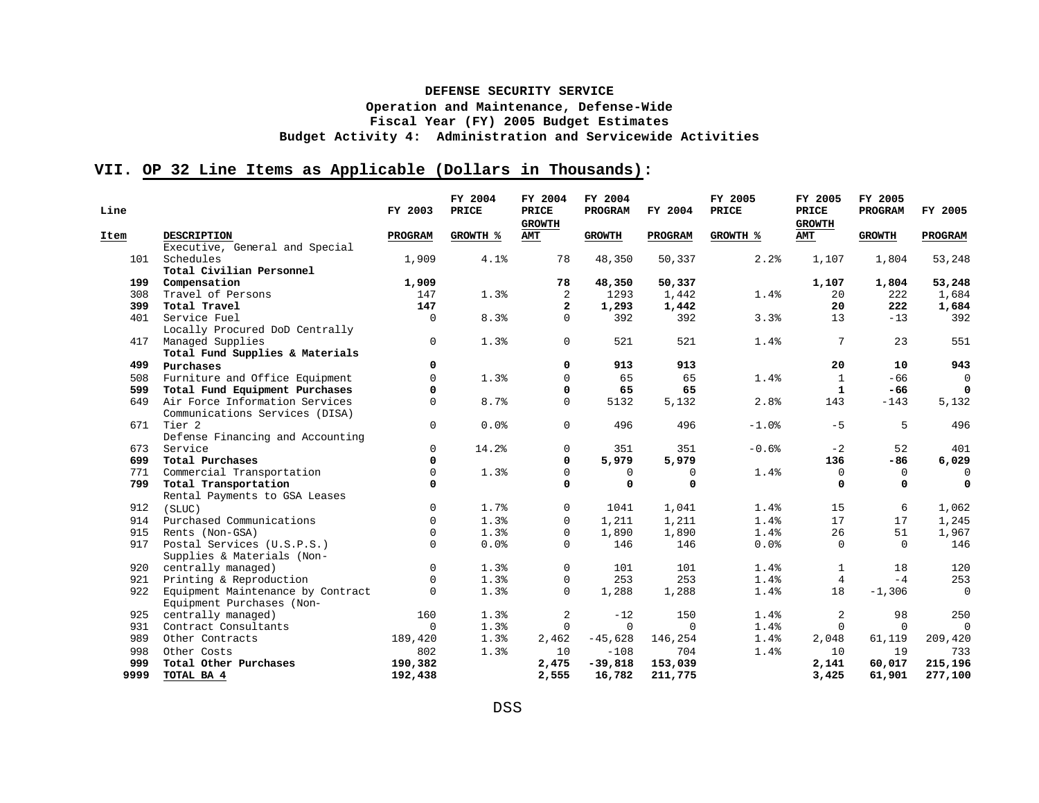**DEFENSE SECURITY SERVICE**
**Operation and Maintenance, Defense-Wide**
**Fiscal Year (FY) 2005 Budget Estimates**
**Budget Activity 4: Administration and Servicewide Activities**

## VII. OP 32 Line Items as Applicable (Dollars in Thousands):

| Line Item | DESCRIPTION | FY 2003 PROGRAM | FY 2004 PRICE GROWTH % | FY 2004 PRICE GROWTH AMT | FY 2004 PROGRAM GROWTH | FY 2004 PROGRAM | FY 2005 PRICE GROWTH % | FY 2005 PRICE GROWTH AMT | FY 2005 PROGRAM GROWTH | FY 2005 PROGRAM |
|---|---|---|---|---|---|---|---|---|---|---|
| 101 | Executive, General and Special Schedules | 1,909 | 4.1% | 78 | 48,350 | 50,337 | 2.2% | 1,107 | 1,804 | 53,248 |
| **199** | **Total Civilian Personnel Compensation** | **1,909** | | **78** | **48,350** | **50,337** | | **1,107** | **1,804** | **53,248** |
| 308 | Travel of Persons | 147 | 1.3% | 2 | 1293 | 1,442 | 1.4% | 20 | 222 | 1,684 |
| **399** | **Total Travel** | **147** | | **2** | **1,293** | **1,442** | | **20** | **222** | **1,684** |
| 401 | Service Fuel | 0 | 8.3% | 0 | 392 | 392 | 3.3% | 13 | -13 | 392 |
| 417 | Locally Procured DoD Centrally Managed Supplies | 0 | 1.3% | 0 | 521 | 521 | 1.4% | 7 | 23 | 551 |
| **499** | **Total Fund Supplies & Materials Purchases** | **0** | | **0** | **913** | **913** | | **20** | **10** | **943** |
| 508 | Furniture and Office Equipment | 0 | 1.3% | 0 | 65 | 65 | 1.4% | 1 | -66 | 0 |
| **599** | **Total Fund Equipment Purchases** | **0** | | **0** | **65** | **65** | | **1** | **-66** | **0** |
| 649 | Air Force Information Services | 0 | 8.7% | 0 | 5132 | 5,132 | 2.8% | 143 | -143 | 5,132 |
| 671 | Communications Services (DISA) Tier 2 | 0 | 0.0% | 0 | 496 | 496 | -1.0% | -5 | 5 | 496 |
| 673 | Defense Financing and Accounting Service | 0 | 14.2% | 0 | 351 | 351 | -0.6% | -2 | 52 | 401 |
| **699** | **Total Purchases** | **0** | | **0** | **5,979** | **5,979** | | **136** | **-86** | **6,029** |
| 771 | Commercial Transportation | 0 | 1.3% | 0 | 0 | 0 | 1.4% | 0 | 0 | 0 |
| **799** | **Total Transportation** | **0** | | **0** | **0** | **0** | | **0** | **0** | **0** |
| 912 | Rental Payments to GSA Leases (SLUC) | 0 | 1.7% | 0 | 1041 | 1,041 | 1.4% | 15 | 6 | 1,062 |
| 914 | Purchased Communications | 0 | 1.3% | 0 | 1,211 | 1,211 | 1.4% | 17 | 17 | 1,245 |
| 915 | Rents (Non-GSA) | 0 | 1.3% | 0 | 1,890 | 1,890 | 1.4% | 26 | 51 | 1,967 |
| 917 | Postal Services (U.S.P.S.) | 0 | 0.0% | 0 | 146 | 146 | 0.0% | 0 | 0 | 146 |
| 920 | Supplies & Materials (Non-centrally managed) | 0 | 1.3% | 0 | 101 | 101 | 1.4% | 1 | 18 | 120 |
| 921 | Printing & Reproduction | 0 | 1.3% | 0 | 253 | 253 | 1.4% | 4 | -4 | 253 |
| 922 | Equipment Maintenance by Contract | 0 | 1.3% | 0 | 1,288 | 1,288 | 1.4% | 18 | -1,306 | 0 |
| 925 | Equipment Purchases (Non-centrally managed) | 160 | 1.3% | 2 | -12 | 150 | 1.4% | 2 | 98 | 250 |
| 931 | Contract Consultants | 0 | 1.3% | 0 | 0 | 0 | 1.4% | 0 | 0 | 0 |
| 989 | Other Contracts | 189,420 | 1.3% | 2,462 | -45,628 | 146,254 | 1.4% | 2,048 | 61,119 | 209,420 |
| 998 | Other Costs | 802 | 1.3% | 10 | -108 | 704 | 1.4% | 10 | 19 | 733 |
| **999** | **Total Other Purchases** | **190,382** | | **2,475** | **-39,818** | **153,039** | | **2,141** | **60,017** | **215,196** |
| **9999** | **TOTAL BA 4** | **192,438** | | **2,555** | **16,782** | **211,775** | | **3,425** | **61,901** | **277,100** |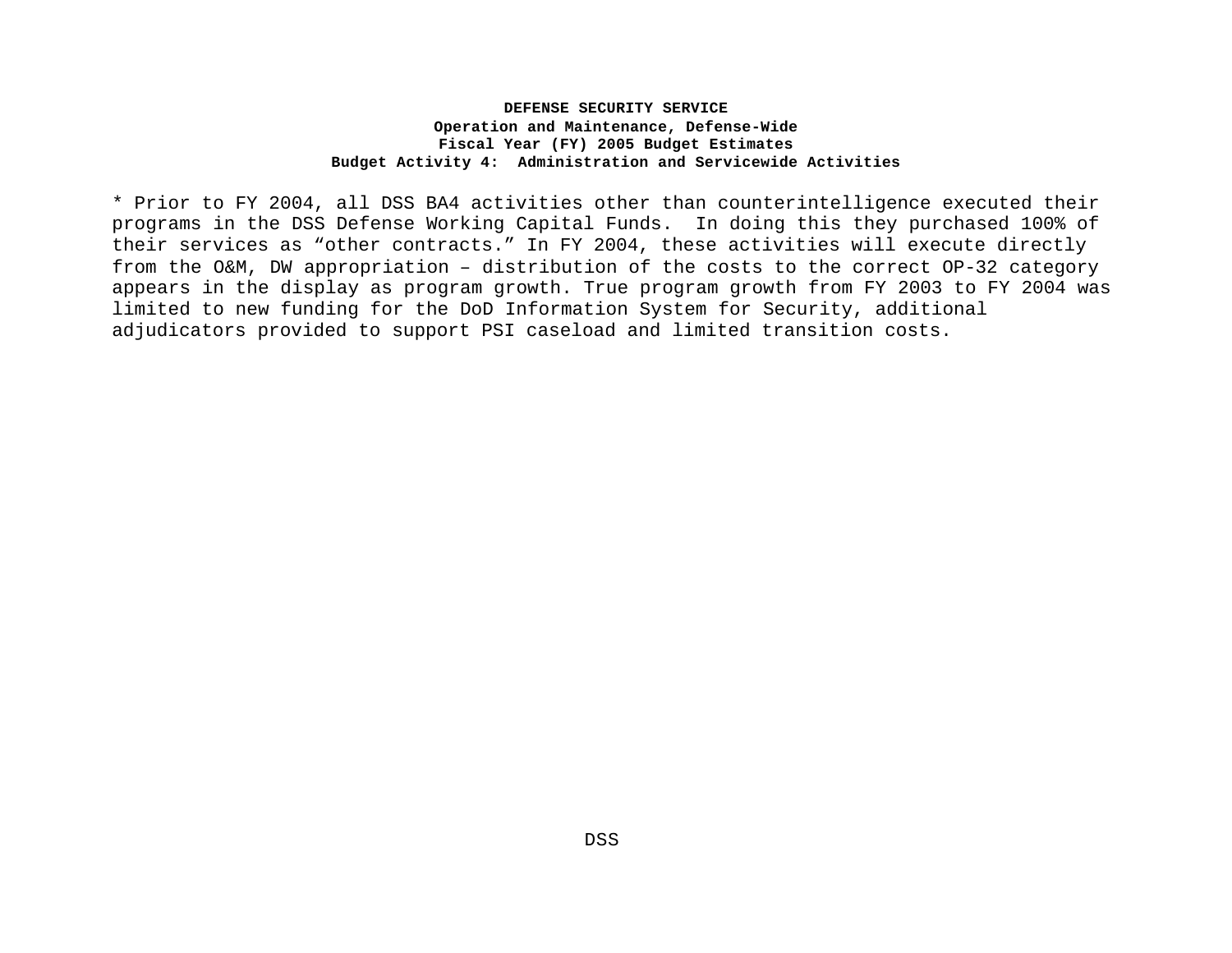**DEFENSE SECURITY SERVICE**
**Operation and Maintenance, Defense-Wide**
**Fiscal Year (FY) 2005 Budget Estimates**
**Budget Activity 4: Administration and Servicewide Activities**

* Prior to FY 2004, all DSS BA4 activities other than counterintelligence executed their programs in the DSS Defense Working Capital Funds. In doing this they purchased 100% of their services as “other contracts.” In FY 2004, these activities will execute directly from the O&M, DW appropriation – distribution of the costs to the correct OP-32 category appears in the display as program growth. True program growth from FY 2003 to FY 2004 was limited to new funding for the DoD Information System for Security, additional adjudicators provided to support PSI caseload and limited transition costs.